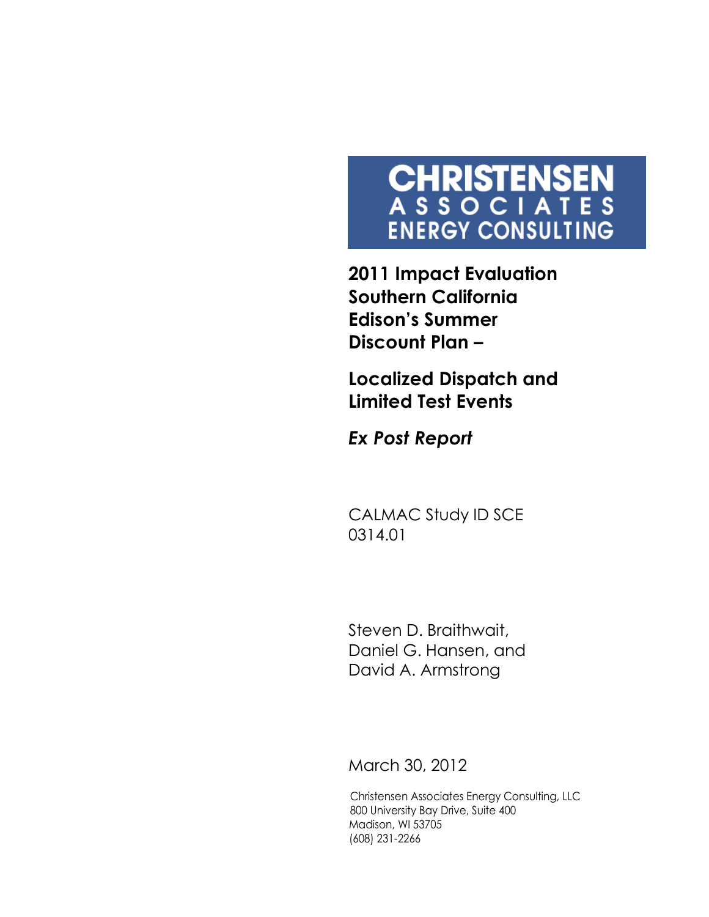**CHRISTENSEN**
**ASSOCIATES**
**ENERGY CONSULTING**

# 2011 Impact Evaluation Southern California Edison's Summer Discount Plan –

# Localized Dispatch and Limited Test Events

## *Ex Post Report*

CALMAC Study ID SCE 0314.01

Steven D. Braithwait,
Daniel G. Hansen, and
David A. Armstrong

March 30, 2012

Christensen Associates Energy Consulting, LLC
800 University Bay Drive, Suite 400
Madison, WI 53705
(608) 231-2266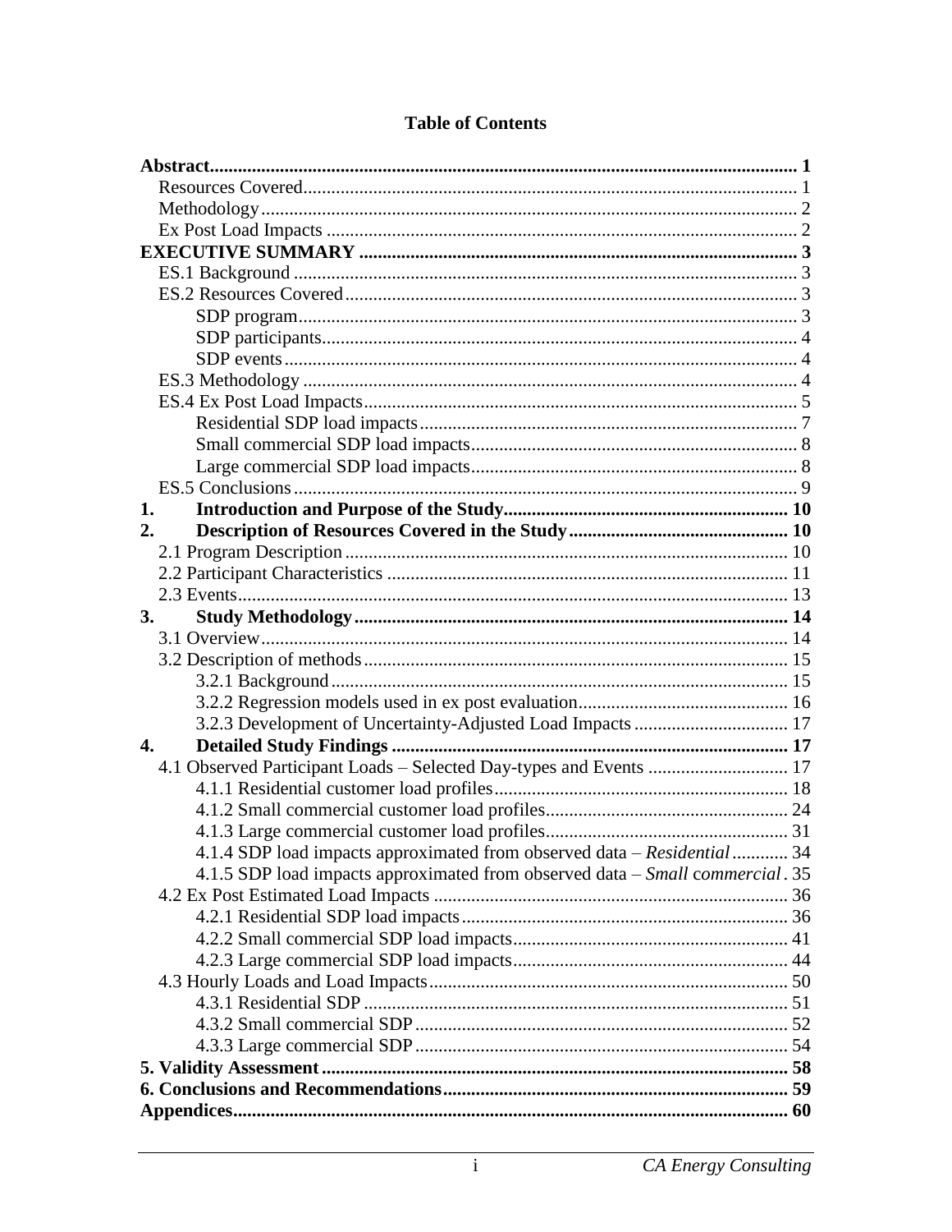# Table of Contents

| | |
|---|---|
| **Abstract** | **1** |
| Resources Covered | 1 |
| Methodology | 2 |
| Ex Post Load Impacts | 2 |
| **EXECUTIVE SUMMARY** | **3** |
| ES.1 Background | 3 |
| ES.2 Resources Covered | 3 |
| SDP program | 3 |
| SDP participants | 4 |
| SDP events | 4 |
| ES.3 Methodology | 4 |
| ES.4 Ex Post Load Impacts | 5 |
| Residential SDP load impacts | 7 |
| Small commercial SDP load impacts | 8 |
| Large commercial SDP load impacts | 8 |
| ES.5 Conclusions | 9 |
| **1. Introduction and Purpose of the Study** | **10** |
| **2. Description of Resources Covered in the Study** | **10** |
| 2.1 Program Description | 10 |
| 2.2 Participant Characteristics | 11 |
| 2.3 Events | 13 |
| **3. Study Methodology** | **14** |
| 3.1 Overview | 14 |
| 3.2 Description of methods | 15 |
| 3.2.1 Background | 15 |
| 3.2.2 Regression models used in ex post evaluation | 16 |
| 3.2.3 Development of Uncertainty-Adjusted Load Impacts | 17 |
| **4. Detailed Study Findings** | **17** |
| 4.1 Observed Participant Loads – Selected Day-types and Events | 17 |
| 4.1.1 Residential customer load profiles | 18 |
| 4.1.2 Small commercial customer load profiles | 24 |
| 4.1.3 Large commercial customer load profiles | 31 |
| 4.1.4 SDP load impacts approximated from observed data – *Residential* | 34 |
| 4.1.5 SDP load impacts approximated from observed data – *Small commercial* | 35 |
| 4.2 Ex Post Estimated Load Impacts | 36 |
| 4.2.1 Residential SDP load impacts | 36 |
| 4.2.2 Small commercial SDP load impacts | 41 |
| 4.2.3 Large commercial SDP load impacts | 44 |
| 4.3 Hourly Loads and Load Impacts | 50 |
| 4.3.1 Residential SDP | 51 |
| 4.3.2 Small commercial SDP | 52 |
| 4.3.3 Large commercial SDP | 54 |
| **5. Validity Assessment** | **58** |
| **6. Conclusions and Recommendations** | **59** |
| **Appendices** | **60** |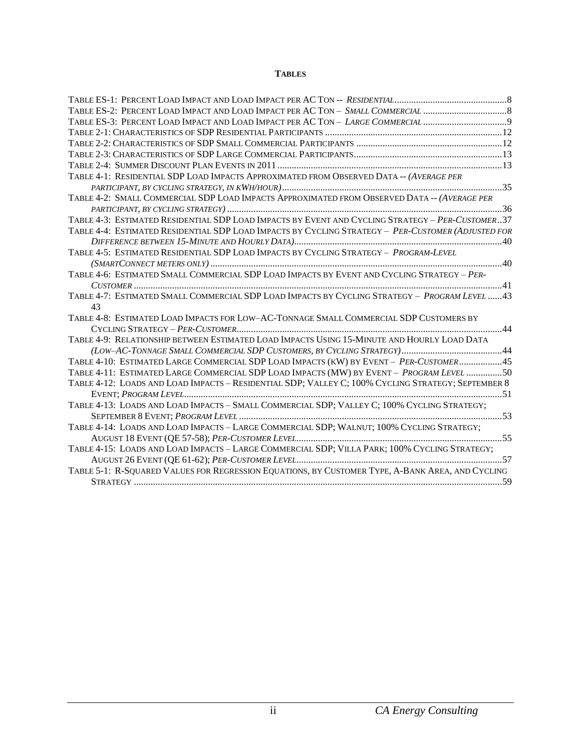**TABLES**

Table ES-1: Percent Load Impact and Load Impact per AC Ton -- *Residential*...............................................8
Table ES-2: Percent Load Impact and Load Impact per AC Ton – *Small Commercial* ...................................8
Table ES-3: Percent Load Impact and Load Impact per AC Ton – *Large Commercial* ...................................9
Table 2-1: Characteristics of SDP Residential Participants .........................................................................12
Table 2-2: Characteristics of SDP Small Commercial Participants ............................................................12
Table 2-3: Characteristics of SDP Large Commercial Participants.............................................................13
Table 2-4: Summer Discount Plan Events in 2011 .............................................................................................13
Table 4-1: Residential SDP Load Impacts Approximated from Observed Data -- *(Average per participant, by cycling strategy, in kWh/hour)*..........................................................................................35
Table 4-2: Small Commercial SDP Load Impacts Approximated from Observed Data -- *(Average per participant, by cycling strategy)* .................................................................................................36
Table 4-3: Estimated Residential SDP Load Impacts by Event and Cycling Strategy – *Per-Customer*..37
Table 4-4: Estimated Residential SDP Load Impacts by Cycling Strategy – *Per-Customer (Adjusted for Difference between 15-Minute and Hourly Data)*.....................................................................40
Table 4-5: Estimated Residential SDP Load Impacts by Cycling Strategy – *Program-Level (SmartConnect meters only)* ...........................................................................................................40
Table 4-6: Estimated Small Commercial SDP Load Impacts by Event and Cycling Strategy – *Per-Customer* ............................................................................................................................................41
Table 4-7: Estimated Small Commercial SDP Load Impacts by Cycling Strategy – *Program Level* ......43
43
Table 4-8: Estimated Load Impacts for Low–AC-Tonnage Small Commercial SDP Customers by Cycling Strategy – *Per-Customer*..............................................................................................44
Table 4-9: Relationship between Estimated Load Impacts Using 15-Minute and Hourly Load Data *(Low–AC-Tonnage Small Commercial SDP Customers, by Cycling Strategy)*..........................................44
Table 4-10: Estimated Large Commercial SDP Load Impacts (kW) by Event – *Per-Customer*..................45
Table 4-11: Estimated Large Commercial SDP Load Impacts (MW) by Event – *Program Level* ...............50
Table 4-12: Loads and Load Impacts – Residential SDP; Valley C; 100% Cycling Strategy; September 8 Event; *Program Level*..............................................................................................................51
Table 4-13: Loads and Load Impacts – Small Commercial SDP; Valley C; 100% Cycling Strategy; September 8 Event; *Program Level* .............................................................................................53
Table 4-14: Loads and Load Impacts – Large Commercial SDP; Walnut; 100% Cycling Strategy; August 18 Event (QE 57-58); *Per-Customer Level*.....................................................................55
Table 4-15: Loads and Load Impacts – Large Commercial SDP; Villa Park; 100% Cycling Strategy; August 26 Event (QE 61-62); *Per-Customer Level*.....................................................................57
Table 5-1: R-Squared Values for Regression Equations, by Customer Type, A-Bank Area, and Cycling Strategy ........................................................................................................................................59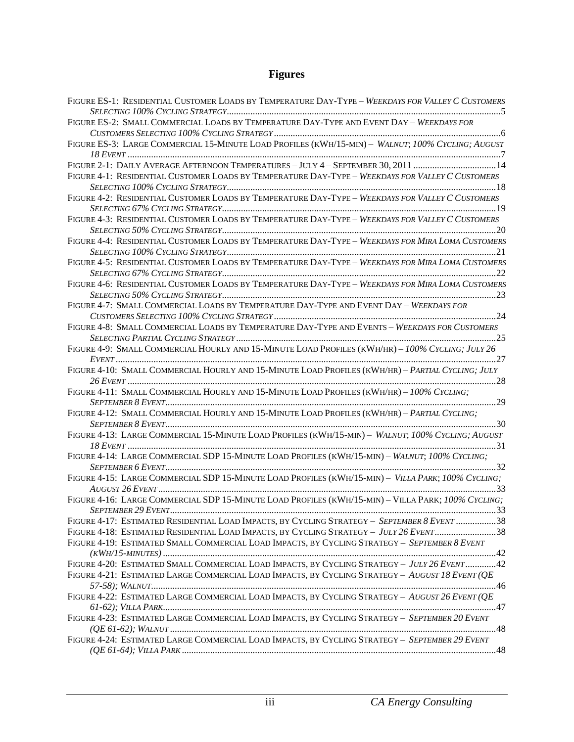# Figures

Figure ES-1: Residential Customer Loads by Temperature Day-Type – *Weekdays for Valley C Customers Selecting 100% Cycling Strategy* ..... 5
Figure ES-2: Small Commercial Loads by Temperature Day-Type and Event Day – *Weekdays for Customers Selecting 100% Cycling Strategy* ..... 6
Figure ES-3: Large Commercial 15-Minute Load Profiles (kWh/15-min) – *Walnut*; *100% Cycling; August 18 Event* ..... 7
Figure 2-1: Daily Average Afternoon Temperatures – July 4 – September 30, 2011 ..... 14
Figure 4-1: Residential Customer Loads by Temperature Day-Type – *Weekdays for Valley C Customers Selecting 100% Cycling Strategy* ..... 18
Figure 4-2: Residential Customer Loads by Temperature Day-Type – *Weekdays for Valley C Customers Selecting 67% Cycling Strategy* ..... 19
Figure 4-3: Residential Customer Loads by Temperature Day-Type – *Weekdays for Valley C Customers Selecting 50% Cycling Strategy* ..... 20
Figure 4-4: Residential Customer Loads by Temperature Day-Type – *Weekdays for Mira Loma Customers Selecting 100% Cycling Strategy* ..... 21
Figure 4-5: Residential Customer Loads by Temperature Day-Type – *Weekdays for Mira Loma Customers Selecting 67% Cycling Strategy* ..... 22
Figure 4-6: Residential Customer Loads by Temperature Day-Type – *Weekdays for Mira Loma Customers Selecting 50% Cycling Strategy* ..... 23
Figure 4-7: Small Commercial Loads by Temperature Day-Type and Event Day – *Weekdays for Customers Selecting 100% Cycling Strategy* ..... 24
Figure 4-8: Small Commercial Loads by Temperature Day-Type and Events – *Weekdays for Customers Selecting Partial Cycling Strategy* ..... 25
Figure 4-9: Small Commercial Hourly and 15-Minute Load Profiles (kWh/hr) – *100% Cycling; July 26 Event* ..... 27
Figure 4-10: Small Commercial Hourly and 15-Minute Load Profiles (kWh/hr) – *Partial Cycling; July 26 Event* ..... 28
Figure 4-11: Small Commercial Hourly and 15-Minute Load Profiles (kWh/hr) – *100% Cycling; September 8 Event* ..... 29
Figure 4-12: Small Commercial Hourly and 15-Minute Load Profiles (kWh/hr) – *Partial Cycling; September 8 Event* ..... 30
Figure 4-13: Large Commercial 15-Minute Load Profiles (kWh/15-min) – *Walnut*; *100% Cycling; August 18 Event* ..... 31
Figure 4-14: Large Commercial SDP 15-Minute Load Profiles (kWh/15-min) – *Walnut*; *100% Cycling; September 6 Event* ..... 32
Figure 4-15: Large Commercial SDP 15-Minute Load Profiles (kWh/15-min) – *Villa Park*; *100% Cycling; August 26 Event* ..... 33
Figure 4-16: Large Commercial SDP 15-Minute Load Profiles (kWh/15-min) – Villa Park; *100% Cycling; September 29 Event* ..... 33
Figure 4-17: Estimated Residential Load Impacts, by Cycling Strategy – *September 8 Event* ..... 38
Figure 4-18: Estimated Residential Load Impacts, by Cycling Strategy – *July 26 Event* ..... 38
Figure 4-19: Estimated Small Commercial Load Impacts, by Cycling Strategy – *September 8 Event (kWh/15-minutes)* ..... 42
Figure 4-20: Estimated Small Commercial Load Impacts, by Cycling Strategy – *July 26 Event* ..... 42
Figure 4-21: Estimated Large Commercial Load Impacts, by Cycling Strategy – *August 18 Event (QE 57-58); Walnut* ..... 46
Figure 4-22: Estimated Large Commercial Load Impacts, by Cycling Strategy – *August 26 Event (QE 61-62); Villa Park* ..... 47
Figure 4-23: Estimated Large Commercial Load Impacts, by Cycling Strategy – *September 20 Event (QE 61-62); Walnut* ..... 48
Figure 4-24: Estimated Large Commercial Load Impacts, by Cycling Strategy – *September 29 Event (QE 61-64); Villa Park* ..... 48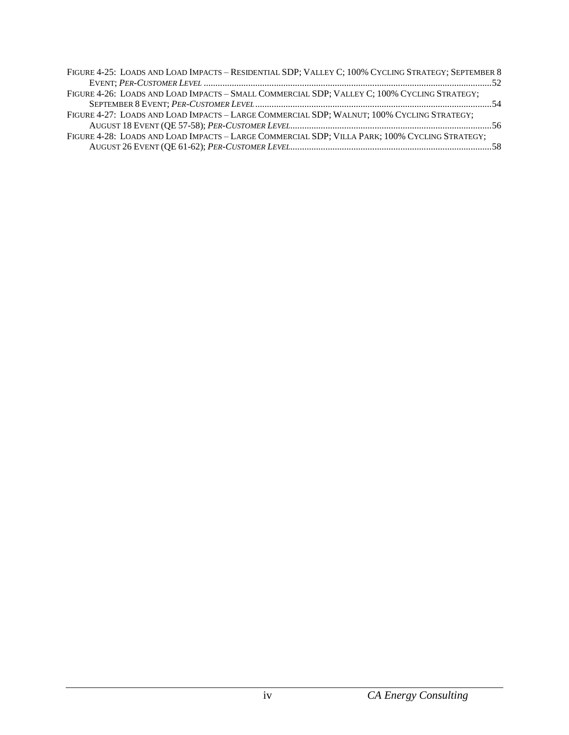Figure 4-25: Loads and Load Impacts – Residential SDP; Valley C; 100% Cycling Strategy; September 8 Event; *Per-Customer Level* ........................................................................................................................52

Figure 4-26: Loads and Load Impacts – Small Commercial SDP; Valley C; 100% Cycling Strategy; September 8 Event; *Per-Customer Level* ....................................................................................................54

Figure 4-27: Loads and Load Impacts – Large Commercial SDP; Walnut; 100% Cycling Strategy; August 18 Event (QE 57-58); *Per-Customer Level*.....................................................................................56

Figure 4-28: Loads and Load Impacts – Large Commercial SDP; Villa Park; 100% Cycling Strategy; August 26 Event (QE 61-62); *Per-Customer Level*.....................................................................................58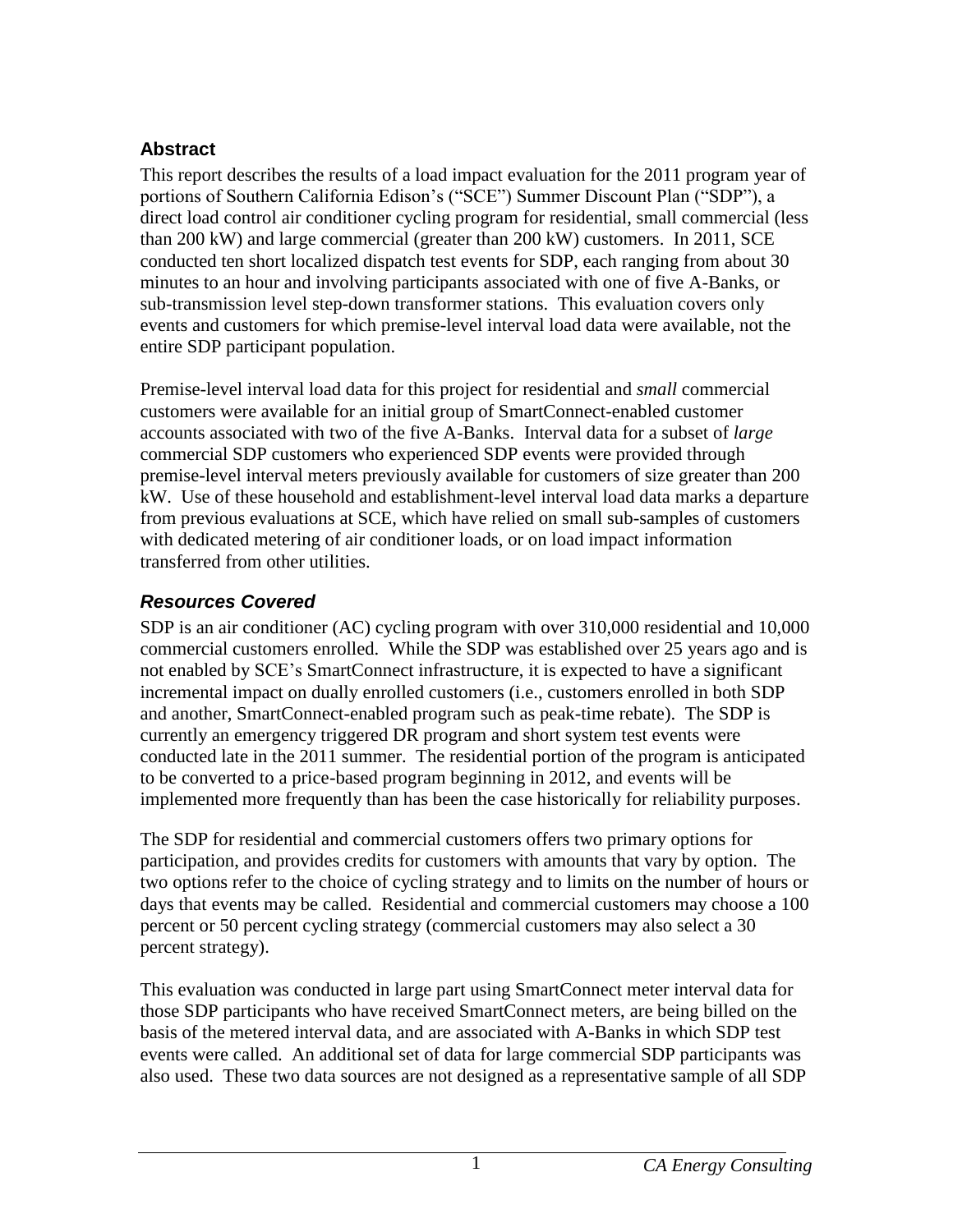## Abstract

This report describes the results of a load impact evaluation for the 2011 program year of portions of Southern California Edison's ("SCE") Summer Discount Plan ("SDP"), a direct load control air conditioner cycling program for residential, small commercial (less than 200 kW) and large commercial (greater than 200 kW) customers. In 2011, SCE conducted ten short localized dispatch test events for SDP, each ranging from about 30 minutes to an hour and involving participants associated with one of five A-Banks, or sub-transmission level step-down transformer stations. This evaluation covers only events and customers for which premise-level interval load data were available, not the entire SDP participant population.

Premise-level interval load data for this project for residential and *small* commercial customers were available for an initial group of SmartConnect-enabled customer accounts associated with two of the five A-Banks. Interval data for a subset of *large* commercial SDP customers who experienced SDP events were provided through premise-level interval meters previously available for customers of size greater than 200 kW. Use of these household and establishment-level interval load data marks a departure from previous evaluations at SCE, which have relied on small sub-samples of customers with dedicated metering of air conditioner loads, or on load impact information transferred from other utilities.

### *Resources Covered*

SDP is an air conditioner (AC) cycling program with over 310,000 residential and 10,000 commercial customers enrolled. While the SDP was established over 25 years ago and is not enabled by SCE's SmartConnect infrastructure, it is expected to have a significant incremental impact on dually enrolled customers (i.e., customers enrolled in both SDP and another, SmartConnect-enabled program such as peak-time rebate). The SDP is currently an emergency triggered DR program and short system test events were conducted late in the 2011 summer. The residential portion of the program is anticipated to be converted to a price-based program beginning in 2012, and events will be implemented more frequently than has been the case historically for reliability purposes.

The SDP for residential and commercial customers offers two primary options for participation, and provides credits for customers with amounts that vary by option. The two options refer to the choice of cycling strategy and to limits on the number of hours or days that events may be called. Residential and commercial customers may choose a 100 percent or 50 percent cycling strategy (commercial customers may also select a 30 percent strategy).

This evaluation was conducted in large part using SmartConnect meter interval data for those SDP participants who have received SmartConnect meters, are being billed on the basis of the metered interval data, and are associated with A-Banks in which SDP test events were called. An additional set of data for large commercial SDP participants was also used. These two data sources are not designed as a representative sample of all SDP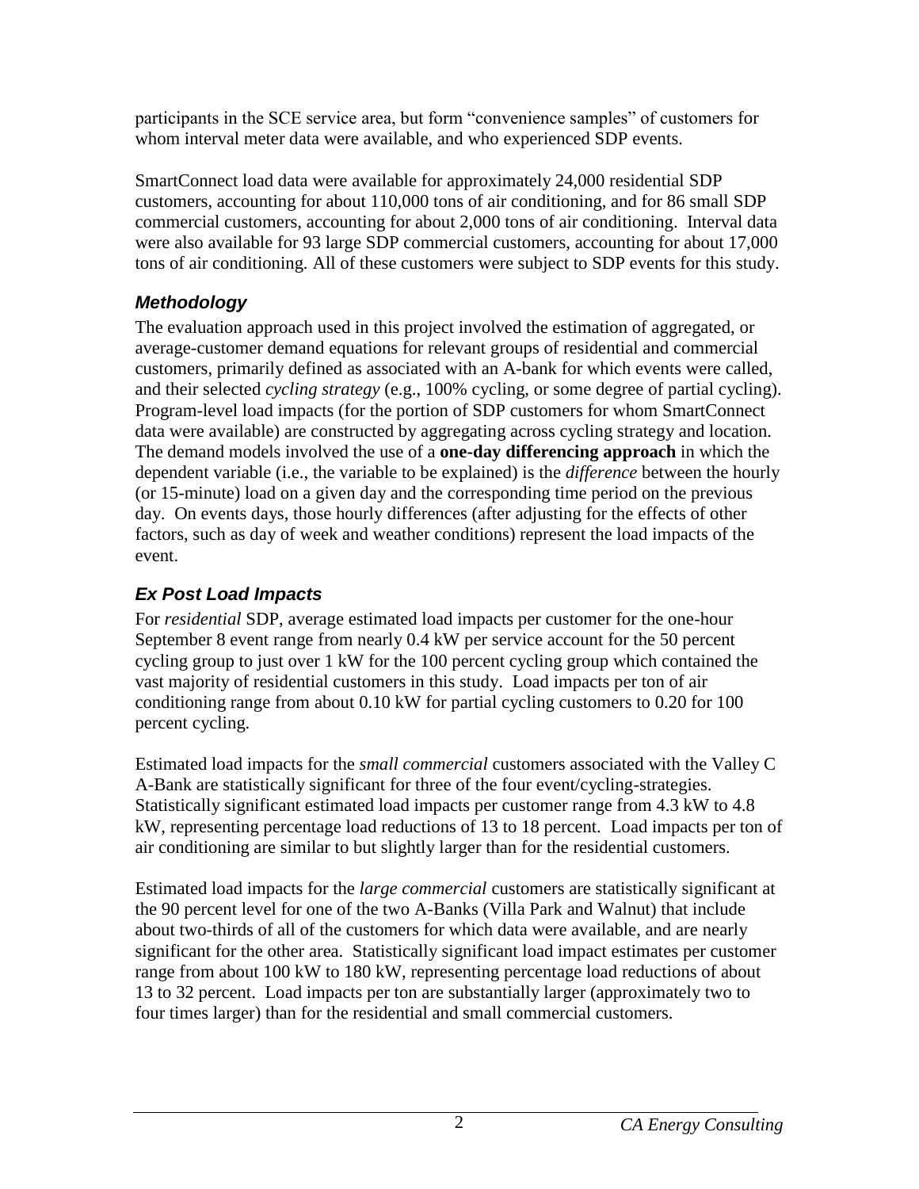participants in the SCE service area, but form "convenience samples" of customers for whom interval meter data were available, and who experienced SDP events.

SmartConnect load data were available for approximately 24,000 residential SDP customers, accounting for about 110,000 tons of air conditioning, and for 86 small SDP commercial customers, accounting for about 2,000 tons of air conditioning. Interval data were also available for 93 large SDP commercial customers, accounting for about 17,000 tons of air conditioning. All of these customers were subject to SDP events for this study.

### *Methodology*

The evaluation approach used in this project involved the estimation of aggregated, or average-customer demand equations for relevant groups of residential and commercial customers, primarily defined as associated with an A-bank for which events were called, and their selected *cycling strategy* (e.g., 100% cycling, or some degree of partial cycling). Program-level load impacts (for the portion of SDP customers for whom SmartConnect data were available) are constructed by aggregating across cycling strategy and location. The demand models involved the use of a **one-day differencing approach** in which the dependent variable (i.e., the variable to be explained) is the *difference* between the hourly (or 15-minute) load on a given day and the corresponding time period on the previous day. On events days, those hourly differences (after adjusting for the effects of other factors, such as day of week and weather conditions) represent the load impacts of the event.

### *Ex Post Load Impacts*

For *residential* SDP, average estimated load impacts per customer for the one-hour September 8 event range from nearly 0.4 kW per service account for the 50 percent cycling group to just over 1 kW for the 100 percent cycling group which contained the vast majority of residential customers in this study. Load impacts per ton of air conditioning range from about 0.10 kW for partial cycling customers to 0.20 for 100 percent cycling.

Estimated load impacts for the *small commercial* customers associated with the Valley C A-Bank are statistically significant for three of the four event/cycling-strategies. Statistically significant estimated load impacts per customer range from 4.3 kW to 4.8 kW, representing percentage load reductions of 13 to 18 percent. Load impacts per ton of air conditioning are similar to but slightly larger than for the residential customers.

Estimated load impacts for the *large commercial* customers are statistically significant at the 90 percent level for one of the two A-Banks (Villa Park and Walnut) that include about two-thirds of all of the customers for which data were available, and are nearly significant for the other area. Statistically significant load impact estimates per customer range from about 100 kW to 180 kW, representing percentage load reductions of about 13 to 32 percent. Load impacts per ton are substantially larger (approximately two to four times larger) than for the residential and small commercial customers.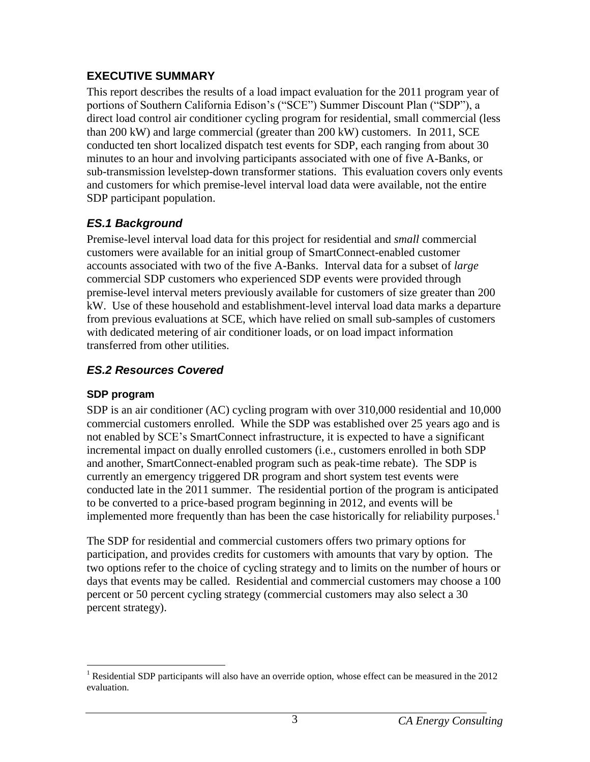## EXECUTIVE SUMMARY

This report describes the results of a load impact evaluation for the 2011 program year of portions of Southern California Edison's ("SCE") Summer Discount Plan ("SDP"), a direct load control air conditioner cycling program for residential, small commercial (less than 200 kW) and large commercial (greater than 200 kW) customers. In 2011, SCE conducted ten short localized dispatch test events for SDP, each ranging from about 30 minutes to an hour and involving participants associated with one of five A-Banks, or sub-transmission levelstep-down transformer stations. This evaluation covers only events and customers for which premise-level interval load data were available, not the entire SDP participant population.

### *ES.1 Background*

Premise-level interval load data for this project for residential and *small* commercial customers were available for an initial group of SmartConnect-enabled customer accounts associated with two of the five A-Banks. Interval data for a subset of *large* commercial SDP customers who experienced SDP events were provided through premise-level interval meters previously available for customers of size greater than 200 kW. Use of these household and establishment-level interval load data marks a departure from previous evaluations at SCE, which have relied on small sub-samples of customers with dedicated metering of air conditioner loads, or on load impact information transferred from other utilities.

### *ES.2 Resources Covered*

#### SDP program

SDP is an air conditioner (AC) cycling program with over 310,000 residential and 10,000 commercial customers enrolled. While the SDP was established over 25 years ago and is not enabled by SCE's SmartConnect infrastructure, it is expected to have a significant incremental impact on dually enrolled customers (i.e., customers enrolled in both SDP and another, SmartConnect-enabled program such as peak-time rebate). The SDP is currently an emergency triggered DR program and short system test events were conducted late in the 2011 summer. The residential portion of the program is anticipated to be converted to a price-based program beginning in 2012, and events will be implemented more frequently than has been the case historically for reliability purposes.[1]

The SDP for residential and commercial customers offers two primary options for participation, and provides credits for customers with amounts that vary by option. The two options refer to the choice of cycling strategy and to limits on the number of hours or days that events may be called. Residential and commercial customers may choose a 100 percent or 50 percent cycling strategy (commercial customers may also select a 30 percent strategy).

[1] Residential SDP participants will also have an override option, whose effect can be measured in the 2012 evaluation.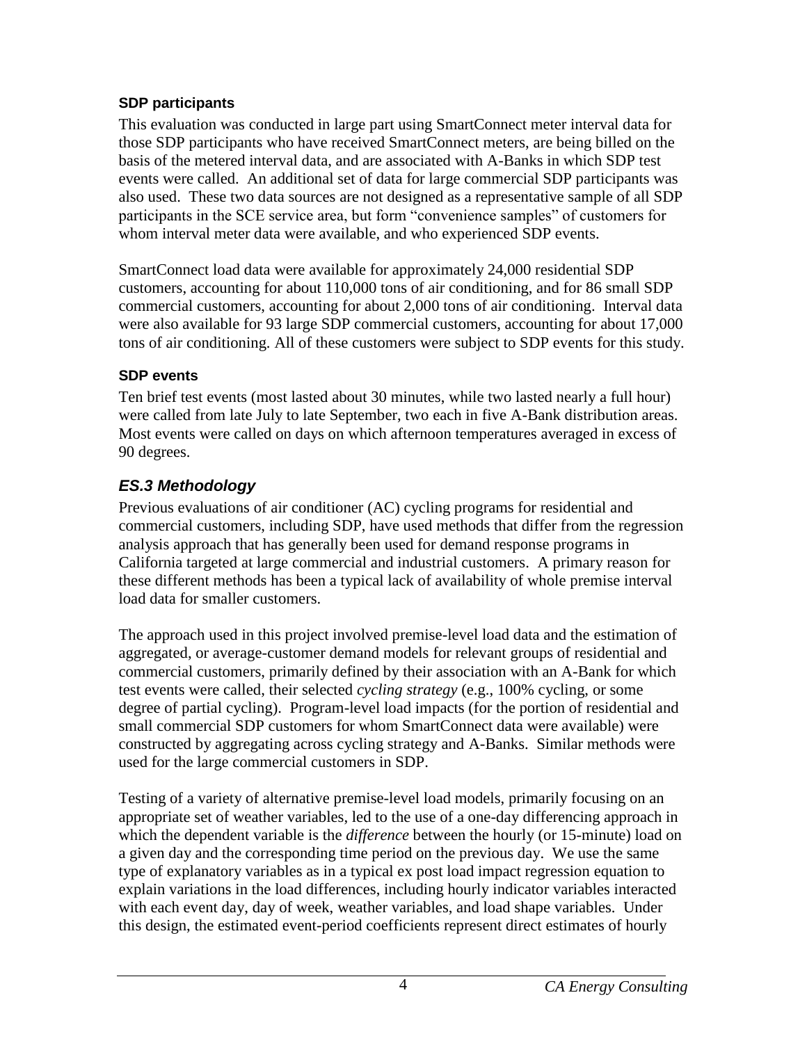#### SDP participants

This evaluation was conducted in large part using SmartConnect meter interval data for those SDP participants who have received SmartConnect meters, are being billed on the basis of the metered interval data, and are associated with A-Banks in which SDP test events were called. An additional set of data for large commercial SDP participants was also used. These two data sources are not designed as a representative sample of all SDP participants in the SCE service area, but form "convenience samples" of customers for whom interval meter data were available, and who experienced SDP events.

SmartConnect load data were available for approximately 24,000 residential SDP customers, accounting for about 110,000 tons of air conditioning, and for 86 small SDP commercial customers, accounting for about 2,000 tons of air conditioning. Interval data were also available for 93 large SDP commercial customers, accounting for about 17,000 tons of air conditioning. All of these customers were subject to SDP events for this study.

#### SDP events

Ten brief test events (most lasted about 30 minutes, while two lasted nearly a full hour) were called from late July to late September, two each in five A-Bank distribution areas. Most events were called on days on which afternoon temperatures averaged in excess of 90 degrees.

### *ES.3 Methodology*

Previous evaluations of air conditioner (AC) cycling programs for residential and commercial customers, including SDP, have used methods that differ from the regression analysis approach that has generally been used for demand response programs in California targeted at large commercial and industrial customers. A primary reason for these different methods has been a typical lack of availability of whole premise interval load data for smaller customers.

The approach used in this project involved premise-level load data and the estimation of aggregated, or average-customer demand models for relevant groups of residential and commercial customers, primarily defined by their association with an A-Bank for which test events were called, their selected *cycling strategy* (e.g., 100% cycling, or some degree of partial cycling). Program-level load impacts (for the portion of residential and small commercial SDP customers for whom SmartConnect data were available) were constructed by aggregating across cycling strategy and A-Banks. Similar methods were used for the large commercial customers in SDP.

Testing of a variety of alternative premise-level load models, primarily focusing on an appropriate set of weather variables, led to the use of a one-day differencing approach in which the dependent variable is the *difference* between the hourly (or 15-minute) load on a given day and the corresponding time period on the previous day. We use the same type of explanatory variables as in a typical ex post load impact regression equation to explain variations in the load differences, including hourly indicator variables interacted with each event day, day of week, weather variables, and load shape variables. Under this design, the estimated event-period coefficients represent direct estimates of hourly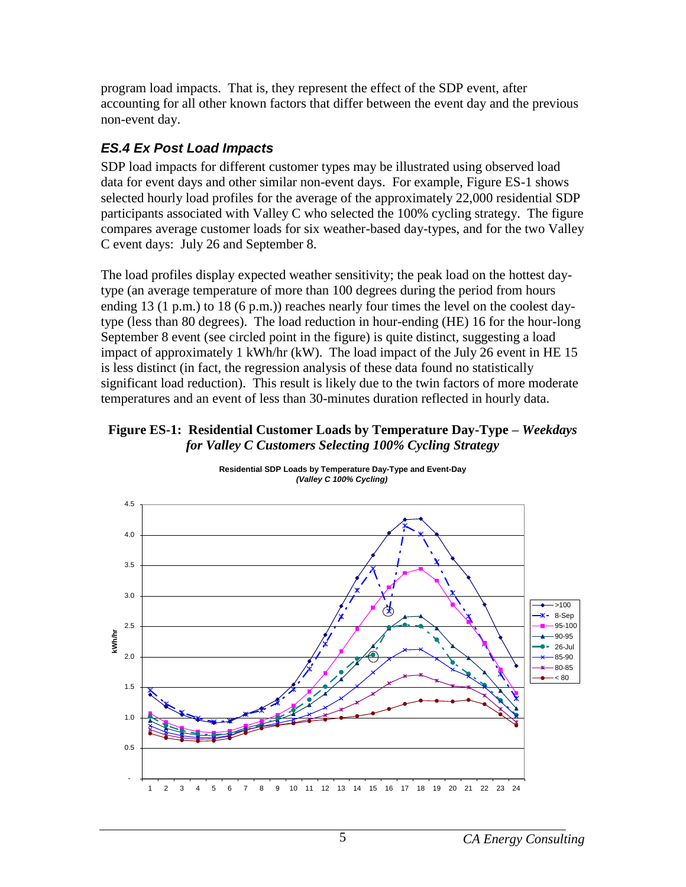program load impacts. That is, they represent the effect of the SDP event, after accounting for all other known factors that differ between the event day and the previous non-event day.

### *ES.4 Ex Post Load Impacts*

SDP load impacts for different customer types may be illustrated using observed load data for event days and other similar non-event days. For example, Figure ES-1 shows selected hourly load profiles for the average of the approximately 22,000 residential SDP participants associated with Valley C who selected the 100% cycling strategy. The figure compares average customer loads for six weather-based day-types, and for the two Valley C event days: July 26 and September 8.

The load profiles display expected weather sensitivity; the peak load on the hottest day-type (an average temperature of more than 100 degrees during the period from hours ending 13 (1 p.m.) to 18 (6 p.m.)) reaches nearly four times the level on the coolest day-type (less than 80 degrees). The load reduction in hour-ending (HE) 16 for the hour-long September 8 event (see circled point in the figure) is quite distinct, suggesting a load impact of approximately 1 kWh/hr (kW). The load impact of the July 26 event in HE 15 is less distinct (in fact, the regression analysis of these data found no statistically significant load reduction). This result is likely due to the twin factors of more moderate temperatures and an event of less than 30-minutes duration reflected in hourly data.

**Figure ES-1: Residential Customer Loads by Temperature Day-Type –** ***Weekdays for Valley C Customers Selecting 100% Cycling Strategy***

**Residential SDP Loads by Temperature Day-Type and Event-Day**
***(Valley C 100% Cycling)***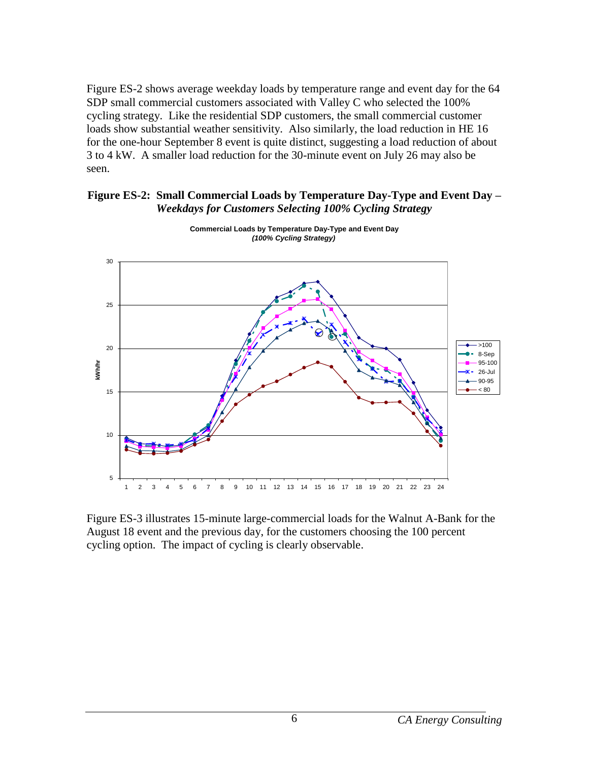Figure ES-2 shows average weekday loads by temperature range and event day for the 64 SDP small commercial customers associated with Valley C who selected the 100% cycling strategy. Like the residential SDP customers, the small commercial customer loads show substantial weather sensitivity. Also similarly, the load reduction in HE 16 for the one-hour September 8 event is quite distinct, suggesting a load reduction of about 3 to 4 kW. A smaller load reduction for the 30-minute event on July 26 may also be seen.

**Figure ES-2: Small Commercial Loads by Temperature Day-Type and Event Day –** ***Weekdays for Customers Selecting 100% Cycling Strategy***

Figure ES-3 illustrates 15-minute large-commercial loads for the Walnut A-Bank for the August 18 event and the previous day, for the customers choosing the 100 percent cycling option. The impact of cycling is clearly observable.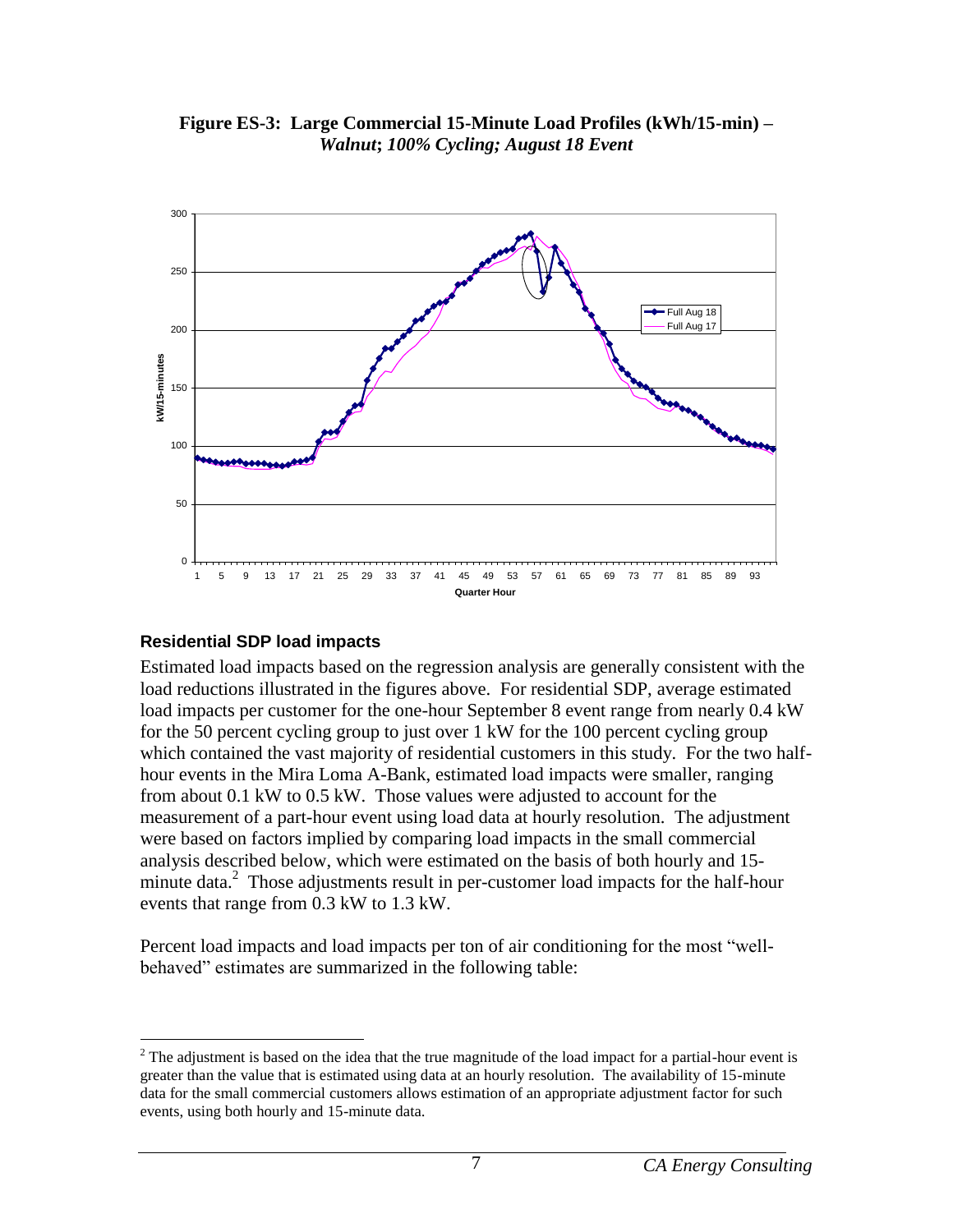**Figure ES-3: Large Commercial 15-Minute Load Profiles (kWh/15-min) –** ***Walnut*****;** ***100% Cycling; August 18 Event***

### Residential SDP load impacts

Estimated load impacts based on the regression analysis are generally consistent with the load reductions illustrated in the figures above. For residential SDP, average estimated load impacts per customer for the one-hour September 8 event range from nearly 0.4 kW for the 50 percent cycling group to just over 1 kW for the 100 percent cycling group which contained the vast majority of residential customers in this study. For the two half-hour events in the Mira Loma A-Bank, estimated load impacts were smaller, ranging from about 0.1 kW to 0.5 kW. Those values were adjusted to account for the measurement of a part-hour event using load data at hourly resolution. The adjustment were based on factors implied by comparing load impacts in the small commercial analysis described below, which were estimated on the basis of both hourly and 15-minute data.[2] Those adjustments result in per-customer load impacts for the half-hour events that range from 0.3 kW to 1.3 kW.

Percent load impacts and load impacts per ton of air conditioning for the most "well-behaved" estimates are summarized in the following table:

[2] The adjustment is based on the idea that the true magnitude of the load impact for a partial-hour event is greater than the value that is estimated using data at an hourly resolution. The availability of 15-minute data for the small commercial customers allows estimation of an appropriate adjustment factor for such events, using both hourly and 15-minute data.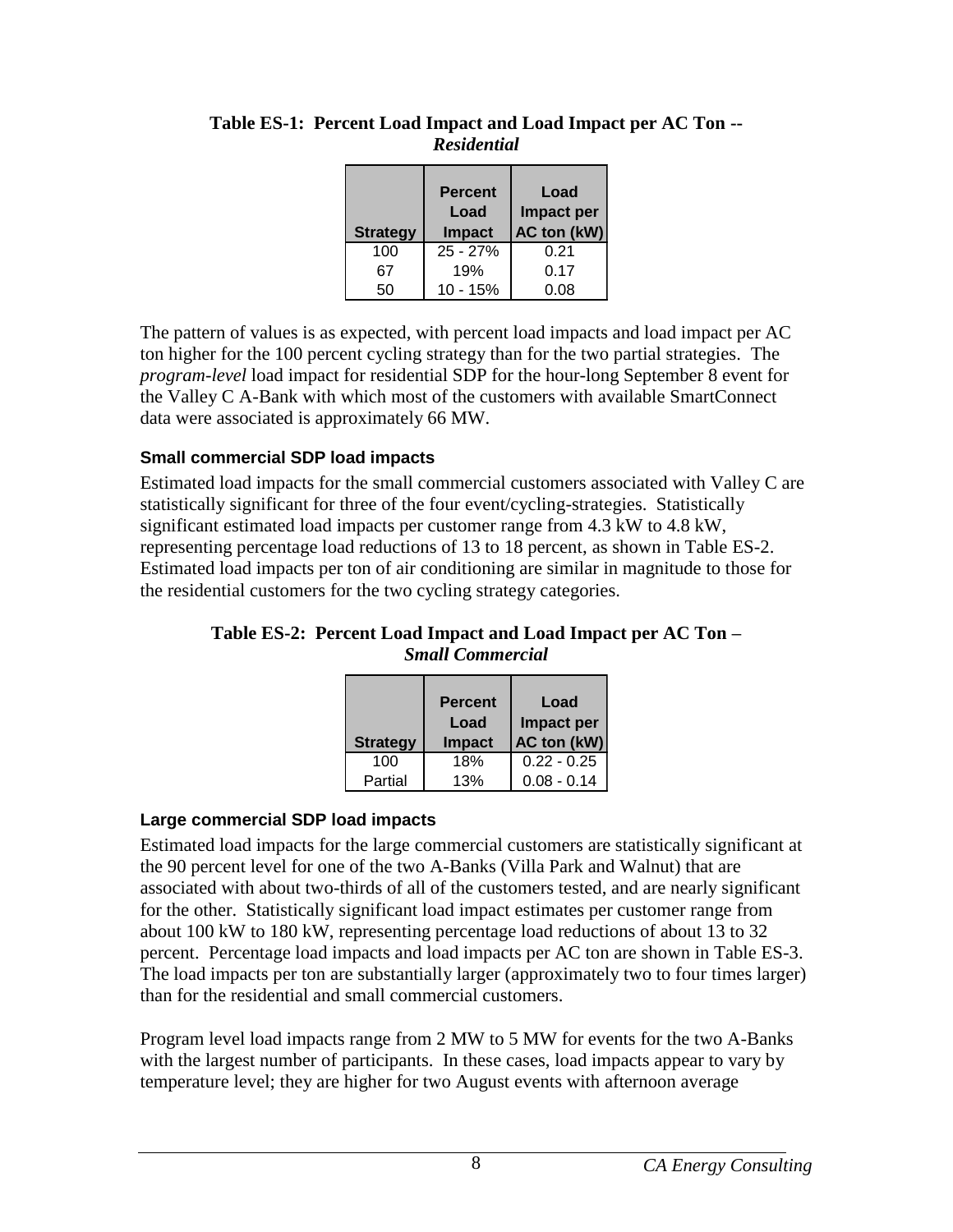**Table ES-1: Percent Load Impact and Load Impact per AC Ton --** ***Residential***

| Strategy | Percent Load Impact | Load Impact per AC ton (kW) |
|---|---|---|
| 100 | 25 - 27% | 0.21 |
| 67 | 19% | 0.17 |
| 50 | 10 - 15% | 0.08 |

The pattern of values is as expected, with percent load impacts and load impact per AC ton higher for the 100 percent cycling strategy than for the two partial strategies. The *program-level* load impact for residential SDP for the hour-long September 8 event for the Valley C A-Bank with which most of the customers with available SmartConnect data were associated is approximately 66 MW.

### Small commercial SDP load impacts

Estimated load impacts for the small commercial customers associated with Valley C are statistically significant for three of the four event/cycling-strategies. Statistically significant estimated load impacts per customer range from 4.3 kW to 4.8 kW, representing percentage load reductions of 13 to 18 percent, as shown in Table ES-2. Estimated load impacts per ton of air conditioning are similar in magnitude to those for the residential customers for the two cycling strategy categories.

**Table ES-2: Percent Load Impact and Load Impact per AC Ton –** ***Small Commercial***

| Strategy | Percent Load Impact | Load Impact per AC ton (kW) |
|---|---|---|
| 100 | 18% | 0.22 - 0.25 |
| Partial | 13% | 0.08 - 0.14 |

### Large commercial SDP load impacts

Estimated load impacts for the large commercial customers are statistically significant at the 90 percent level for one of the two A-Banks (Villa Park and Walnut) that are associated with about two-thirds of all of the customers tested, and are nearly significant for the other. Statistically significant load impact estimates per customer range from about 100 kW to 180 kW, representing percentage load reductions of about 13 to 32 percent. Percentage load impacts and load impacts per AC ton are shown in Table ES-3. The load impacts per ton are substantially larger (approximately two to four times larger) than for the residential and small commercial customers.

Program level load impacts range from 2 MW to 5 MW for events for the two A-Banks with the largest number of participants. In these cases, load impacts appear to vary by temperature level; they are higher for two August events with afternoon average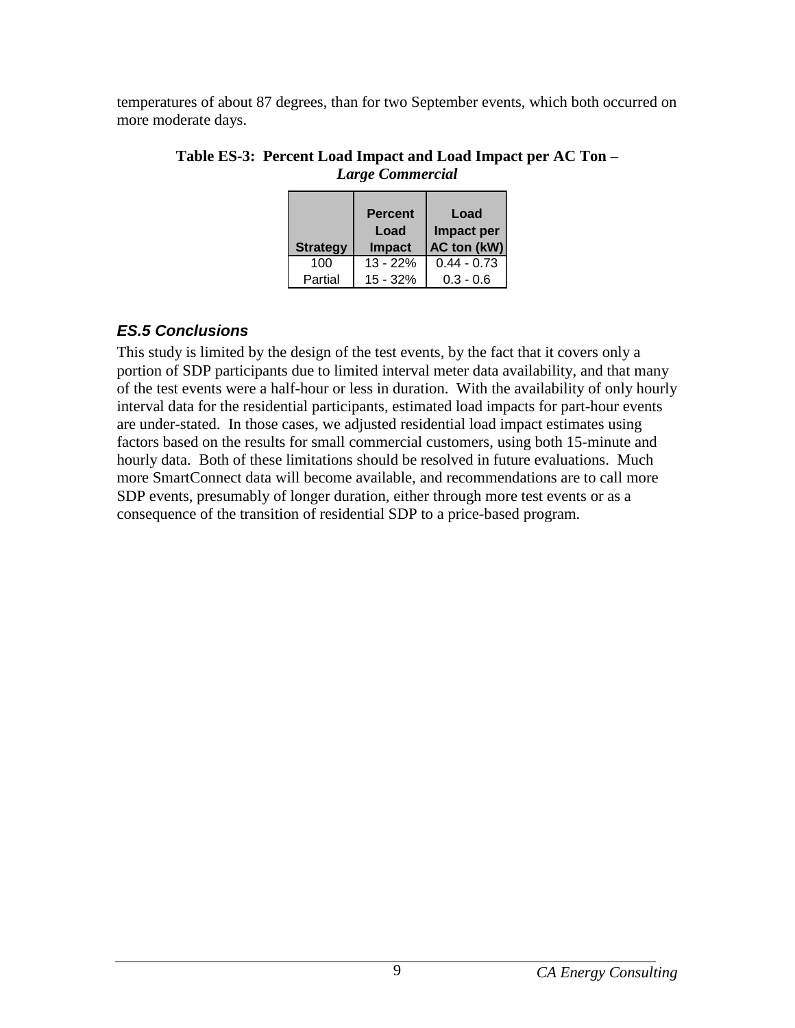temperatures of about 87 degrees, than for two September events, which both occurred on more moderate days.

**Table ES-3: Percent Load Impact and Load Impact per AC Ton –** ***Large Commercial***

| Strategy | Percent Load Impact | Load Impact per AC ton (kW) |
|---|---|---|
| 100 | 13 - 22% | 0.44 - 0.73 |
| Partial | 15 - 32% | 0.3 - 0.6 |

### *ES.5 Conclusions*

This study is limited by the design of the test events, by the fact that it covers only a portion of SDP participants due to limited interval meter data availability, and that many of the test events were a half-hour or less in duration. With the availability of only hourly interval data for the residential participants, estimated load impacts for part-hour events are under-stated. In those cases, we adjusted residential load impact estimates using factors based on the results for small commercial customers, using both 15-minute and hourly data. Both of these limitations should be resolved in future evaluations. Much more SmartConnect data will become available, and recommendations are to call more SDP events, presumably of longer duration, either through more test events or as a consequence of the transition of residential SDP to a price-based program.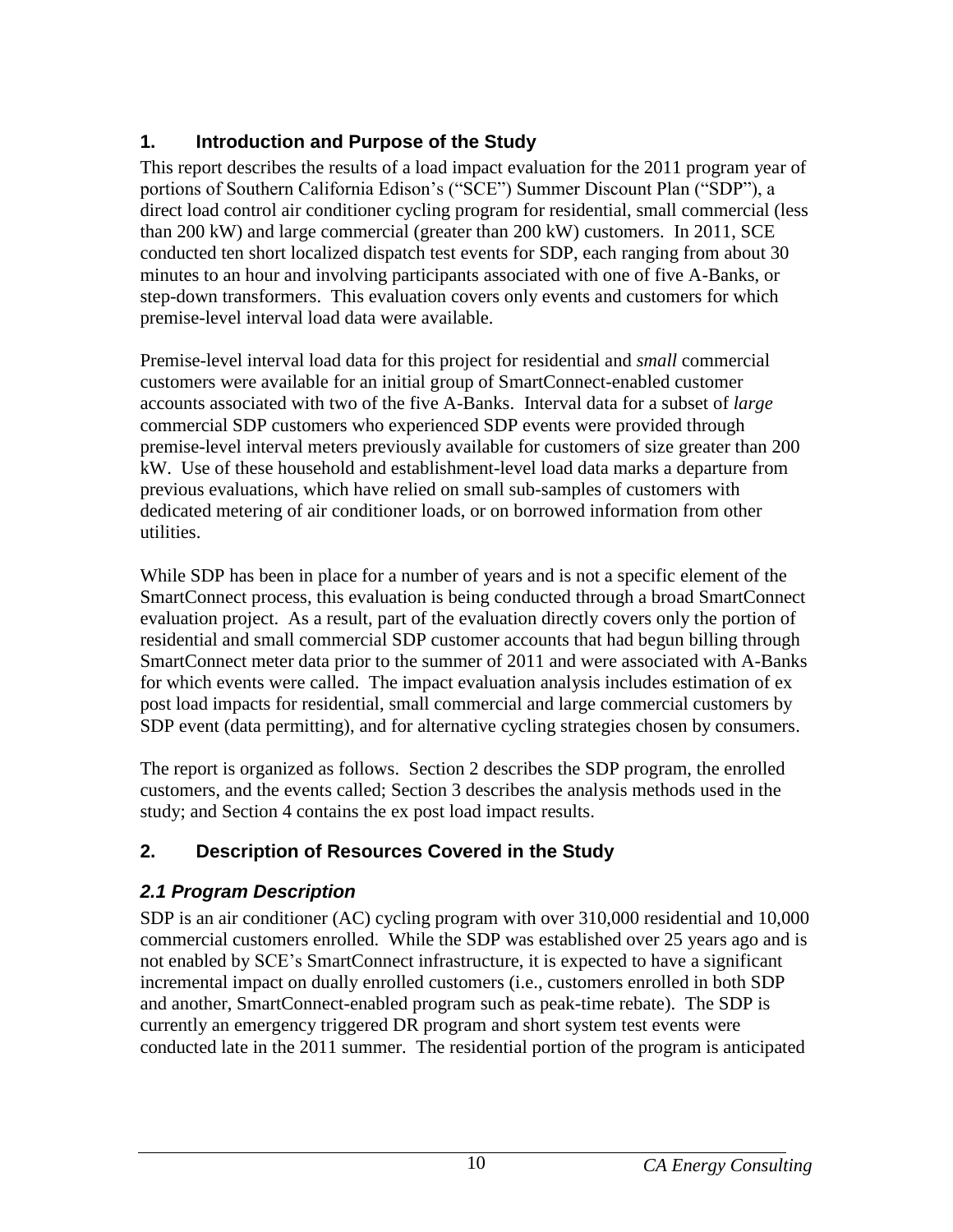## 1. Introduction and Purpose of the Study

This report describes the results of a load impact evaluation for the 2011 program year of portions of Southern California Edison's ("SCE") Summer Discount Plan ("SDP"), a direct load control air conditioner cycling program for residential, small commercial (less than 200 kW) and large commercial (greater than 200 kW) customers. In 2011, SCE conducted ten short localized dispatch test events for SDP, each ranging from about 30 minutes to an hour and involving participants associated with one of five A-Banks, or step-down transformers. This evaluation covers only events and customers for which premise-level interval load data were available.

Premise-level interval load data for this project for residential and *small* commercial customers were available for an initial group of SmartConnect-enabled customer accounts associated with two of the five A-Banks. Interval data for a subset of *large* commercial SDP customers who experienced SDP events were provided through premise-level interval meters previously available for customers of size greater than 200 kW. Use of these household and establishment-level load data marks a departure from previous evaluations, which have relied on small sub-samples of customers with dedicated metering of air conditioner loads, or on borrowed information from other utilities.

While SDP has been in place for a number of years and is not a specific element of the SmartConnect process, this evaluation is being conducted through a broad SmartConnect evaluation project. As a result, part of the evaluation directly covers only the portion of residential and small commercial SDP customer accounts that had begun billing through SmartConnect meter data prior to the summer of 2011 and were associated with A-Banks for which events were called. The impact evaluation analysis includes estimation of ex post load impacts for residential, small commercial and large commercial customers by SDP event (data permitting), and for alternative cycling strategies chosen by consumers.

The report is organized as follows. Section 2 describes the SDP program, the enrolled customers, and the events called; Section 3 describes the analysis methods used in the study; and Section 4 contains the ex post load impact results.

## 2. Description of Resources Covered in the Study

### *2.1 Program Description*

SDP is an air conditioner (AC) cycling program with over 310,000 residential and 10,000 commercial customers enrolled. While the SDP was established over 25 years ago and is not enabled by SCE's SmartConnect infrastructure, it is expected to have a significant incremental impact on dually enrolled customers (i.e., customers enrolled in both SDP and another, SmartConnect-enabled program such as peak-time rebate). The SDP is currently an emergency triggered DR program and short system test events were conducted late in the 2011 summer. The residential portion of the program is anticipated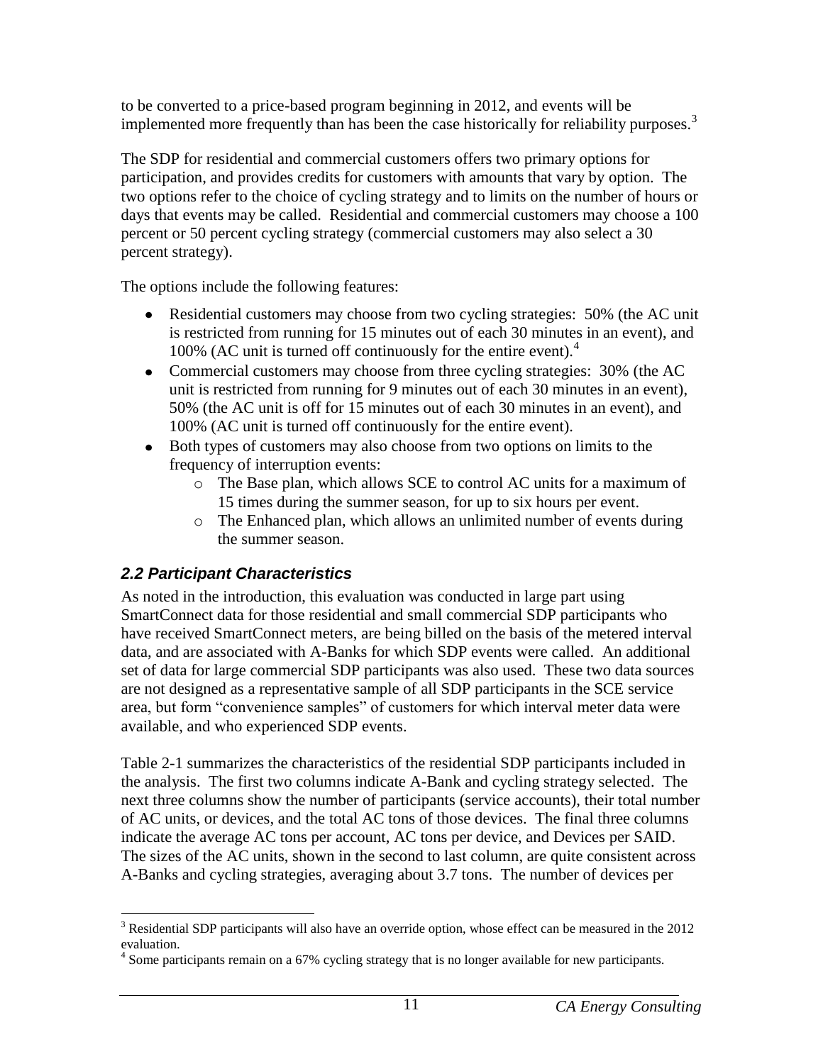to be converted to a price-based program beginning in 2012, and events will be implemented more frequently than has been the case historically for reliability purposes.[3]

The SDP for residential and commercial customers offers two primary options for participation, and provides credits for customers with amounts that vary by option. The two options refer to the choice of cycling strategy and to limits on the number of hours or days that events may be called. Residential and commercial customers may choose a 100 percent or 50 percent cycling strategy (commercial customers may also select a 30 percent strategy).

The options include the following features:

- Residential customers may choose from two cycling strategies: 50% (the AC unit is restricted from running for 15 minutes out of each 30 minutes in an event), and 100% (AC unit is turned off continuously for the entire event).[4]
- Commercial customers may choose from three cycling strategies: 30% (the AC unit is restricted from running for 9 minutes out of each 30 minutes in an event), 50% (the AC unit is off for 15 minutes out of each 30 minutes in an event), and 100% (AC unit is turned off continuously for the entire event).
- Both types of customers may also choose from two options on limits to the frequency of interruption events:
  - The Base plan, which allows SCE to control AC units for a maximum of 15 times during the summer season, for up to six hours per event.
  - The Enhanced plan, which allows an unlimited number of events during the summer season.

### *2.2 Participant Characteristics*

As noted in the introduction, this evaluation was conducted in large part using SmartConnect data for those residential and small commercial SDP participants who have received SmartConnect meters, are being billed on the basis of the metered interval data, and are associated with A-Banks for which SDP events were called. An additional set of data for large commercial SDP participants was also used. These two data sources are not designed as a representative sample of all SDP participants in the SCE service area, but form "convenience samples" of customers for which interval meter data were available, and who experienced SDP events.

Table 2-1 summarizes the characteristics of the residential SDP participants included in the analysis. The first two columns indicate A-Bank and cycling strategy selected. The next three columns show the number of participants (service accounts), their total number of AC units, or devices, and the total AC tons of those devices. The final three columns indicate the average AC tons per account, AC tons per device, and Devices per SAID. The sizes of the AC units, shown in the second to last column, are quite consistent across A-Banks and cycling strategies, averaging about 3.7 tons. The number of devices per

---

[3] Residential SDP participants will also have an override option, whose effect can be measured in the 2012 evaluation.

[4] Some participants remain on a 67% cycling strategy that is no longer available for new participants.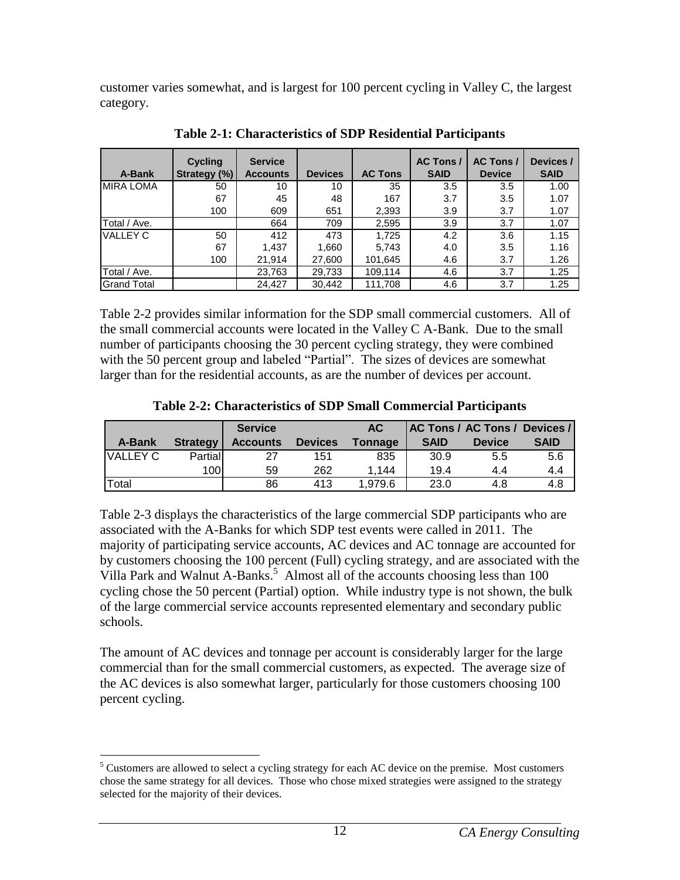customer varies somewhat, and is largest for 100 percent cycling in Valley C, the largest category.

**Table 2-1: Characteristics of SDP Residential Participants**

| A-Bank | Cycling Strategy (%) | Service Accounts | Devices | AC Tons | AC Tons / SAID | AC Tons / Device | Devices / SAID |
|---|---|---|---|---|---|---|---|
| MIRA LOMA | 50 | 10 | 10 | 35 | 3.5 | 3.5 | 1.00 |
| | 67 | 45 | 48 | 167 | 3.7 | 3.5 | 1.07 |
| | 100 | 609 | 651 | 2,393 | 3.9 | 3.7 | 1.07 |
| Total / Ave. | | 664 | 709 | 2,595 | 3.9 | 3.7 | 1.07 |
| VALLEY C | 50 | 412 | 473 | 1,725 | 4.2 | 3.6 | 1.15 |
| | 67 | 1,437 | 1,660 | 5,743 | 4.0 | 3.5 | 1.16 |
| | 100 | 21,914 | 27,600 | 101,645 | 4.6 | 3.7 | 1.26 |
| Total / Ave. | | 23,763 | 29,733 | 109,114 | 4.6 | 3.7 | 1.25 |
| Grand Total | | 24,427 | 30,442 | 111,708 | 4.6 | 3.7 | 1.25 |

Table 2-2 provides similar information for the SDP small commercial customers. All of the small commercial accounts were located in the Valley C A-Bank. Due to the small number of participants choosing the 30 percent cycling strategy, they were combined with the 50 percent group and labeled "Partial". The sizes of devices are somewhat larger than for the residential accounts, as are the number of devices per account.

**Table 2-2: Characteristics of SDP Small Commercial Participants**

| A-Bank | Strategy | Service Accounts | Devices | AC Tonnage | AC Tons / SAID | AC Tons / Device | Devices / SAID |
|---|---|---|---|---|---|---|---|
| VALLEY C | Partial | 27 | 151 | 835 | 30.9 | 5.5 | 5.6 |
| | 100 | 59 | 262 | 1,144 | 19.4 | 4.4 | 4.4 |
| Total | | 86 | 413 | 1,979.6 | 23.0 | 4.8 | 4.8 |

Table 2-3 displays the characteristics of the large commercial SDP participants who are associated with the A-Banks for which SDP test events were called in 2011. The majority of participating service accounts, AC devices and AC tonnage are accounted for by customers choosing the 100 percent (Full) cycling strategy, and are associated with the Villa Park and Walnut A-Banks.[5] Almost all of the accounts choosing less than 100 cycling chose the 50 percent (Partial) option. While industry type is not shown, the bulk of the large commercial service accounts represented elementary and secondary public schools.

The amount of AC devices and tonnage per account is considerably larger for the large commercial than for the small commercial customers, as expected. The average size of the AC devices is also somewhat larger, particularly for those customers choosing 100 percent cycling.

[5] Customers are allowed to select a cycling strategy for each AC device on the premise. Most customers chose the same strategy for all devices. Those who chose mixed strategies were assigned to the strategy selected for the majority of their devices.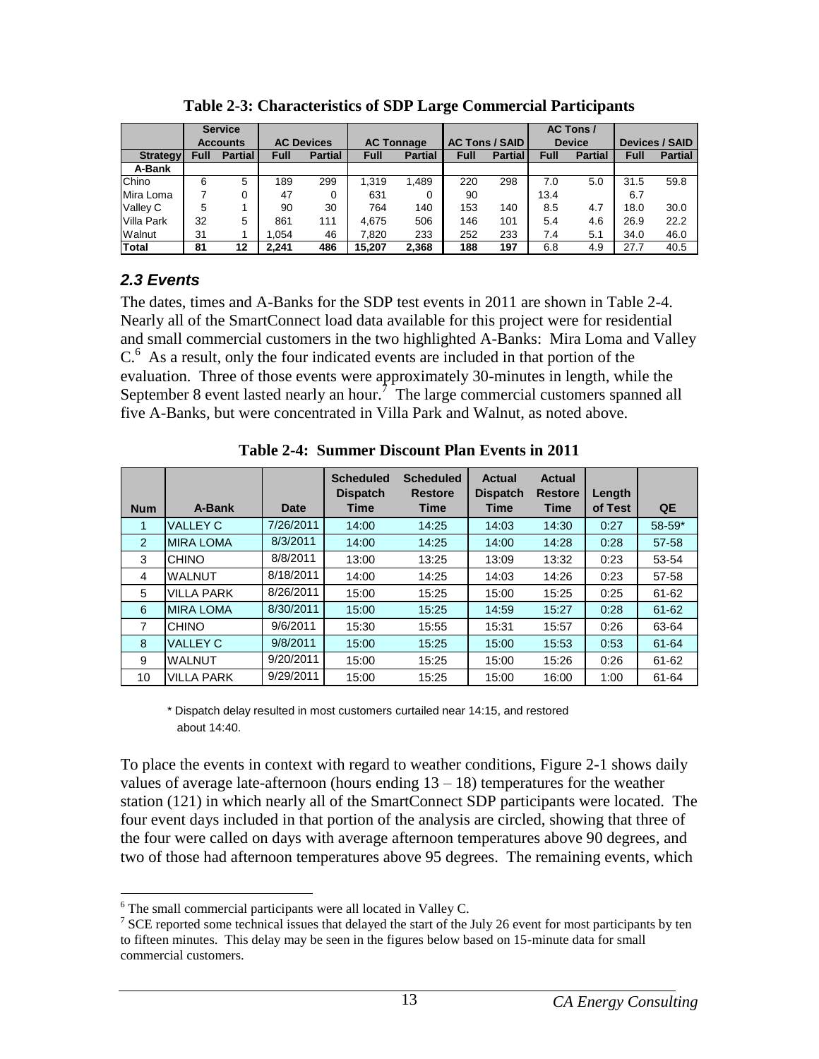**Table 2-3: Characteristics of SDP Large Commercial Participants**

| | Service Accounts | | AC Devices | | AC Tonnage | | AC Tons / SAID | | AC Tons / Device | | Devices / SAID | |
|---|---|---|---|---|---|---|---|---|---|---|---|---|
| **Strategy** | **Full** | **Partial** | **Full** | **Partial** | **Full** | **Partial** | **Full** | **Partial** | **Full** | **Partial** | **Full** | **Partial** |
| **A-Bank** | | | | | | | | | | | | |
| Chino | 6 | 5 | 189 | 299 | 1,319 | 1,489 | 220 | 298 | 7.0 | 5.0 | 31.5 | 59.8 |
| Mira Loma | 7 | 0 | 47 | 0 | 631 | 0 | 90 | | 13.4 | | 6.7 | |
| Valley C | 5 | 1 | 90 | 30 | 764 | 140 | 153 | 140 | 8.5 | 4.7 | 18.0 | 30.0 |
| Villa Park | 32 | 5 | 861 | 111 | 4,675 | 506 | 146 | 101 | 5.4 | 4.6 | 26.9 | 22.2 |
| Walnut | 31 | 1 | 1,054 | 46 | 7,820 | 233 | 252 | 233 | 7.4 | 5.1 | 34.0 | 46.0 |
| **Total** | **81** | **12** | **2,241** | **486** | **15,207** | **2,368** | **188** | **197** | 6.8 | 4.9 | 27.7 | 40.5 |

### *2.3 Events*

The dates, times and A-Banks for the SDP test events in 2011 are shown in Table 2-4. Nearly all of the SmartConnect load data available for this project were for residential and small commercial customers in the two highlighted A-Banks: Mira Loma and Valley C.[6] As a result, only the four indicated events are included in that portion of the evaluation. Three of those events were approximately 30-minutes in length, while the September 8 event lasted nearly an hour.[7] The large commercial customers spanned all five A-Banks, but were concentrated in Villa Park and Walnut, as noted above.

**Table 2-4: Summer Discount Plan Events in 2011**

| Num | A-Bank | Date | Scheduled Dispatch Time | Scheduled Restore Time | Actual Dispatch Time | Actual Restore Time | Length of Test | QE |
|---|---|---|---|---|---|---|---|---|
| 1 | VALLEY C | 7/26/2011 | 14:00 | 14:25 | 14:03 | 14:30 | 0:27 | 58-59* |
| 2 | MIRA LOMA | 8/3/2011 | 14:00 | 14:25 | 14:00 | 14:28 | 0:28 | 57-58 |
| 3 | CHINO | 8/8/2011 | 13:00 | 13:25 | 13:09 | 13:32 | 0:23 | 53-54 |
| 4 | WALNUT | 8/18/2011 | 14:00 | 14:25 | 14:03 | 14:26 | 0:23 | 57-58 |
| 5 | VILLA PARK | 8/26/2011 | 15:00 | 15:25 | 15:00 | 15:25 | 0:25 | 61-62 |
| 6 | MIRA LOMA | 8/30/2011 | 15:00 | 15:25 | 14:59 | 15:27 | 0:28 | 61-62 |
| 7 | CHINO | 9/6/2011 | 15:30 | 15:55 | 15:31 | 15:57 | 0:26 | 63-64 |
| 8 | VALLEY C | 9/8/2011 | 15:00 | 15:25 | 15:00 | 15:53 | 0:53 | 61-64 |
| 9 | WALNUT | 9/20/2011 | 15:00 | 15:25 | 15:00 | 15:26 | 0:26 | 61-62 |
| 10 | VILLA PARK | 9/29/2011 | 15:00 | 15:25 | 15:00 | 16:00 | 1:00 | 61-64 |

\* Dispatch delay resulted in most customers curtailed near 14:15, and restored about 14:40.

To place the events in context with regard to weather conditions, Figure 2-1 shows daily values of average late-afternoon (hours ending 13 – 18) temperatures for the weather station (121) in which nearly all of the SmartConnect SDP participants were located. The four event days included in that portion of the analysis are circled, showing that three of the four were called on days with average afternoon temperatures above 90 degrees, and two of those had afternoon temperatures above 95 degrees. The remaining events, which

---

[6] The small commercial participants were all located in Valley C.

[7] SCE reported some technical issues that delayed the start of the July 26 event for most participants by ten to fifteen minutes. This delay may be seen in the figures below based on 15-minute data for small commercial customers.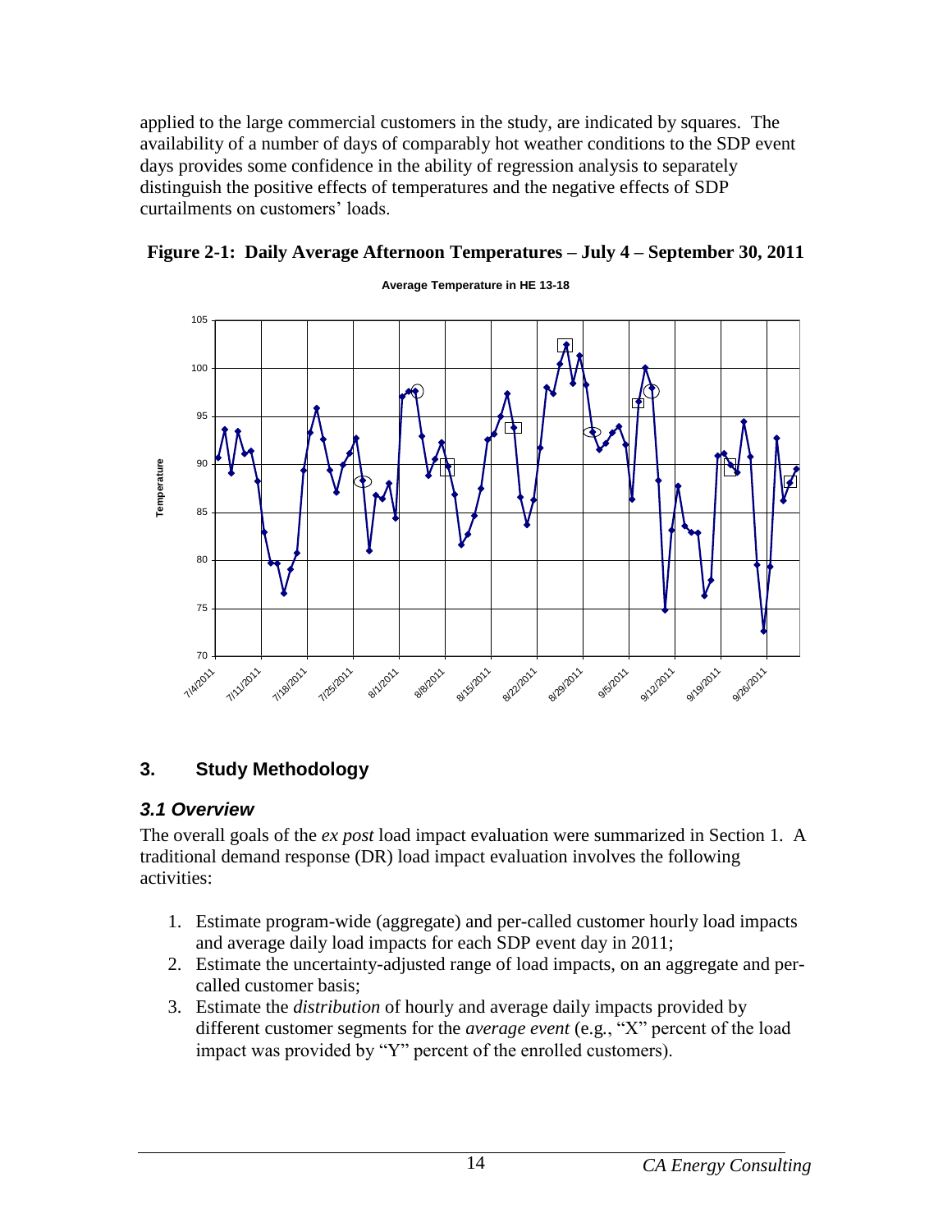applied to the large commercial customers in the study, are indicated by squares. The availability of a number of days of comparably hot weather conditions to the SDP event days provides some confidence in the ability of regression analysis to separately distinguish the positive effects of temperatures and the negative effects of SDP curtailments on customers' loads.

**Figure 2-1: Daily Average Afternoon Temperatures – July 4 – September 30, 2011**

## 3. Study Methodology

### *3.1 Overview*

The overall goals of the *ex post* load impact evaluation were summarized in Section 1. A traditional demand response (DR) load impact evaluation involves the following activities:

1. Estimate program-wide (aggregate) and per-called customer hourly load impacts and average daily load impacts for each SDP event day in 2011;
2. Estimate the uncertainty-adjusted range of load impacts, on an aggregate and per-called customer basis;
3. Estimate the *distribution* of hourly and average daily impacts provided by different customer segments for the *average event* (e.g., "X" percent of the load impact was provided by "Y" percent of the enrolled customers).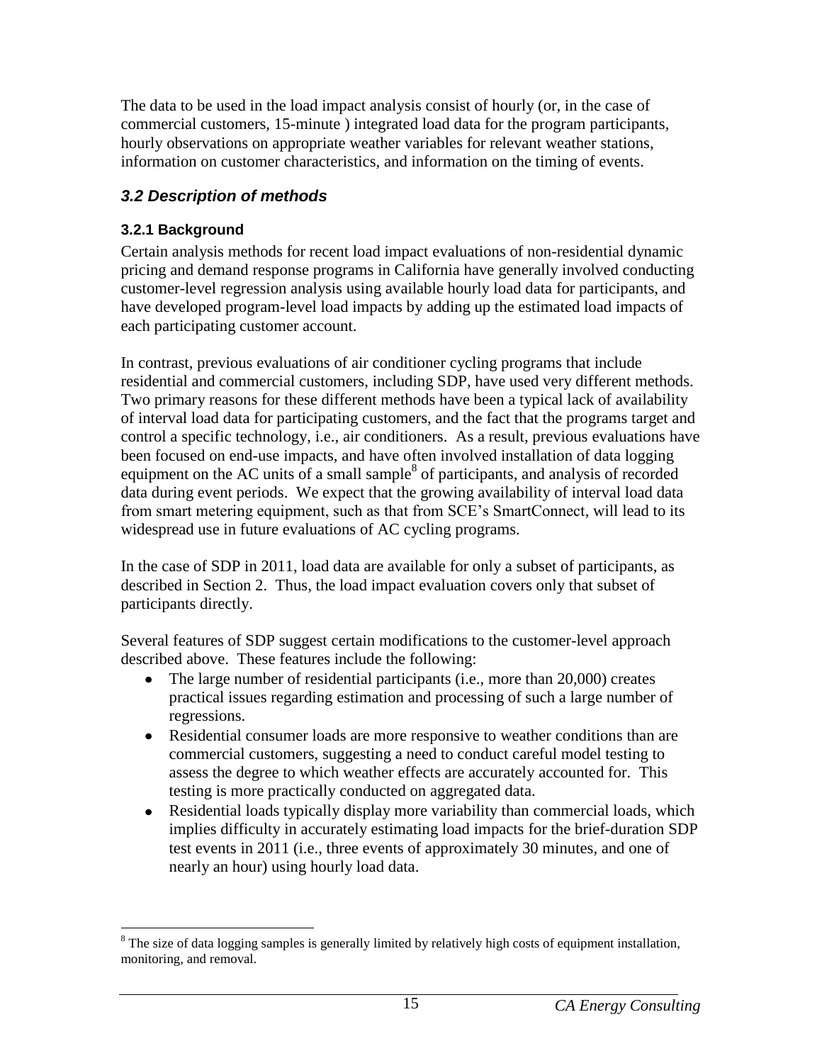The data to be used in the load impact analysis consist of hourly (or, in the case of commercial customers, 15-minute ) integrated load data for the program participants, hourly observations on appropriate weather variables for relevant weather stations, information on customer characteristics, and information on the timing of events.

### *3.2 Description of methods*

#### 3.2.1 Background

Certain analysis methods for recent load impact evaluations of non-residential dynamic pricing and demand response programs in California have generally involved conducting customer-level regression analysis using available hourly load data for participants, and have developed program-level load impacts by adding up the estimated load impacts of each participating customer account.

In contrast, previous evaluations of air conditioner cycling programs that include residential and commercial customers, including SDP, have used very different methods. Two primary reasons for these different methods have been a typical lack of availability of interval load data for participating customers, and the fact that the programs target and control a specific technology, i.e., air conditioners. As a result, previous evaluations have been focused on end-use impacts, and have often involved installation of data logging equipment on the AC units of a small sample[8] of participants, and analysis of recorded data during event periods. We expect that the growing availability of interval load data from smart metering equipment, such as that from SCE's SmartConnect, will lead to its widespread use in future evaluations of AC cycling programs.

In the case of SDP in 2011, load data are available for only a subset of participants, as described in Section 2. Thus, the load impact evaluation covers only that subset of participants directly.

Several features of SDP suggest certain modifications to the customer-level approach described above. These features include the following:

- The large number of residential participants (i.e., more than 20,000) creates practical issues regarding estimation and processing of such a large number of regressions.
- Residential consumer loads are more responsive to weather conditions than are commercial customers, suggesting a need to conduct careful model testing to assess the degree to which weather effects are accurately accounted for. This testing is more practically conducted on aggregated data.
- Residential loads typically display more variability than commercial loads, which implies difficulty in accurately estimating load impacts for the brief-duration SDP test events in 2011 (i.e., three events of approximately 30 minutes, and one of nearly an hour) using hourly load data.

[8] The size of data logging samples is generally limited by relatively high costs of equipment installation, monitoring, and removal.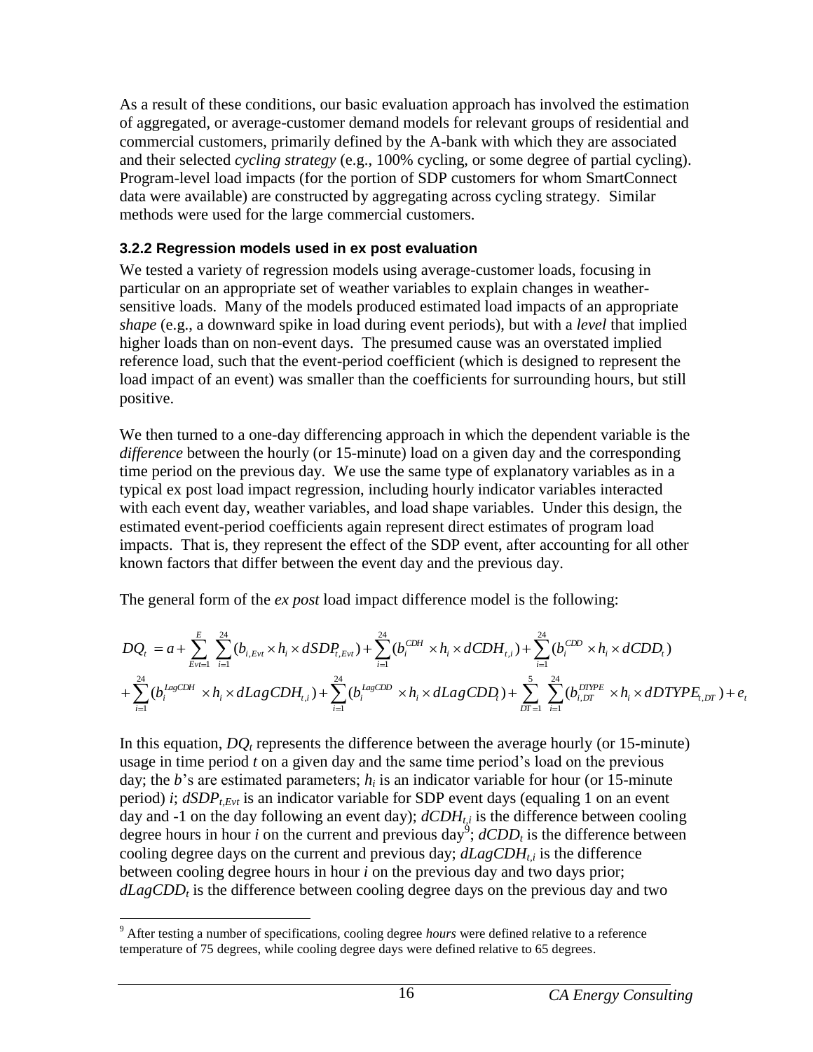As a result of these conditions, our basic evaluation approach has involved the estimation of aggregated, or average-customer demand models for relevant groups of residential and commercial customers, primarily defined by the A-bank with which they are associated and their selected *cycling strategy* (e.g., 100% cycling, or some degree of partial cycling). Program-level load impacts (for the portion of SDP customers for whom SmartConnect data were available) are constructed by aggregating across cycling strategy. Similar methods were used for the large commercial customers.

### 3.2.2 Regression models used in ex post evaluation

We tested a variety of regression models using average-customer loads, focusing in particular on an appropriate set of weather variables to explain changes in weather-sensitive loads. Many of the models produced estimated load impacts of an appropriate *shape* (e.g., a downward spike in load during event periods), but with a *level* that implied higher loads than on non-event days. The presumed cause was an overstated implied reference load, such that the event-period coefficient (which is designed to represent the load impact of an event) was smaller than the coefficients for surrounding hours, but still positive.

We then turned to a one-day differencing approach in which the dependent variable is the *difference* between the hourly (or 15-minute) load on a given day and the corresponding time period on the previous day. We use the same type of explanatory variables as in a typical ex post load impact regression, including hourly indicator variables interacted with each event day, weather variables, and load shape variables. Under this design, the estimated event-period coefficients again represent direct estimates of program load impacts. That is, they represent the effect of the SDP event, after accounting for all other known factors that differ between the event day and the previous day.

The general form of the *ex post* load impact difference model is the following:

$$
\begin{aligned}
DQ_t &= a + \sum_{Evt=1}^{E} \sum_{i=1}^{24} (b_{i,Evt} \times h_i \times dSDP_{t,Evt}) + \sum_{i=1}^{24} (b_i^{CDH} \times h_i \times dCDH_{t,i}) + \sum_{i=1}^{24} (b_i^{CDD} \times h_i \times dCDD_t) \\
&+ \sum_{i=1}^{24} (b_i^{LagCDH} \times h_i \times dLagCDH_{t,i}) + \sum_{i=1}^{24} (b_i^{LagCDD} \times h_i \times dLagCDD_t) + \sum_{DT=1}^{5} \sum_{i=1}^{24} (b_{i,DT}^{DTYPE} \times h_i \times dDTYPE_{t,DT}) + e_t
\end{aligned}
$$

In this equation, $DQ_t$ represents the difference between the average hourly (or 15-minute) usage in time period $t$ on a given day and the same time period's load on the previous day; the $b$'s are estimated parameters; $h_i$ is an indicator variable for hour (or 15-minute period) $i$; $dSDP_{t,Evt}$ is an indicator variable for SDP event days (equaling 1 on an event day and -1 on the day following an event day); $dCDH_{t,i}$ is the difference between cooling degree hours in hour $i$ on the current and previous day[9]; $dCDD_t$ is the difference between cooling degree days on the current and previous day; $dLagCDH_{t,i}$ is the difference between cooling degree hours in hour $i$ on the previous day and two days prior; $dLagCDD_t$ is the difference between cooling degree days on the previous day and two

[9] After testing a number of specifications, cooling degree *hours* were defined relative to a reference temperature of 75 degrees, while cooling degree days were defined relative to 65 degrees.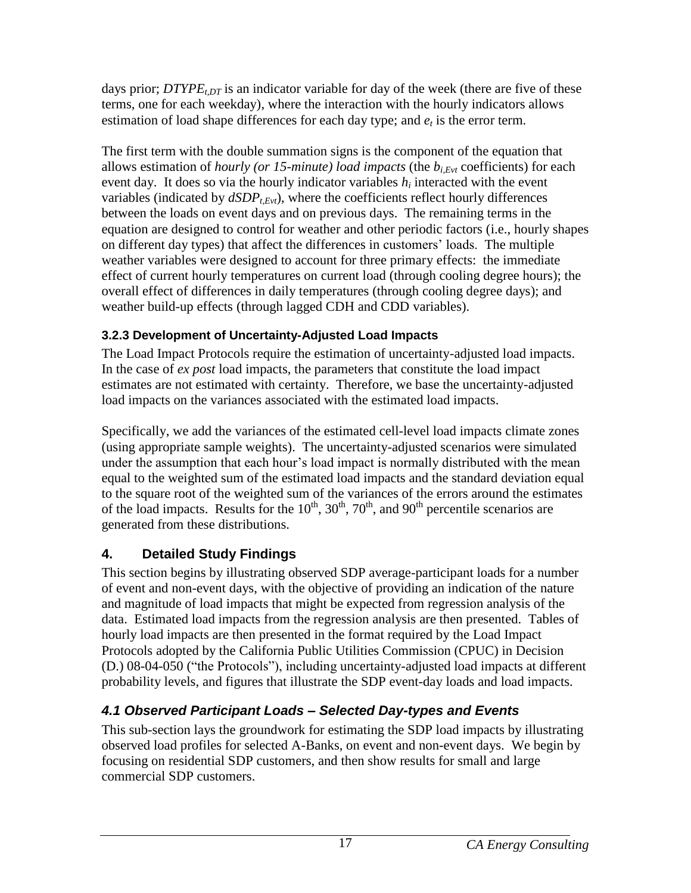days prior; $DTYPE_{t,DT}$ is an indicator variable for day of the week (there are five of these terms, one for each weekday), where the interaction with the hourly indicators allows estimation of load shape differences for each day type; and $e_t$ is the error term.

The first term with the double summation signs is the component of the equation that allows estimation of *hourly (or 15-minute) load impacts* (the $b_{i,Evt}$ coefficients) for each event day. It does so via the hourly indicator variables $h_i$ interacted with the event variables (indicated by $dSDP_{t,Evt}$), where the coefficients reflect hourly differences between the loads on event days and on previous days. The remaining terms in the equation are designed to control for weather and other periodic factors (i.e., hourly shapes on different day types) that affect the differences in customers' loads. The multiple weather variables were designed to account for three primary effects: the immediate effect of current hourly temperatures on current load (through cooling degree hours); the overall effect of differences in daily temperatures (through cooling degree days); and weather build-up effects (through lagged CDH and CDD variables).

### 3.2.3 Development of Uncertainty-Adjusted Load Impacts

The Load Impact Protocols require the estimation of uncertainty-adjusted load impacts. In the case of *ex post* load impacts, the parameters that constitute the load impact estimates are not estimated with certainty. Therefore, we base the uncertainty-adjusted load impacts on the variances associated with the estimated load impacts.

Specifically, we add the variances of the estimated cell-level load impacts climate zones (using appropriate sample weights). The uncertainty-adjusted scenarios were simulated under the assumption that each hour's load impact is normally distributed with the mean equal to the weighted sum of the estimated load impacts and the standard deviation equal to the square root of the weighted sum of the variances of the errors around the estimates of the load impacts. Results for the 10$^{th}$, 30$^{th}$, 70$^{th}$, and 90$^{th}$ percentile scenarios are generated from these distributions.

## 4. Detailed Study Findings

This section begins by illustrating observed SDP average-participant loads for a number of event and non-event days, with the objective of providing an indication of the nature and magnitude of load impacts that might be expected from regression analysis of the data. Estimated load impacts from the regression analysis are then presented. Tables of hourly load impacts are then presented in the format required by the Load Impact Protocols adopted by the California Public Utilities Commission (CPUC) in Decision (D.) 08-04-050 ("the Protocols"), including uncertainty-adjusted load impacts at different probability levels, and figures that illustrate the SDP event-day loads and load impacts.

### *4.1 Observed Participant Loads – Selected Day-types and Events*

This sub-section lays the groundwork for estimating the SDP load impacts by illustrating observed load profiles for selected A-Banks, on event and non-event days. We begin by focusing on residential SDP customers, and then show results for small and large commercial SDP customers.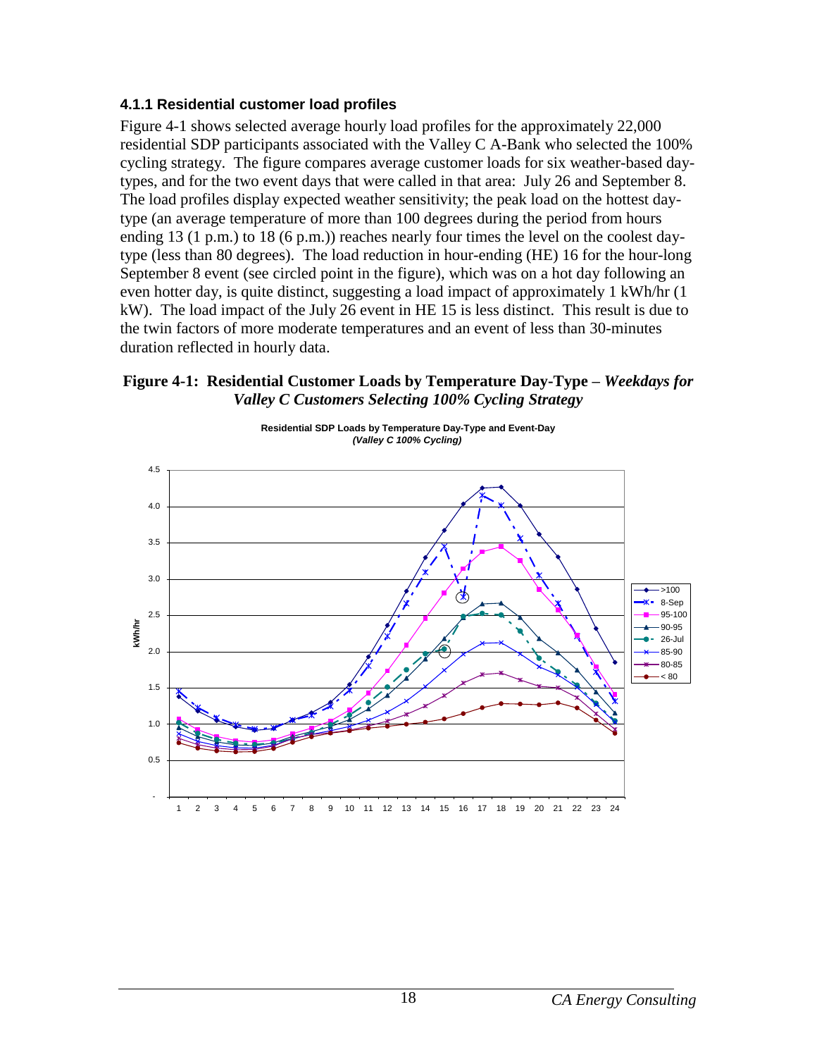### 4.1.1 Residential customer load profiles

Figure 4-1 shows selected average hourly load profiles for the approximately 22,000 residential SDP participants associated with the Valley C A-Bank who selected the 100% cycling strategy. The figure compares average customer loads for six weather-based day-types, and for the two event days that were called in that area: July 26 and September 8. The load profiles display expected weather sensitivity; the peak load on the hottest day-type (an average temperature of more than 100 degrees during the period from hours ending 13 (1 p.m.) to 18 (6 p.m.)) reaches nearly four times the level on the coolest day-type (less than 80 degrees). The load reduction in hour-ending (HE) 16 for the hour-long September 8 event (see circled point in the figure), which was on a hot day following an even hotter day, is quite distinct, suggesting a load impact of approximately 1 kWh/hr (1 kW). The load impact of the July 26 event in HE 15 is less distinct. This result is due to the twin factors of more moderate temperatures and an event of less than 30-minutes duration reflected in hourly data.

**Figure 4-1: Residential Customer Loads by Temperature Day-Type –** ***Weekdays for Valley C Customers Selecting 100% Cycling Strategy***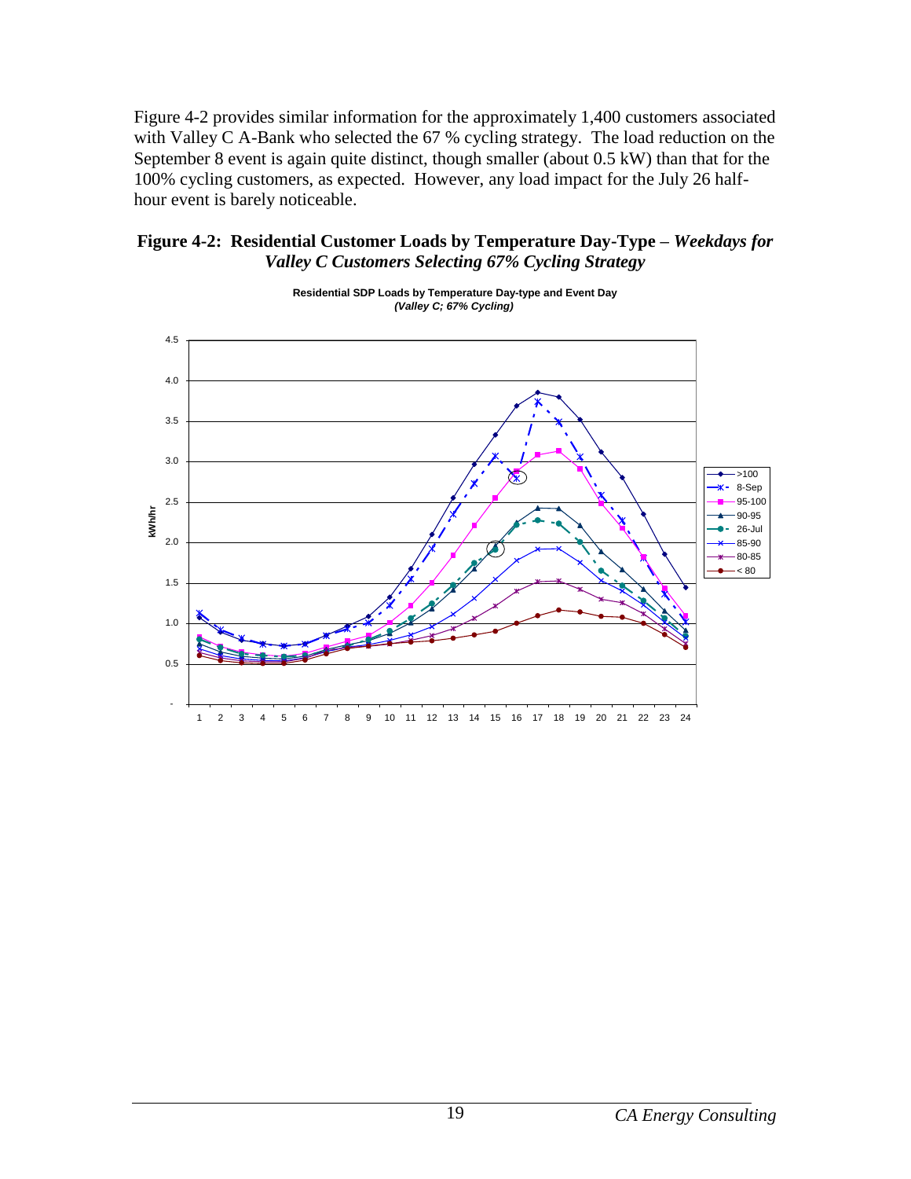Figure 4-2 provides similar information for the approximately 1,400 customers associated with Valley C A-Bank who selected the 67 % cycling strategy. The load reduction on the September 8 event is again quite distinct, though smaller (about 0.5 kW) than that for the 100% cycling customers, as expected. However, any load impact for the July 26 half-hour event is barely noticeable.

**Figure 4-2: Residential Customer Loads by Temperature Day-Type –** ***Weekdays for Valley C Customers Selecting 67% Cycling Strategy***

**Residential SDP Loads by Temperature Day-type and Event Day**
***(Valley C; 67% Cycling)***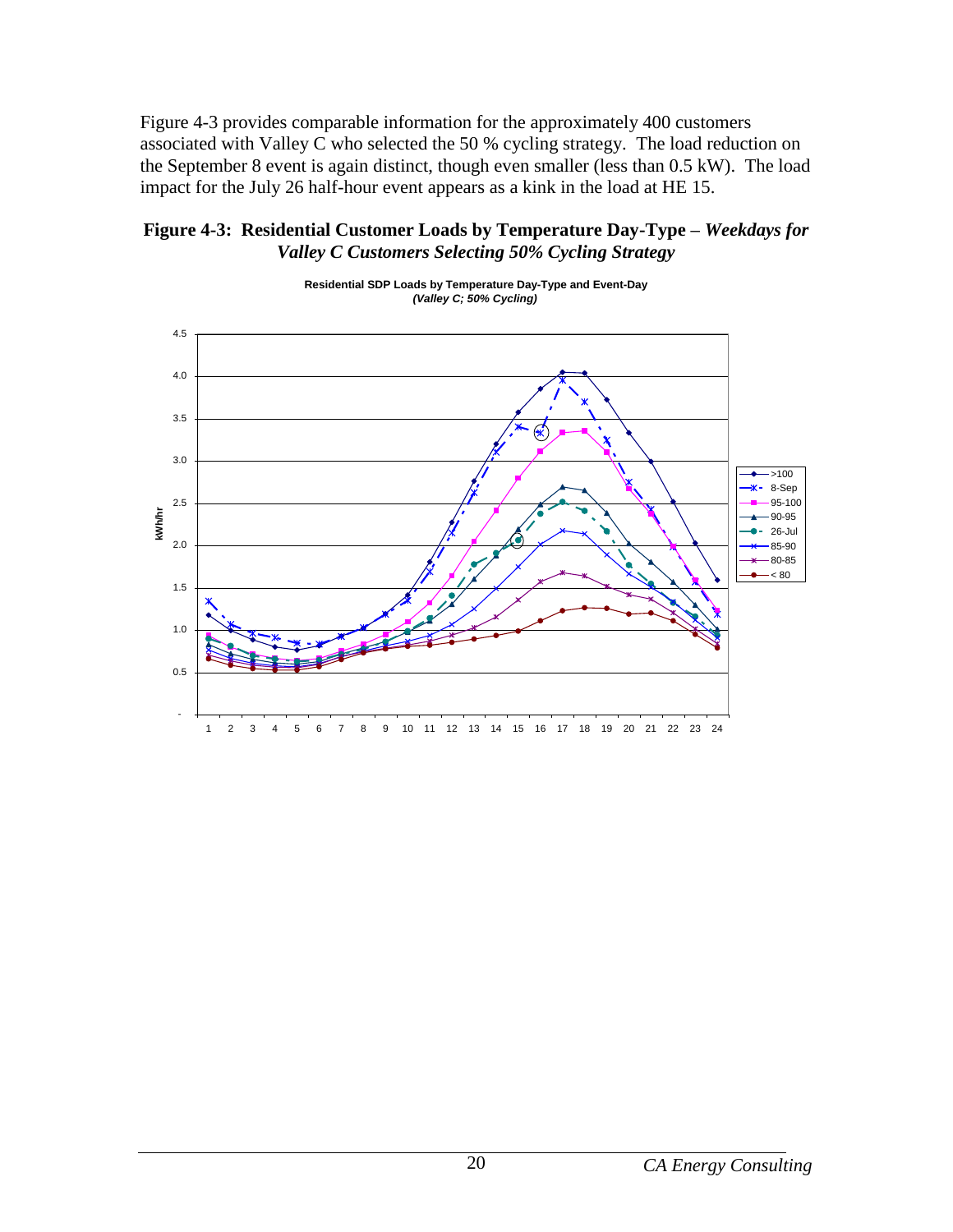Figure 4-3 provides comparable information for the approximately 400 customers associated with Valley C who selected the 50 % cycling strategy. The load reduction on the September 8 event is again distinct, though even smaller (less than 0.5 kW). The load impact for the July 26 half-hour event appears as a kink in the load at HE 15.

**Figure 4-3: Residential Customer Loads by Temperature Day-Type –** ***Weekdays for Valley C Customers Selecting 50% Cycling Strategy***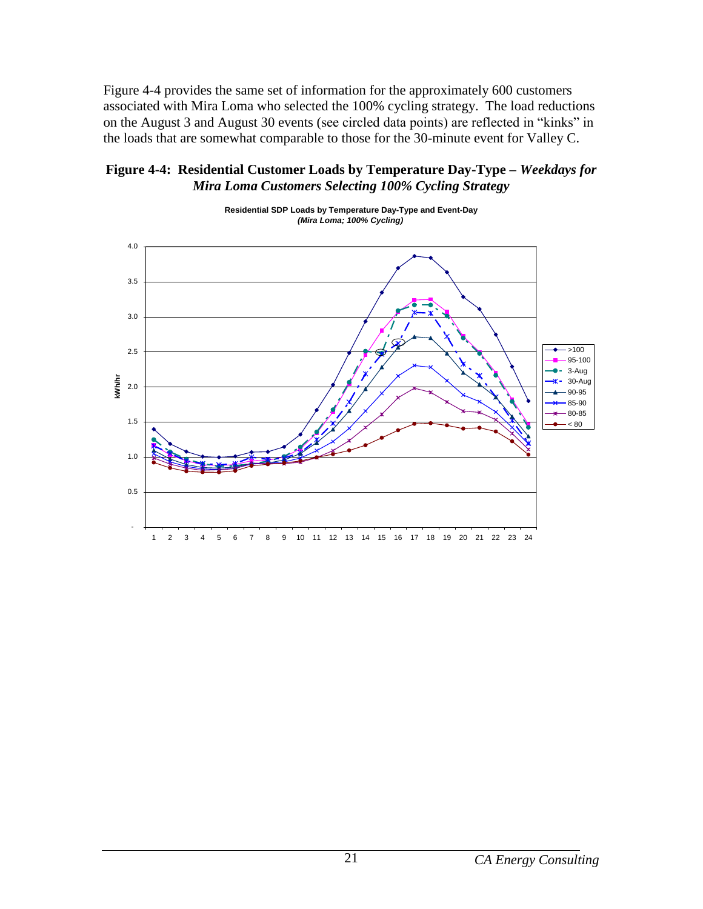Figure 4-4 provides the same set of information for the approximately 600 customers associated with Mira Loma who selected the 100% cycling strategy. The load reductions on the August 3 and August 30 events (see circled data points) are reflected in "kinks" in the loads that are somewhat comparable to those for the 30-minute event for Valley C.

**Figure 4-4: Residential Customer Loads by Temperature Day-Type –** ***Weekdays for Mira Loma Customers Selecting 100% Cycling Strategy***

**Residential SDP Loads by Temperature Day-Type and Event-Day**
***(Mira Loma; 100% Cycling)***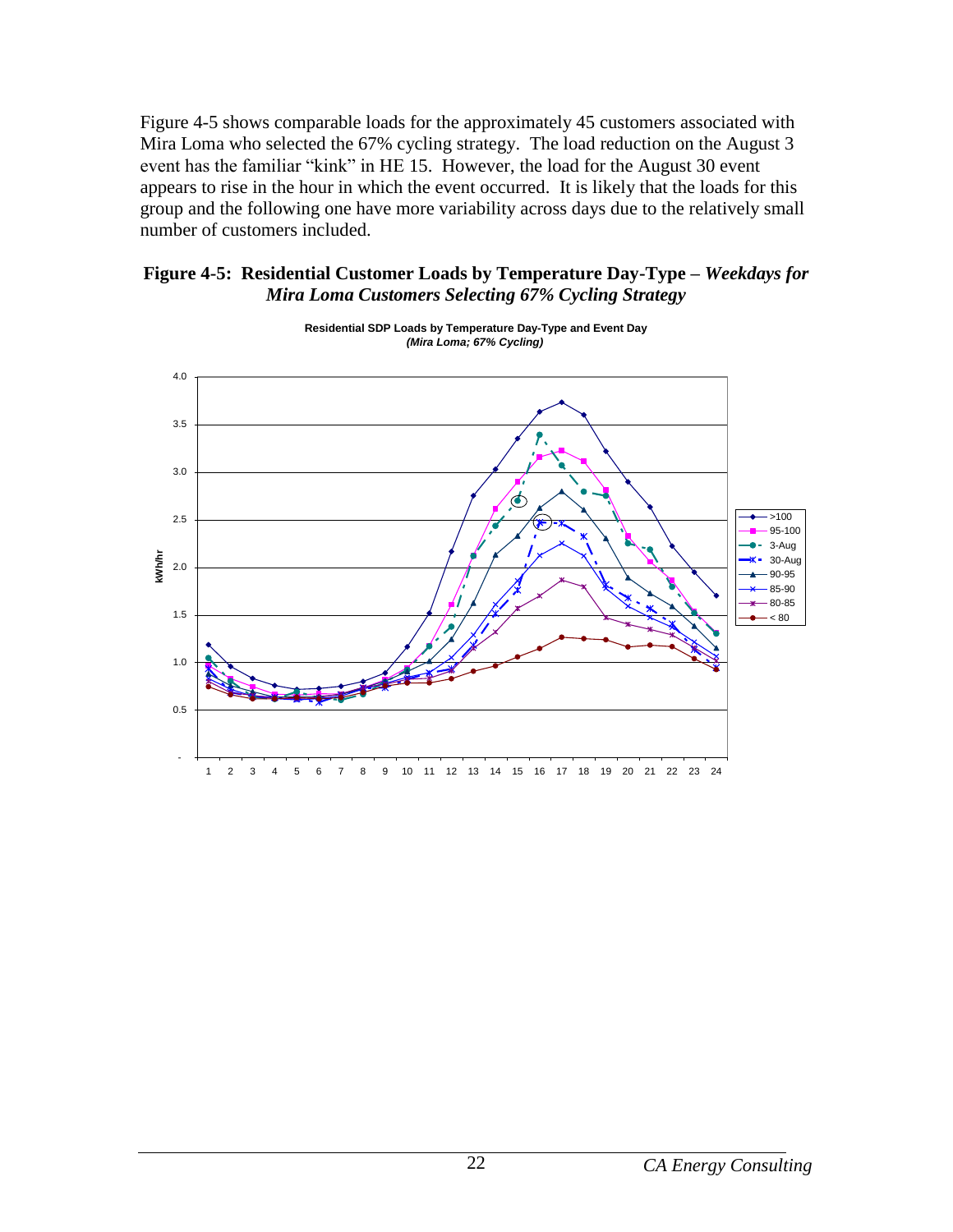Figure 4-5 shows comparable loads for the approximately 45 customers associated with Mira Loma who selected the 67% cycling strategy. The load reduction on the August 3 event has the familiar "kink" in HE 15. However, the load for the August 30 event appears to rise in the hour in which the event occurred. It is likely that the loads for this group and the following one have more variability across days due to the relatively small number of customers included.

**Figure 4-5: Residential Customer Loads by Temperature Day-Type –** ***Weekdays for Mira Loma Customers Selecting 67% Cycling Strategy***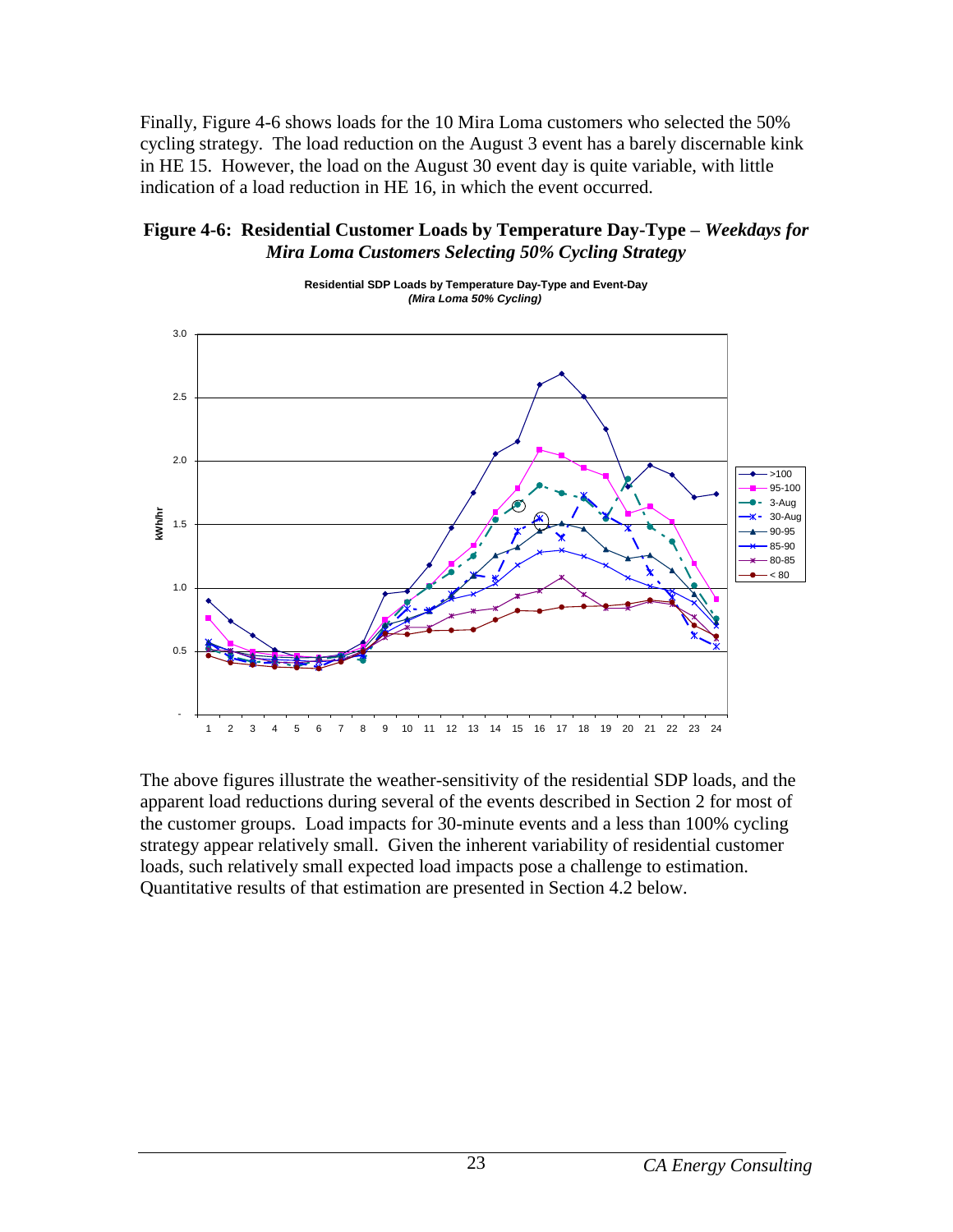Finally, Figure 4-6 shows loads for the 10 Mira Loma customers who selected the 50% cycling strategy. The load reduction on the August 3 event has a barely discernable kink in HE 15. However, the load on the August 30 event day is quite variable, with little indication of a load reduction in HE 16, in which the event occurred.

**Figure 4-6: Residential Customer Loads by Temperature Day-Type –** ***Weekdays for Mira Loma Customers Selecting 50% Cycling Strategy***

The above figures illustrate the weather-sensitivity of the residential SDP loads, and the apparent load reductions during several of the events described in Section 2 for most of the customer groups. Load impacts for 30-minute events and a less than 100% cycling strategy appear relatively small. Given the inherent variability of residential customer loads, such relatively small expected load impacts pose a challenge to estimation. Quantitative results of that estimation are presented in Section 4.2 below.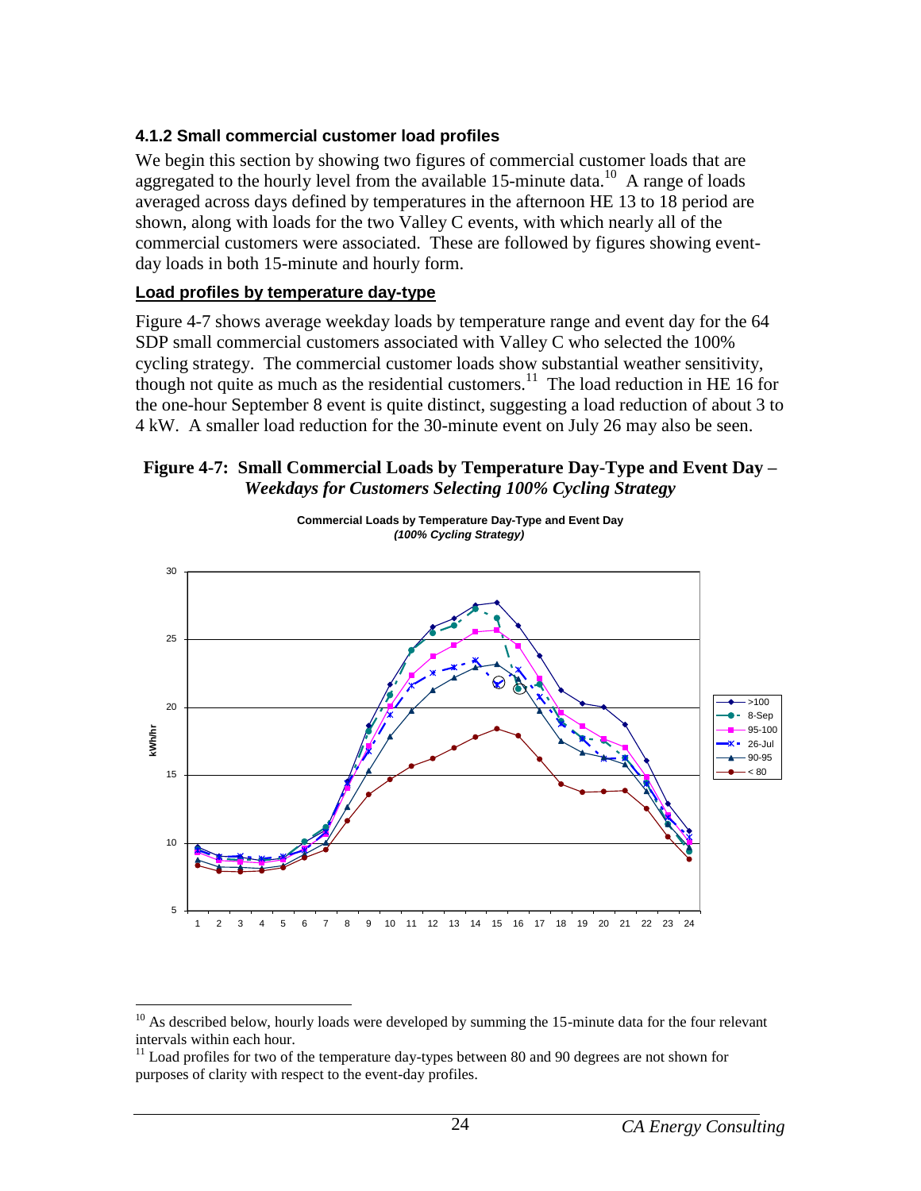### 4.1.2 Small commercial customer load profiles

We begin this section by showing two figures of commercial customer loads that are aggregated to the hourly level from the available 15-minute data.[10] A range of loads averaged across days defined by temperatures in the afternoon HE 13 to 18 period are shown, along with loads for the two Valley C events, with which nearly all of the commercial customers were associated. These are followed by figures showing event-day loads in both 15-minute and hourly form.

**Load profiles by temperature day-type**

Figure 4-7 shows average weekday loads by temperature range and event day for the 64 SDP small commercial customers associated with Valley C who selected the 100% cycling strategy. The commercial customer loads show substantial weather sensitivity, though not quite as much as the residential customers.[11] The load reduction in HE 16 for the one-hour September 8 event is quite distinct, suggesting a load reduction of about 3 to 4 kW. A smaller load reduction for the 30-minute event on July 26 may also be seen.

**Figure 4-7: Small Commercial Loads by Temperature Day-Type and Event Day –** ***Weekdays for Customers Selecting 100% Cycling Strategy***

---

[10] As described below, hourly loads were developed by summing the 15-minute data for the four relevant intervals within each hour.

[11] Load profiles for two of the temperature day-types between 80 and 90 degrees are not shown for purposes of clarity with respect to the event-day profiles.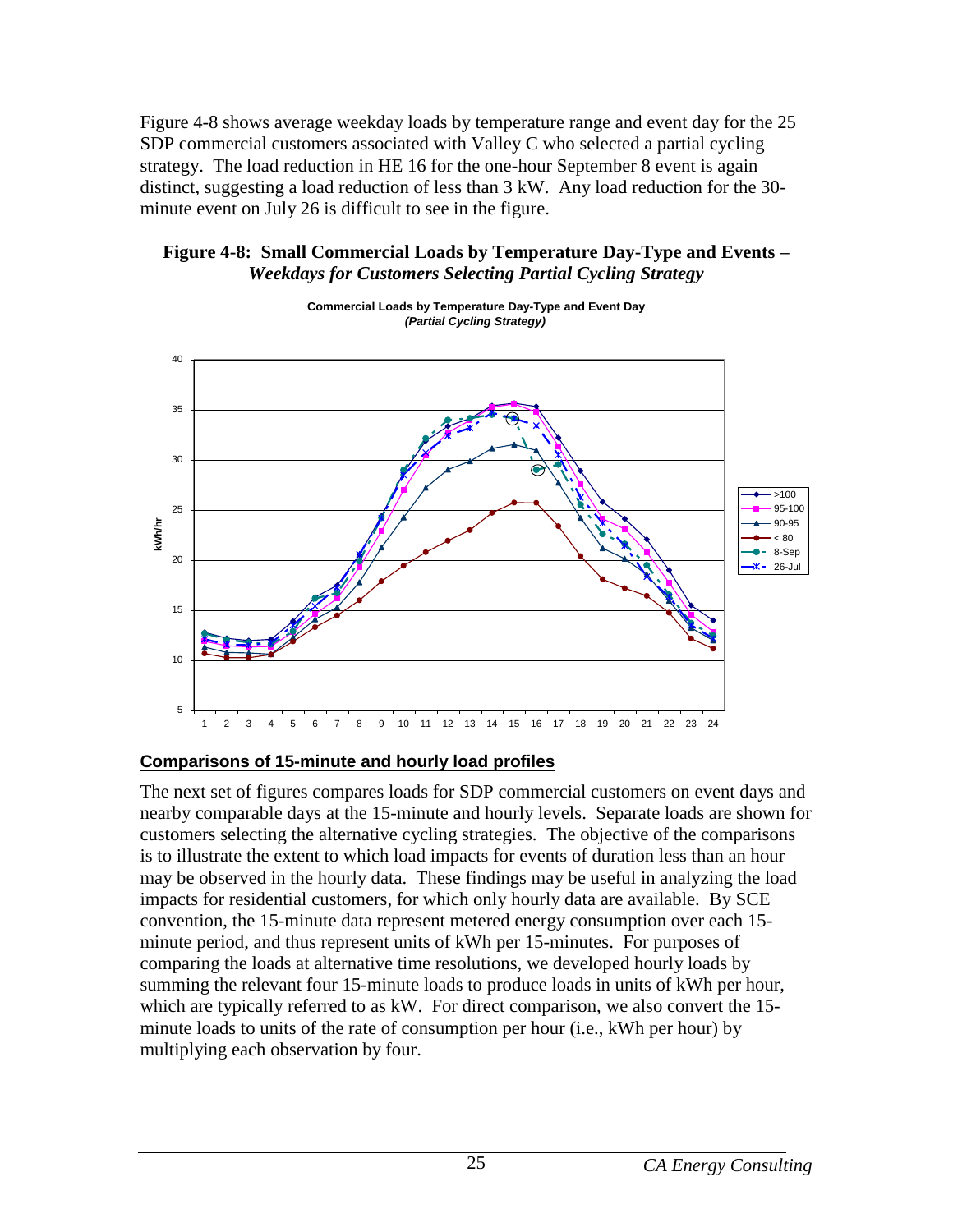Figure 4-8 shows average weekday loads by temperature range and event day for the 25 SDP commercial customers associated with Valley C who selected a partial cycling strategy. The load reduction in HE 16 for the one-hour September 8 event is again distinct, suggesting a load reduction of less than 3 kW. Any load reduction for the 30-minute event on July 26 is difficult to see in the figure.

**Figure 4-8: Small Commercial Loads by Temperature Day-Type and Events –** ***Weekdays for Customers Selecting Partial Cycling Strategy***

**Commercial Loads by Temperature Day-Type and Event Day**
***(Partial Cycling Strategy)***

kWh/hr

Legend: >100, 95-100, 90-95, < 80, 8-Sep, 26-Jul

### Comparisons of 15-minute and hourly load profiles

The next set of figures compares loads for SDP commercial customers on event days and nearby comparable days at the 15-minute and hourly levels. Separate loads are shown for customers selecting the alternative cycling strategies. The objective of the comparisons is to illustrate the extent to which load impacts for events of duration less than an hour may be observed in the hourly data. These findings may be useful in analyzing the load impacts for residential customers, for which only hourly data are available. By SCE convention, the 15-minute data represent metered energy consumption over each 15-minute period, and thus represent units of kWh per 15-minutes. For purposes of comparing the loads at alternative time resolutions, we developed hourly loads by summing the relevant four 15-minute loads to produce loads in units of kWh per hour, which are typically referred to as kW. For direct comparison, we also convert the 15-minute loads to units of the rate of consumption per hour (i.e., kWh per hour) by multiplying each observation by four.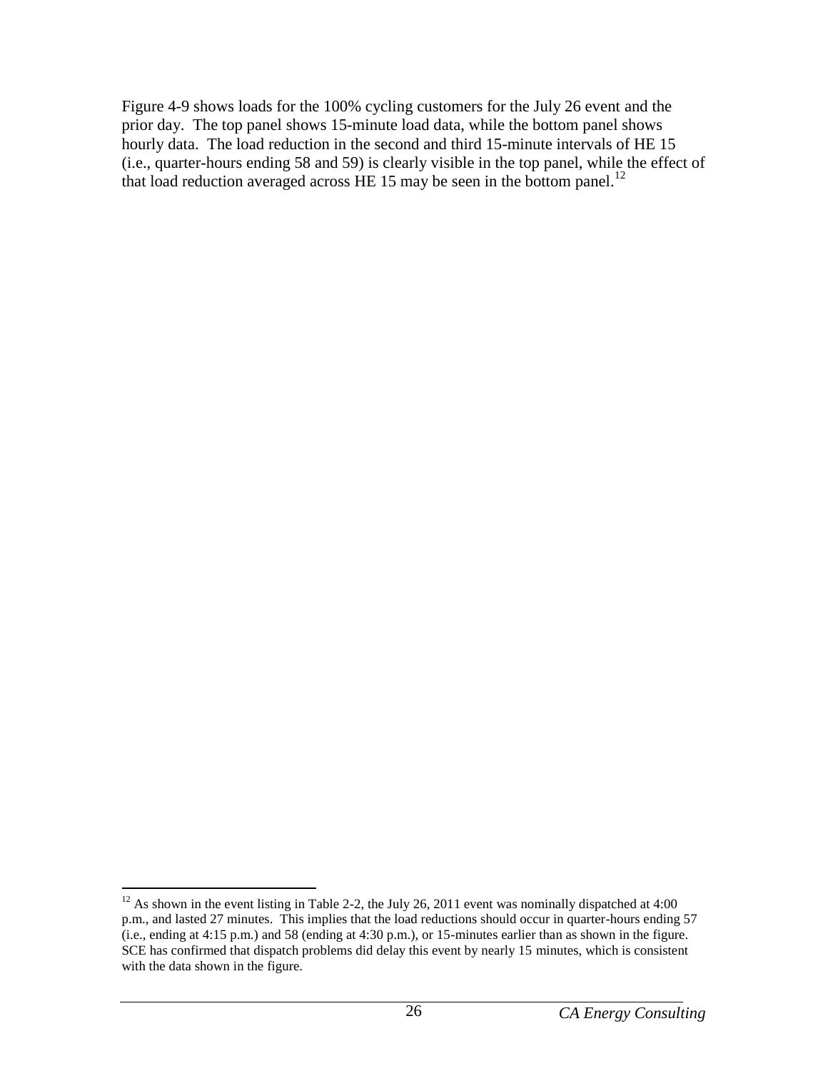Figure 4-9 shows loads for the 100% cycling customers for the July 26 event and the prior day. The top panel shows 15-minute load data, while the bottom panel shows hourly data. The load reduction in the second and third 15-minute intervals of HE 15 (i.e., quarter-hours ending 58 and 59) is clearly visible in the top panel, while the effect of that load reduction averaged across HE 15 may be seen in the bottom panel.[12]

---

[12] As shown in the event listing in Table 2-2, the July 26, 2011 event was nominally dispatched at 4:00 p.m., and lasted 27 minutes. This implies that the load reductions should occur in quarter-hours ending 57 (i.e., ending at 4:15 p.m.) and 58 (ending at 4:30 p.m.), or 15-minutes earlier than as shown in the figure. SCE has confirmed that dispatch problems did delay this event by nearly 15 minutes, which is consistent with the data shown in the figure.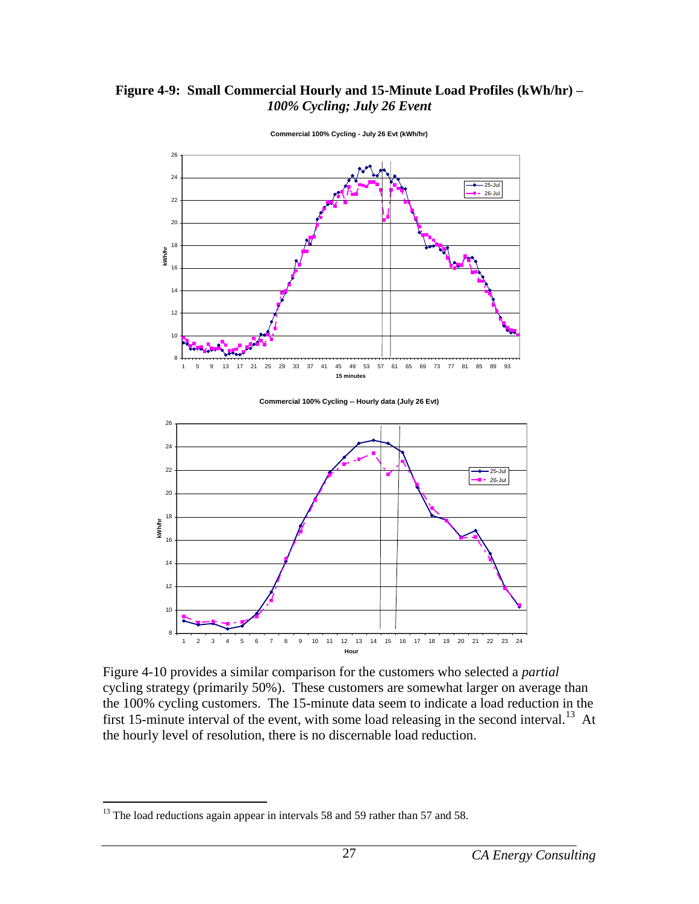**Figure 4-9: Small Commercial Hourly and 15-Minute Load Profiles (kWh/hr) –** ***100% Cycling; July 26 Event***

Figure 4-10 provides a similar comparison for the customers who selected a *partial* cycling strategy (primarily 50%). These customers are somewhat larger on average than the 100% cycling customers. The 15-minute data seem to indicate a load reduction in the first 15-minute interval of the event, with some load releasing in the second interval.[13] At the hourly level of resolution, there is no discernable load reduction.

[13] The load reductions again appear in intervals 58 and 59 rather than 57 and 58.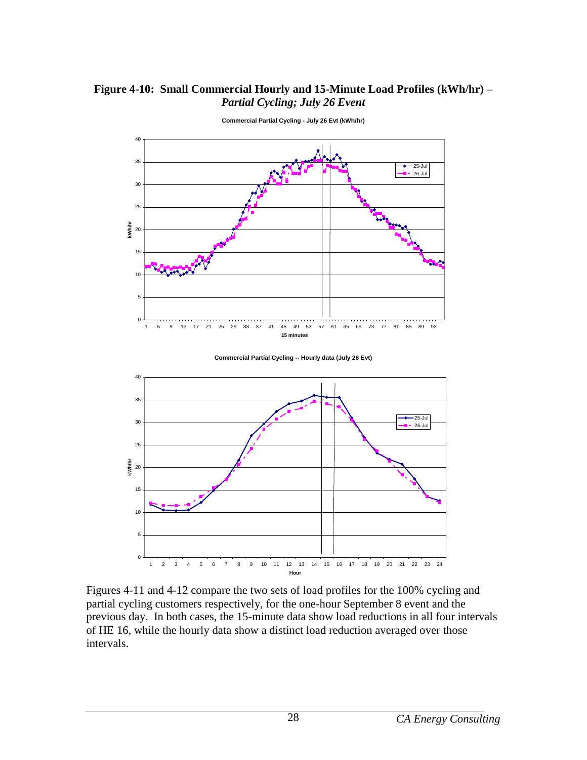**Figure 4-10: Small Commercial Hourly and 15-Minute Load Profiles (kWh/hr) –** ***Partial Cycling; July 26 Event***

Figures 4-11 and 4-12 compare the two sets of load profiles for the 100% cycling and partial cycling customers respectively, for the one-hour September 8 event and the previous day. In both cases, the 15-minute data show load reductions in all four intervals of HE 16, while the hourly data show a distinct load reduction averaged over those intervals.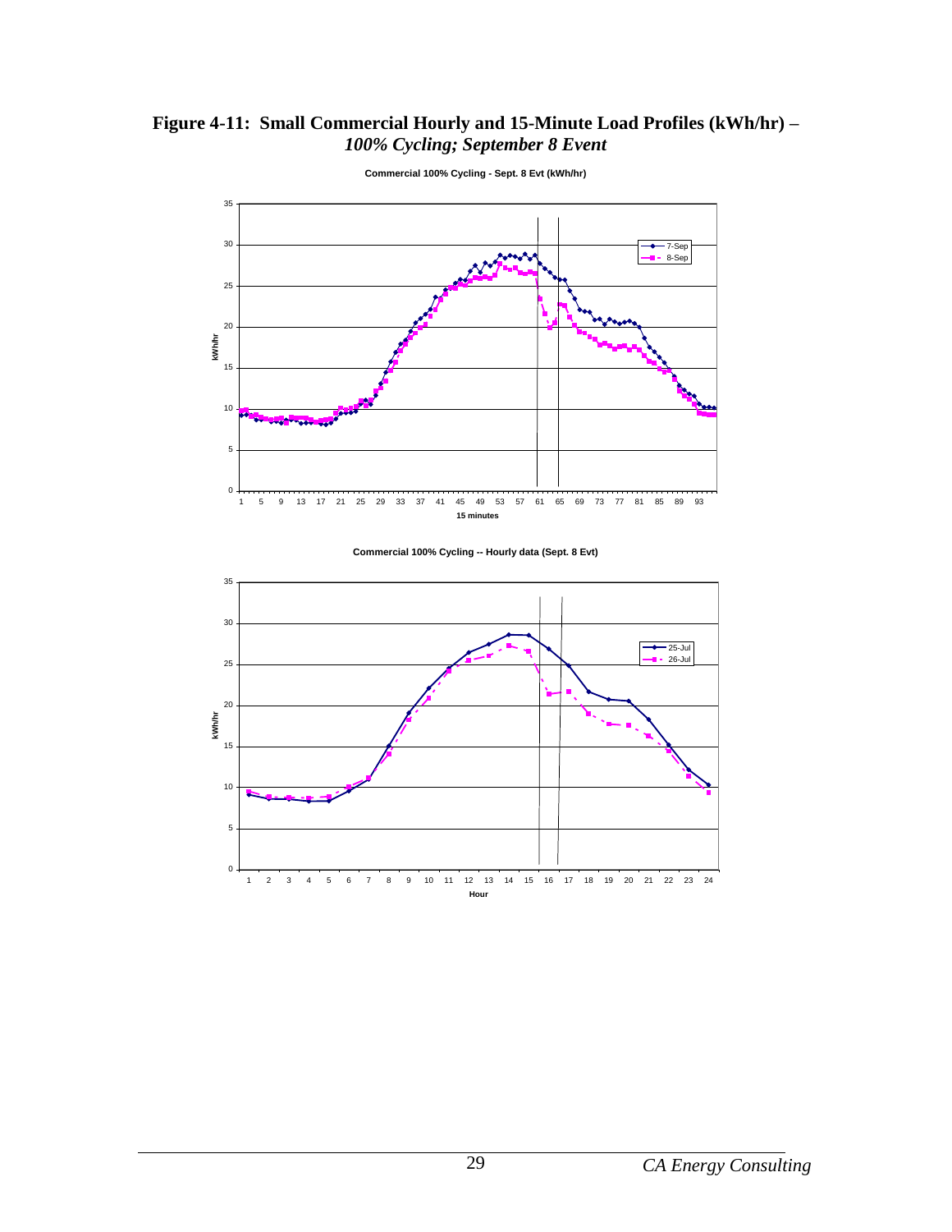**Figure 4-11: Small Commercial Hourly and 15-Minute Load Profiles (kWh/hr) –**
***100% Cycling; September 8 Event***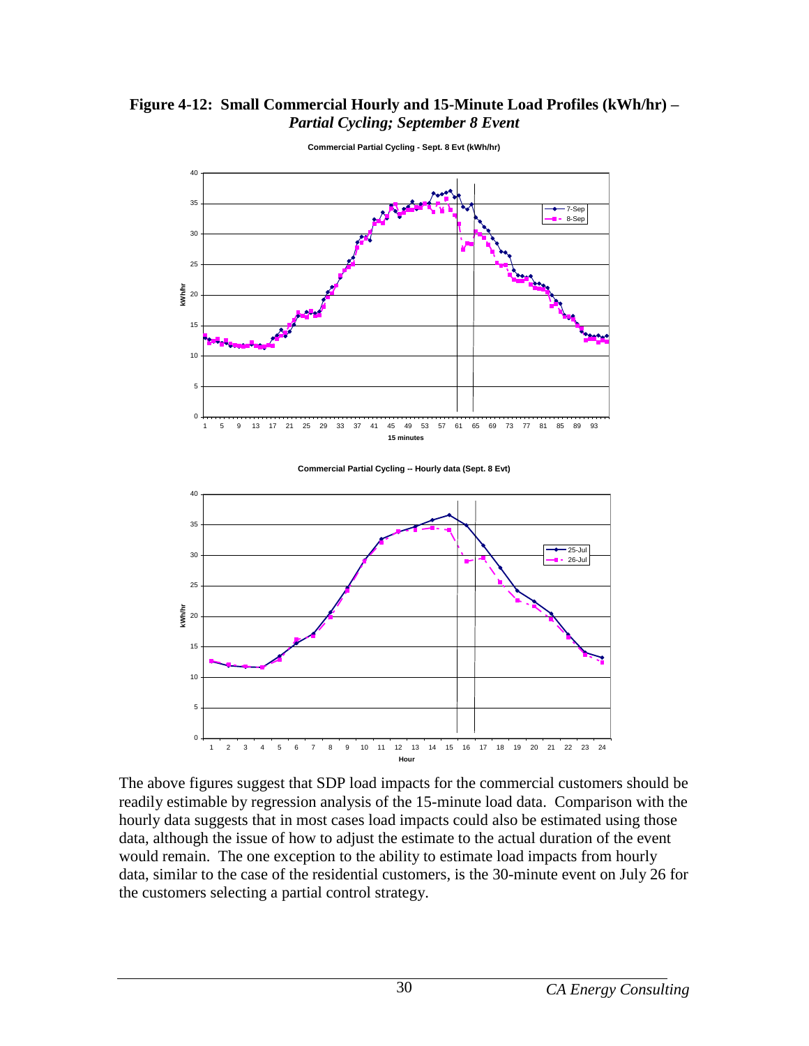**Figure 4-12: Small Commercial Hourly and 15-Minute Load Profiles (kWh/hr) –** ***Partial Cycling; September 8 Event***

The above figures suggest that SDP load impacts for the commercial customers should be readily estimable by regression analysis of the 15-minute load data. Comparison with the hourly data suggests that in most cases load impacts could also be estimated using those data, although the issue of how to adjust the estimate to the actual duration of the event would remain. The one exception to the ability to estimate load impacts from hourly data, similar to the case of the residential customers, is the 30-minute event on July 26 for the customers selecting a partial control strategy.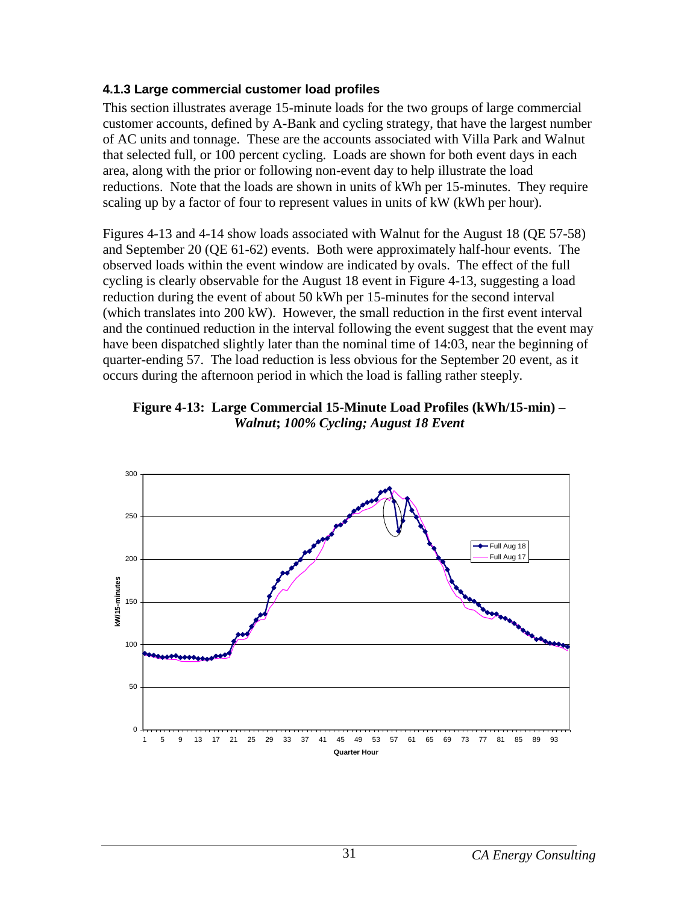### 4.1.3 Large commercial customer load profiles

This section illustrates average 15-minute loads for the two groups of large commercial customer accounts, defined by A-Bank and cycling strategy, that have the largest number of AC units and tonnage. These are the accounts associated with Villa Park and Walnut that selected full, or 100 percent cycling. Loads are shown for both event days in each area, along with the prior or following non-event day to help illustrate the load reductions. Note that the loads are shown in units of kWh per 15-minutes. They require scaling up by a factor of four to represent values in units of kW (kWh per hour).

Figures 4-13 and 4-14 show loads associated with Walnut for the August 18 (QE 57-58) and September 20 (QE 61-62) events. Both were approximately half-hour events. The observed loads within the event window are indicated by ovals. The effect of the full cycling is clearly observable for the August 18 event in Figure 4-13, suggesting a load reduction during the event of about 50 kWh per 15-minutes for the second interval (which translates into 200 kW). However, the small reduction in the first event interval and the continued reduction in the interval following the event suggest that the event may have been dispatched slightly later than the nominal time of 14:03, near the beginning of quarter-ending 57. The load reduction is less obvious for the September 20 event, as it occurs during the afternoon period in which the load is falling rather steeply.

**Figure 4-13: Large Commercial 15-Minute Load Profiles (kWh/15-min) –** ***Walnut*****;** ***100% Cycling; August 18 Event***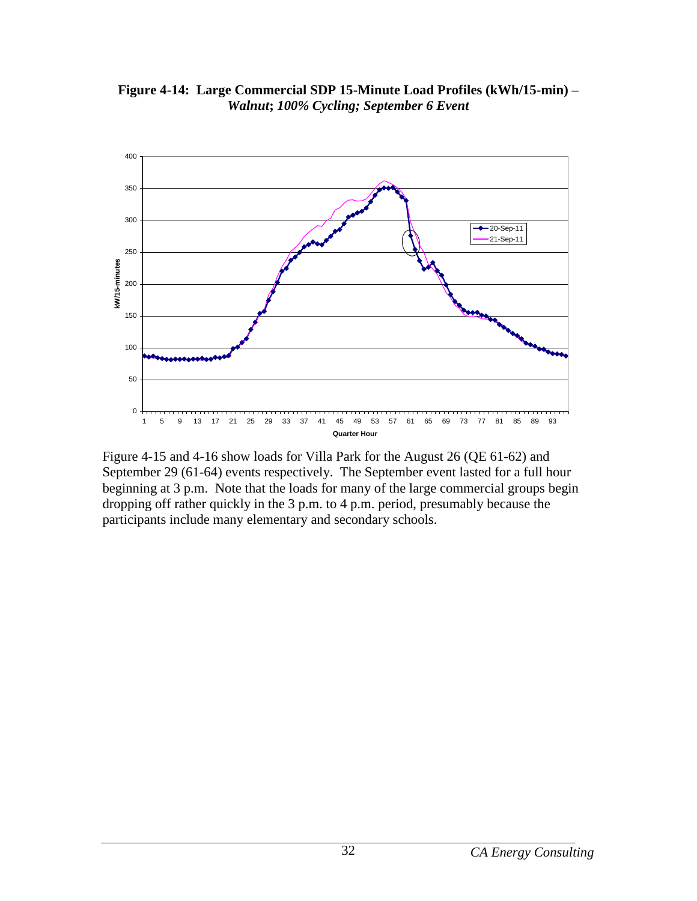**Figure 4-14: Large Commercial SDP 15-Minute Load Profiles (kWh/15-min) –** ***Walnut*****;** ***100% Cycling; September 6 Event***

Figure 4-15 and 4-16 show loads for Villa Park for the August 26 (QE 61-62) and September 29 (61-64) events respectively. The September event lasted for a full hour beginning at 3 p.m. Note that the loads for many of the large commercial groups begin dropping off rather quickly in the 3 p.m. to 4 p.m. period, presumably because the participants include many elementary and secondary schools.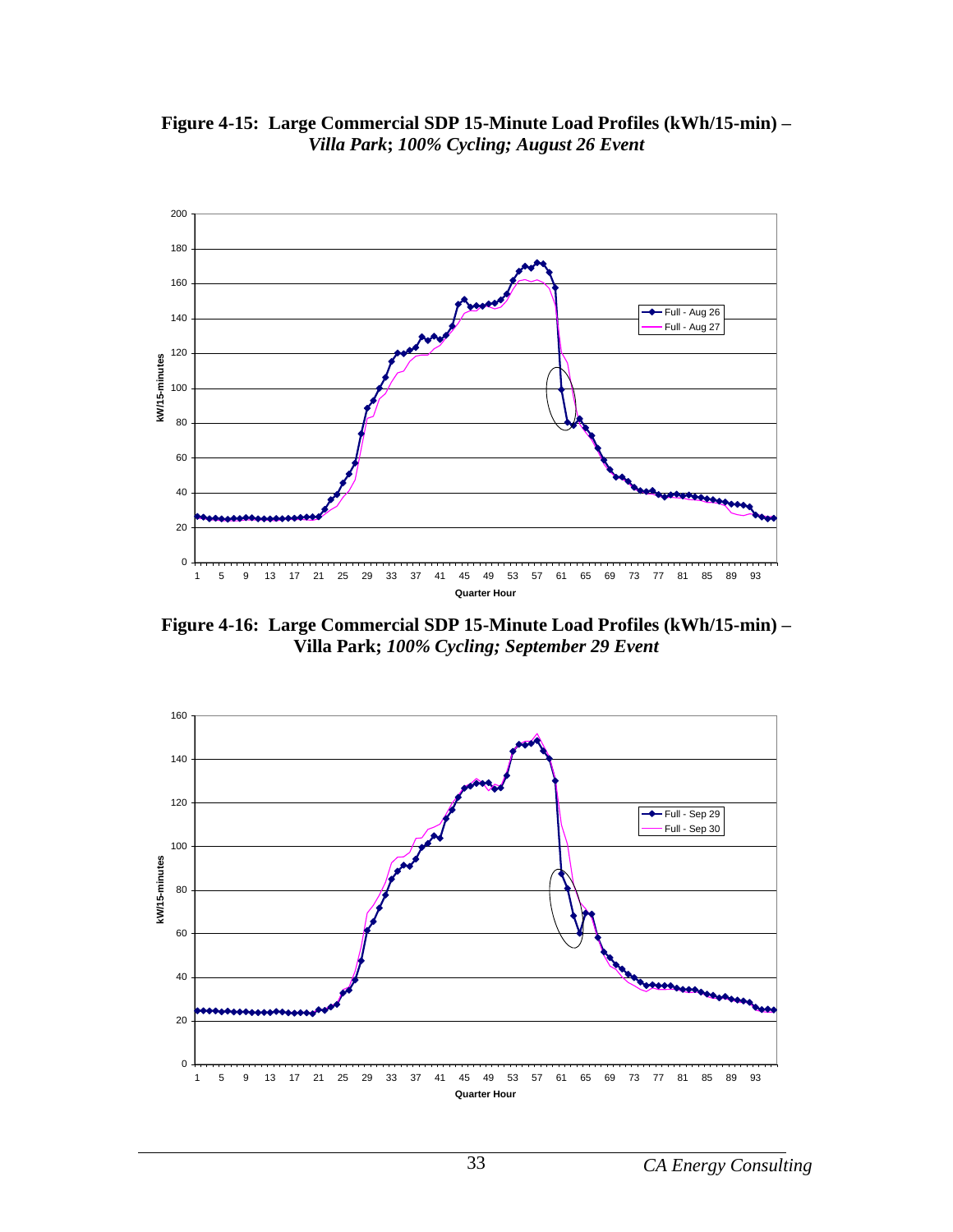**Figure 4-15: Large Commercial SDP 15-Minute Load Profiles (kWh/15-min) –** ***Villa Park*****;** ***100% Cycling; August 26 Event***

**Figure 4-16: Large Commercial SDP 15-Minute Load Profiles (kWh/15-min) – Villa Park;** ***100% Cycling; September 29 Event***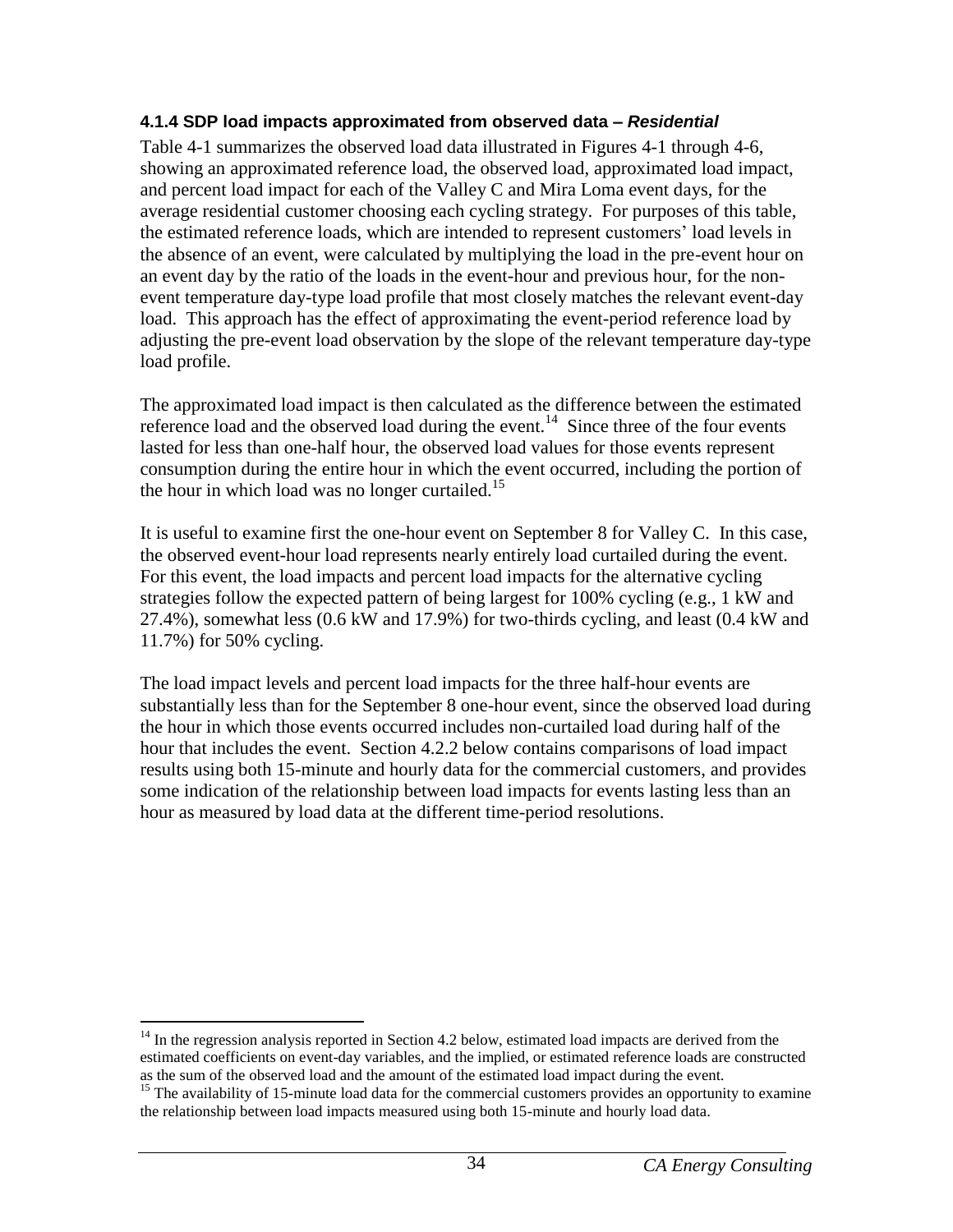### 4.1.4 SDP load impacts approximated from observed data – *Residential*

Table 4-1 summarizes the observed load data illustrated in Figures 4-1 through 4-6, showing an approximated reference load, the observed load, approximated load impact, and percent load impact for each of the Valley C and Mira Loma event days, for the average residential customer choosing each cycling strategy. For purposes of this table, the estimated reference loads, which are intended to represent customers' load levels in the absence of an event, were calculated by multiplying the load in the pre-event hour on an event day by the ratio of the loads in the event-hour and previous hour, for the non-event temperature day-type load profile that most closely matches the relevant event-day load. This approach has the effect of approximating the event-period reference load by adjusting the pre-event load observation by the slope of the relevant temperature day-type load profile.

The approximated load impact is then calculated as the difference between the estimated reference load and the observed load during the event.[14] Since three of the four events lasted for less than one-half hour, the observed load values for those events represent consumption during the entire hour in which the event occurred, including the portion of the hour in which load was no longer curtailed.[15]

It is useful to examine first the one-hour event on September 8 for Valley C. In this case, the observed event-hour load represents nearly entirely load curtailed during the event. For this event, the load impacts and percent load impacts for the alternative cycling strategies follow the expected pattern of being largest for 100% cycling (e.g., 1 kW and 27.4%), somewhat less (0.6 kW and 17.9%) for two-thirds cycling, and least (0.4 kW and 11.7%) for 50% cycling.

The load impact levels and percent load impacts for the three half-hour events are substantially less than for the September 8 one-hour event, since the observed load during the hour in which those events occurred includes non-curtailed load during half of the hour that includes the event. Section 4.2.2 below contains comparisons of load impact results using both 15-minute and hourly data for the commercial customers, and provides some indication of the relationship between load impacts for events lasting less than an hour as measured by load data at the different time-period resolutions.

---

[14] In the regression analysis reported in Section 4.2 below, estimated load impacts are derived from the estimated coefficients on event-day variables, and the implied, or estimated reference loads are constructed as the sum of the observed load and the amount of the estimated load impact during the event.

[15] The availability of 15-minute load data for the commercial customers provides an opportunity to examine the relationship between load impacts measured using both 15-minute and hourly load data.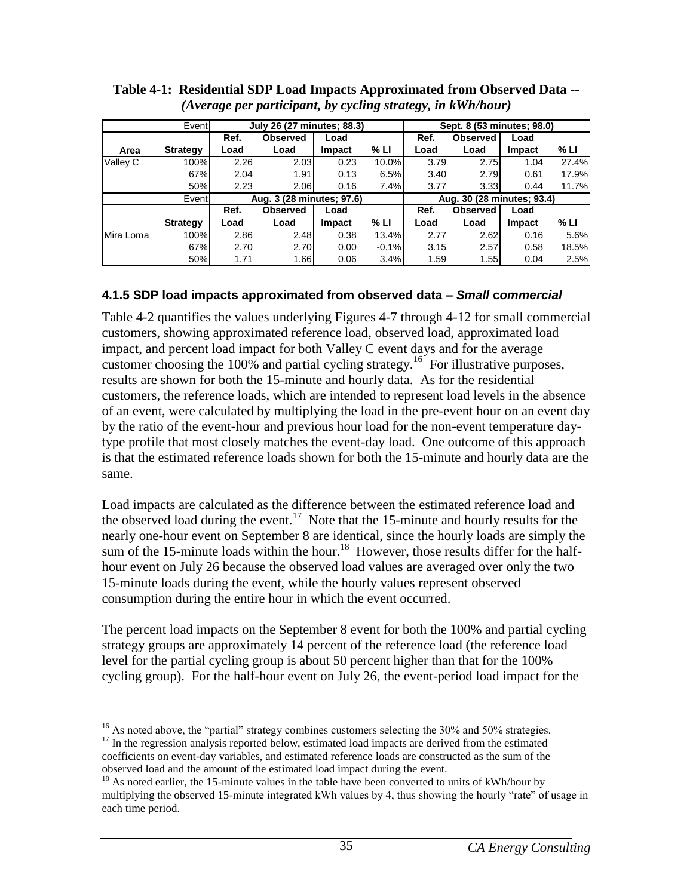**Table 4-1: Residential SDP Load Impacts Approximated from Observed Data --** ***(Average per participant, by cycling strategy, in kWh/hour)***

| | Event | July 26 (27 minutes; 88.3) | | | | Sept. 8 (53 minutes; 98.0) | | | |
|---|---|---|---|---|---|---|---|---|---|
| | | Ref. | Observed | Load | | Ref. | Observed | Load | |
| **Area** | **Strategy** | **Load** | **Load** | **Impact** | **% LI** | **Load** | **Load** | **Impact** | **% LI** |
| Valley C | 100% | 2.26 | 2.03 | 0.23 | 10.0% | 3.79 | 2.75 | 1.04 | 27.4% |
| | 67% | 2.04 | 1.91 | 0.13 | 6.5% | 3.40 | 2.79 | 0.61 | 17.9% |
| | 50% | 2.23 | 2.06 | 0.16 | 7.4% | 3.77 | 3.33 | 0.44 | 11.7% |
| | Event | Aug. 3 (28 minutes; 97.6) | | | | Aug. 30 (28 minutes; 93.4) | | | |
| | | Ref. | Observed | Load | | Ref. | Observed | Load | |
| | **Strategy** | **Load** | **Load** | **Impact** | **% LI** | **Load** | **Load** | **Impact** | **% LI** |
| Mira Loma | 100% | 2.86 | 2.48 | 0.38 | 13.4% | 2.77 | 2.62 | 0.16 | 5.6% |
| | 67% | 2.70 | 2.70 | 0.00 | -0.1% | 3.15 | 2.57 | 0.58 | 18.5% |
| | 50% | 1.71 | 1.66 | 0.06 | 3.4% | 1.59 | 1.55 | 0.04 | 2.5% |

### 4.1.5 SDP load impacts approximated from observed data – *Small commercial*

Table 4-2 quantifies the values underlying Figures 4-7 through 4-12 for small commercial customers, showing approximated reference load, observed load, approximated load impact, and percent load impact for both Valley C event days and for the average customer choosing the 100% and partial cycling strategy.[16] For illustrative purposes, results are shown for both the 15-minute and hourly data. As for the residential customers, the reference loads, which are intended to represent load levels in the absence of an event, were calculated by multiplying the load in the pre-event hour on an event day by the ratio of the event-hour and previous hour load for the non-event temperature day-type profile that most closely matches the event-day load. One outcome of this approach is that the estimated reference loads shown for both the 15-minute and hourly data are the same.

Load impacts are calculated as the difference between the estimated reference load and the observed load during the event.[17] Note that the 15-minute and hourly results for the nearly one-hour event on September 8 are identical, since the hourly loads are simply the sum of the 15-minute loads within the hour.[18] However, those results differ for the half-hour event on July 26 because the observed load values are averaged over only the two 15-minute loads during the event, while the hourly values represent observed consumption during the entire hour in which the event occurred.

The percent load impacts on the September 8 event for both the 100% and partial cycling strategy groups are approximately 14 percent of the reference load (the reference load level for the partial cycling group is about 50 percent higher than that for the 100% cycling group). For the half-hour event on July 26, the event-period load impact for the

---

[16] As noted above, the "partial" strategy combines customers selecting the 30% and 50% strategies.

[17] In the regression analysis reported below, estimated load impacts are derived from the estimated coefficients on event-day variables, and estimated reference loads are constructed as the sum of the observed load and the amount of the estimated load impact during the event.

[18] As noted earlier, the 15-minute values in the table have been converted to units of kWh/hour by multiplying the observed 15-minute integrated kWh values by 4, thus showing the hourly "rate" of usage in each time period.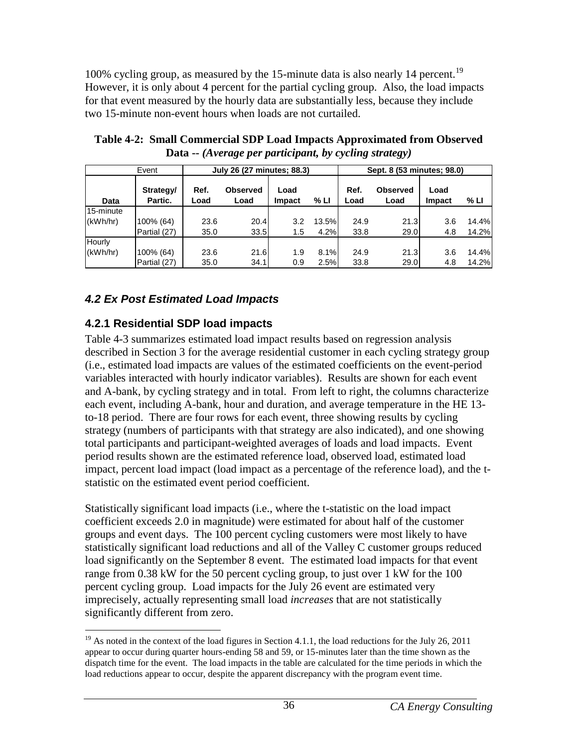100% cycling group, as measured by the 15-minute data is also nearly 14 percent.[19] However, it is only about 4 percent for the partial cycling group. Also, the load impacts for that event measured by the hourly data are substantially less, because they include two 15-minute non-event hours when loads are not curtailed.

**Table 4-2: Small Commercial SDP Load Impacts Approximated from Observed Data -- *(Average per participant, by cycling strategy)***

| Event | | July 26 (27 minutes; 88.3) | | | | Sept. 8 (53 minutes; 98.0) | | | |
|---|---|---|---|---|---|---|---|---|---|
| Data | Strategy/ Partic. | Ref. Load | Observed Load | Load Impact | % LI | Ref. Load | Observed Load | Load Impact | % LI |
| 15-minute (kWh/hr) | 100% (64) | 23.6 | 20.4 | 3.2 | 13.5% | 24.9 | 21.3 | 3.6 | 14.4% |
| | Partial (27) | 35.0 | 33.5 | 1.5 | 4.2% | 33.8 | 29.0 | 4.8 | 14.2% |
| Hourly (kWh/hr) | 100% (64) | 23.6 | 21.6 | 1.9 | 8.1% | 24.9 | 21.3 | 3.6 | 14.4% |
| | Partial (27) | 35.0 | 34.1 | 0.9 | 2.5% | 33.8 | 29.0 | 4.8 | 14.2% |

## *4.2 Ex Post Estimated Load Impacts*

### 4.2.1 Residential SDP load impacts

Table 4-3 summarizes estimated load impact results based on regression analysis described in Section 3 for the average residential customer in each cycling strategy group (i.e., estimated load impacts are values of the estimated coefficients on the event-period variables interacted with hourly indicator variables). Results are shown for each event and A-bank, by cycling strategy and in total. From left to right, the columns characterize each event, including A-bank, hour and duration, and average temperature in the HE 13-to-18 period. There are four rows for each event, three showing results by cycling strategy (numbers of participants with that strategy are also indicated), and one showing total participants and participant-weighted averages of loads and load impacts. Event period results shown are the estimated reference load, observed load, estimated load impact, percent load impact (load impact as a percentage of the reference load), and the t-statistic on the estimated event period coefficient.

Statistically significant load impacts (i.e., where the t-statistic on the load impact coefficient exceeds 2.0 in magnitude) were estimated for about half of the customer groups and event days. The 100 percent cycling customers were most likely to have statistically significant load reductions and all of the Valley C customer groups reduced load significantly on the September 8 event. The estimated load impacts for that event range from 0.38 kW for the 50 percent cycling group, to just over 1 kW for the 100 percent cycling group. Load impacts for the July 26 event are estimated very imprecisely, actually representing small load *increases* that are not statistically significantly different from zero.

[19] As noted in the context of the load figures in Section 4.1.1, the load reductions for the July 26, 2011 appear to occur during quarter hours-ending 58 and 59, or 15-minutes later than the time shown as the dispatch time for the event. The load impacts in the table are calculated for the time periods in which the load reductions appear to occur, despite the apparent discrepancy with the program event time.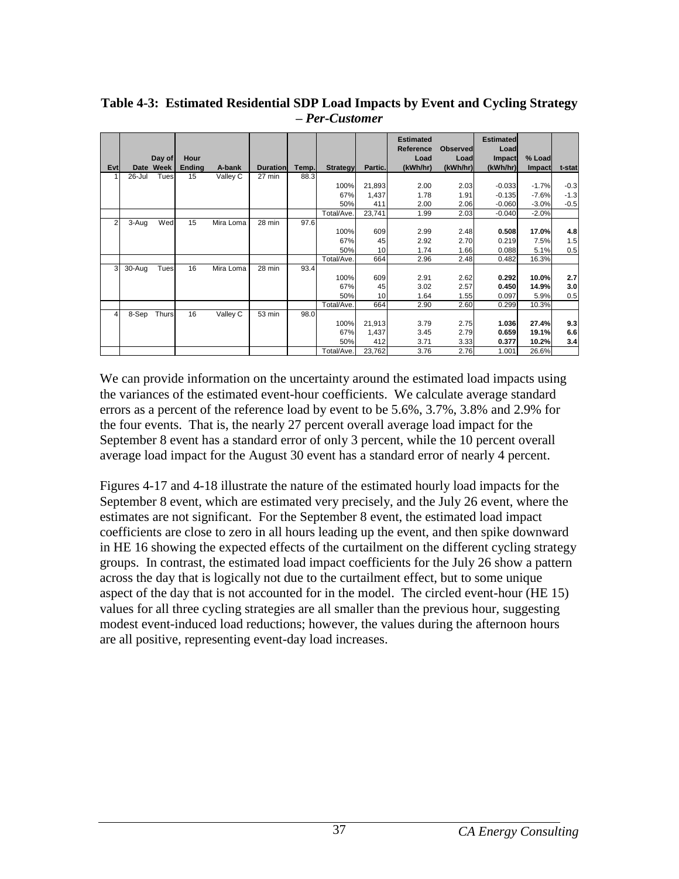**Table 4-3: Estimated Residential SDP Load Impacts by Event and Cycling Strategy – *Per-Customer***

| Evt | Date | Day of Week | Hour Ending | A-bank | Duration | Temp. | Strategy | Partic. | Estimated Reference Load (kWh/hr) | Observed Load (kWh/hr) | Estimated Load Impact (kWh/hr) | % Load Impact | t-stat |
|---|---|---|---|---|---|---|---|---|---|---|---|---|---|
| 1 | 26-Jul | Tues | 15 | Valley C | 27 min | 88.3 | | | | | | | |
| | | | | | | | 100% | 21,893 | 2.00 | 2.03 | -0.033 | -1.7% | -0.3 |
| | | | | | | | 67% | 1,437 | 1.78 | 1.91 | -0.135 | -7.6% | -1.3 |
| | | | | | | | 50% | 411 | 2.00 | 2.06 | -0.060 | -3.0% | -0.5 |
| | | | | | | | Total/Ave. | 23,741 | 1.99 | 2.03 | -0.040 | -2.0% | |
| 2 | 3-Aug | Wed | 15 | Mira Loma | 28 min | 97.6 | | | | | | | |
| | | | | | | | 100% | 609 | 2.99 | 2.48 | **0.508** | **17.0%** | **4.8** |
| | | | | | | | 67% | 45 | 2.92 | 2.70 | 0.219 | 7.5% | 1.5 |
| | | | | | | | 50% | 10 | 1.74 | 1.66 | 0.088 | 5.1% | 0.5 |
| | | | | | | | Total/Ave. | 664 | 2.96 | 2.48 | 0.482 | 16.3% | |
| 3 | 30-Aug | Tues | 16 | Mira Loma | 28 min | 93.4 | | | | | | | |
| | | | | | | | 100% | 609 | 2.91 | 2.62 | **0.292** | **10.0%** | **2.7** |
| | | | | | | | 67% | 45 | 3.02 | 2.57 | **0.450** | **14.9%** | **3.0** |
| | | | | | | | 50% | 10 | 1.64 | 1.55 | 0.097 | 5.9% | 0.5 |
| | | | | | | | Total/Ave. | 664 | 2.90 | 2.60 | 0.299 | 10.3% | |
| 4 | 8-Sep | Thurs | 16 | Valley C | 53 min | 98.0 | | | | | | | |
| | | | | | | | 100% | 21,913 | 3.79 | 2.75 | **1.036** | **27.4%** | **9.3** |
| | | | | | | | 67% | 1,437 | 3.45 | 2.79 | **0.659** | **19.1%** | **6.6** |
| | | | | | | | 50% | 412 | 3.71 | 3.33 | **0.377** | **10.2%** | **3.4** |
| | | | | | | | Total/Ave. | 23,762 | 3.76 | 2.76 | 1.001 | 26.6% | |

We can provide information on the uncertainty around the estimated load impacts using the variances of the estimated event-hour coefficients. We calculate average standard errors as a percent of the reference load by event to be 5.6%, 3.7%, 3.8% and 2.9% for the four events. That is, the nearly 27 percent overall average load impact for the September 8 event has a standard error of only 3 percent, while the 10 percent overall average load impact for the August 30 event has a standard error of nearly 4 percent.

Figures 4-17 and 4-18 illustrate the nature of the estimated hourly load impacts for the September 8 event, which are estimated very precisely, and the July 26 event, where the estimates are not significant. For the September 8 event, the estimated load impact coefficients are close to zero in all hours leading up the event, and then spike downward in HE 16 showing the expected effects of the curtailment on the different cycling strategy groups. In contrast, the estimated load impact coefficients for the July 26 show a pattern across the day that is logically not due to the curtailment effect, but to some unique aspect of the day that is not accounted for in the model. The circled event-hour (HE 15) values for all three cycling strategies are all smaller than the previous hour, suggesting modest event-induced load reductions; however, the values during the afternoon hours are all positive, representing event-day load increases.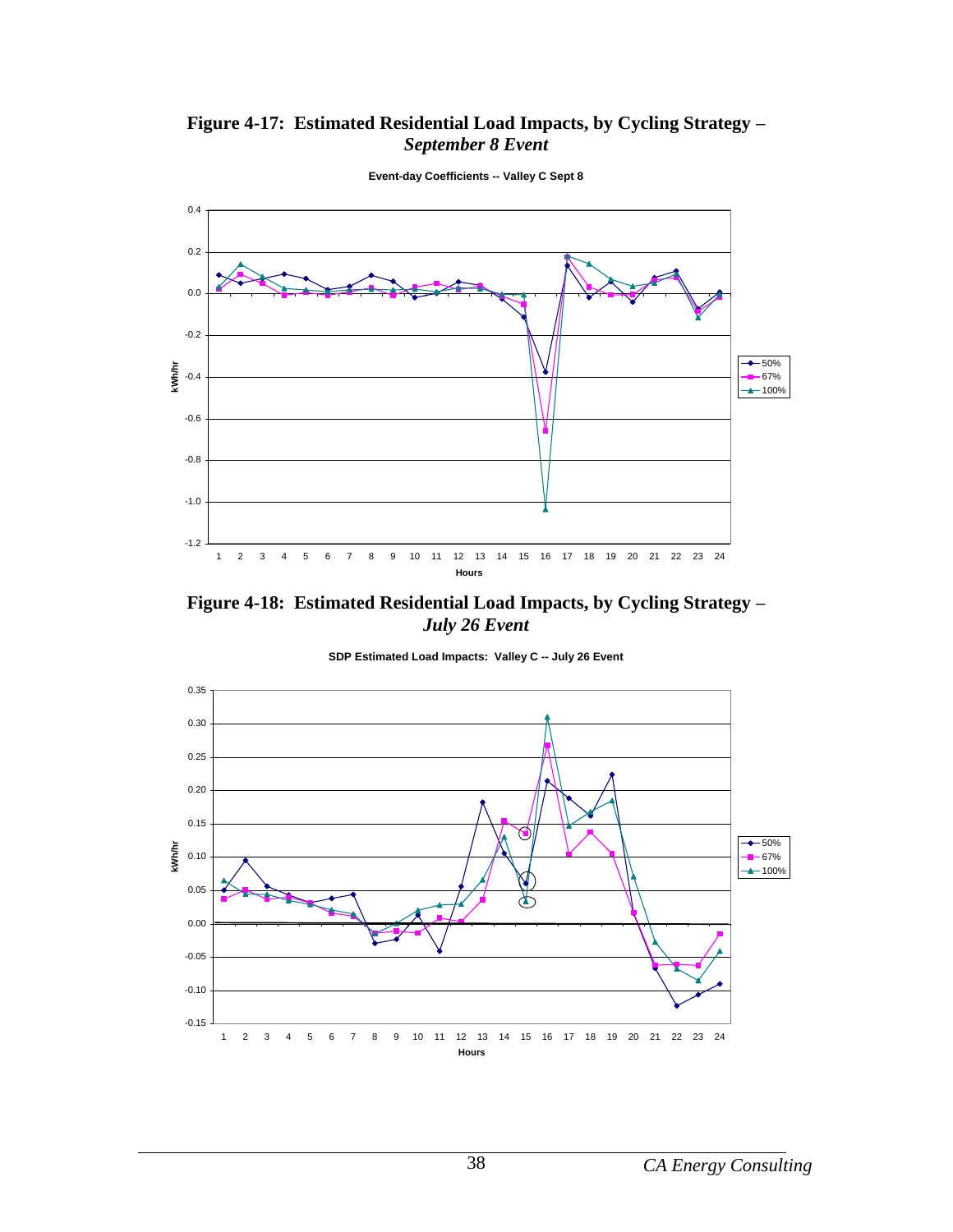**Figure 4-17: Estimated Residential Load Impacts, by Cycling Strategy – *September 8 Event***

**Figure 4-18: Estimated Residential Load Impacts, by Cycling Strategy – *July 26 Event***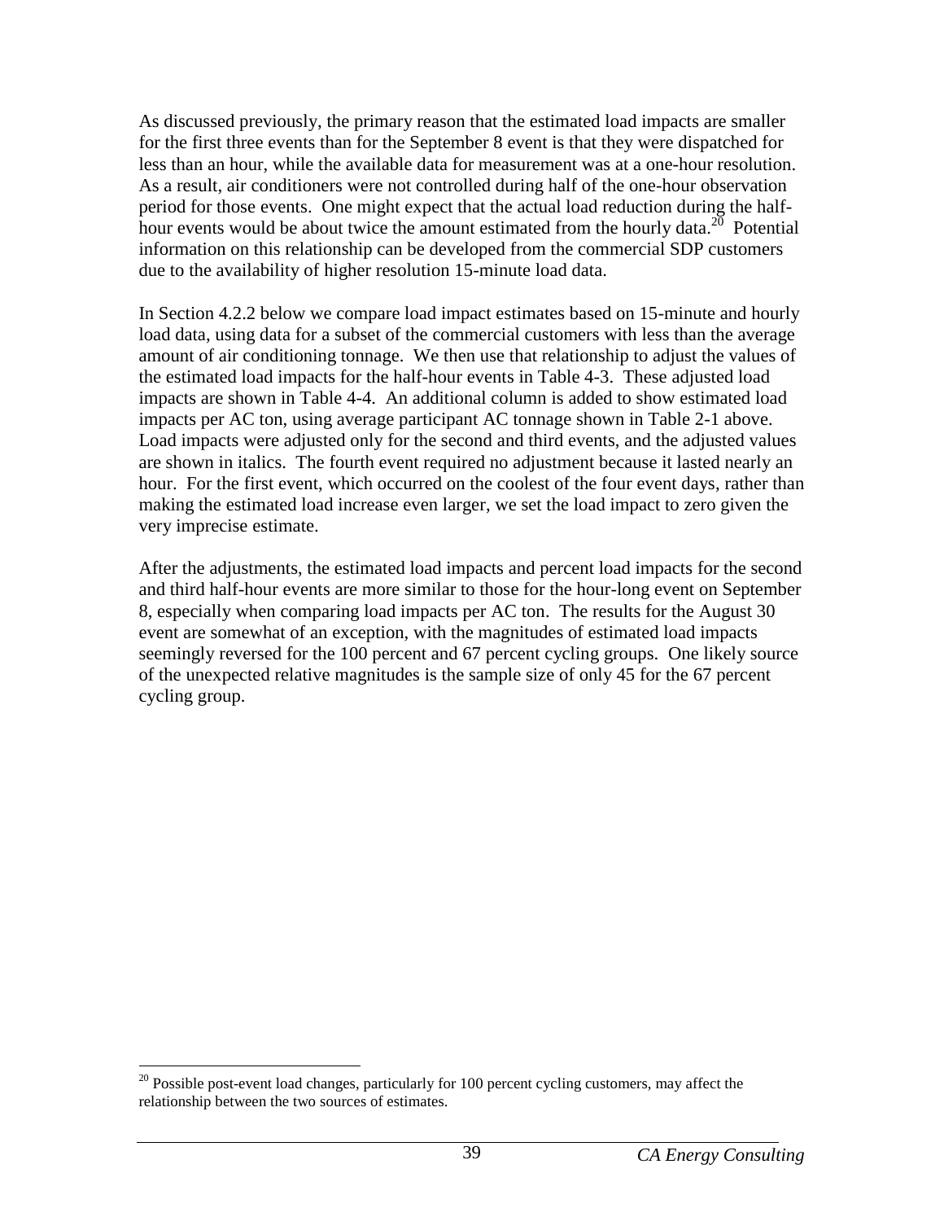As discussed previously, the primary reason that the estimated load impacts are smaller for the first three events than for the September 8 event is that they were dispatched for less than an hour, while the available data for measurement was at a one-hour resolution. As a result, air conditioners were not controlled during half of the one-hour observation period for those events. One might expect that the actual load reduction during the half-hour events would be about twice the amount estimated from the hourly data.[20] Potential information on this relationship can be developed from the commercial SDP customers due to the availability of higher resolution 15-minute load data.

In Section 4.2.2 below we compare load impact estimates based on 15-minute and hourly load data, using data for a subset of the commercial customers with less than the average amount of air conditioning tonnage. We then use that relationship to adjust the values of the estimated load impacts for the half-hour events in Table 4-3. These adjusted load impacts are shown in Table 4-4. An additional column is added to show estimated load impacts per AC ton, using average participant AC tonnage shown in Table 2-1 above. Load impacts were adjusted only for the second and third events, and the adjusted values are shown in italics. The fourth event required no adjustment because it lasted nearly an hour. For the first event, which occurred on the coolest of the four event days, rather than making the estimated load increase even larger, we set the load impact to zero given the very imprecise estimate.

After the adjustments, the estimated load impacts and percent load impacts for the second and third half-hour events are more similar to those for the hour-long event on September 8, especially when comparing load impacts per AC ton. The results for the August 30 event are somewhat of an exception, with the magnitudes of estimated load impacts seemingly reversed for the 100 percent and 67 percent cycling groups. One likely source of the unexpected relative magnitudes is the sample size of only 45 for the 67 percent cycling group.

[20] Possible post-event load changes, particularly for 100 percent cycling customers, may affect the relationship between the two sources of estimates.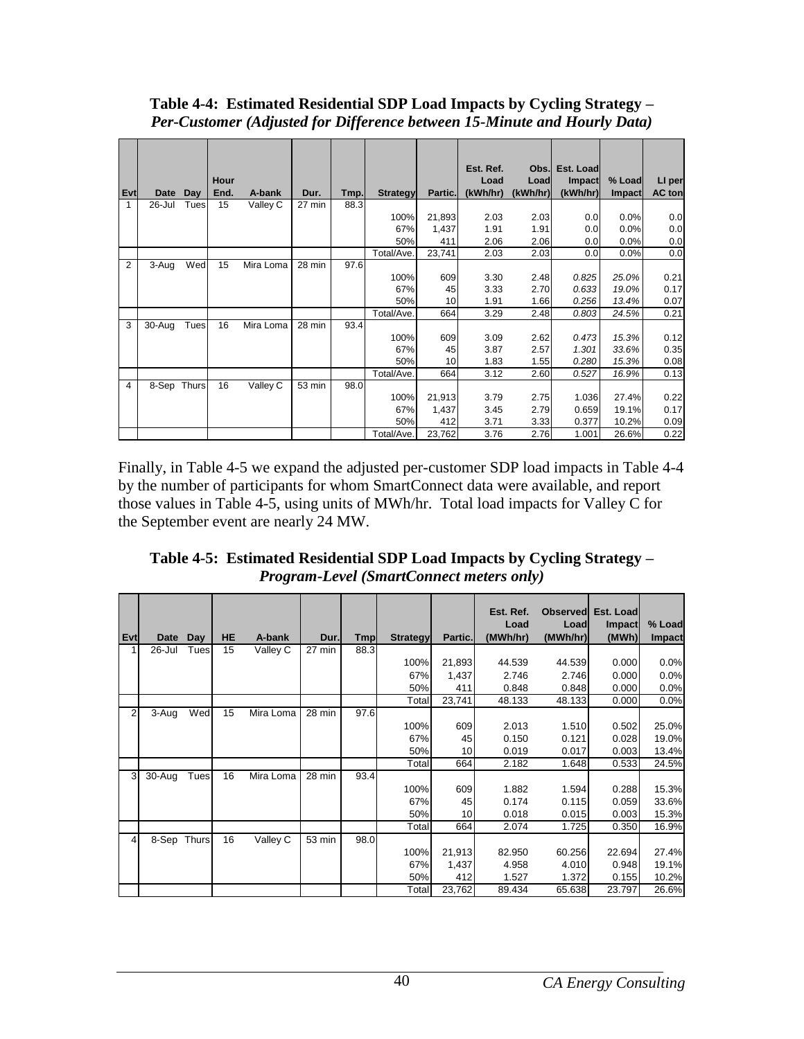**Table 4-4: Estimated Residential SDP Load Impacts by Cycling Strategy –** ***Per-Customer (Adjusted for Difference between 15-Minute and Hourly Data)***

| Evt | Date | Day | Hour End. | A-bank | Dur. | Tmp. | Strategy | Partic. | Est. Ref. Load (kWh/hr) | Obs. Load (kWh/hr) | Est. Load Impact (kWh/hr) | % Load Impact | LI per AC ton |
|---|---|---|---|---|---|---|---|---|---|---|---|---|---|
| 1 | 26-Jul | Tues | 15 | Valley C | 27 min | 88.3 | | | | | | | |
| | | | | | | | 100% | 21,893 | 2.03 | 2.03 | 0.0 | 0.0% | 0.0 |
| | | | | | | | 67% | 1,437 | 1.91 | 1.91 | 0.0 | 0.0% | 0.0 |
| | | | | | | | 50% | 411 | 2.06 | 2.06 | 0.0 | 0.0% | 0.0 |
| | | | | | | | Total/Ave. | 23,741 | 2.03 | 2.03 | 0.0 | 0.0% | 0.0 |
| 2 | 3-Aug | Wed | 15 | Mira Loma | 28 min | 97.6 | | | | | | | |
| | | | | | | | 100% | 609 | 3.30 | 2.48 | *0.825* | *25.0%* | 0.21 |
| | | | | | | | 67% | 45 | 3.33 | 2.70 | *0.633* | *19.0%* | 0.17 |
| | | | | | | | 50% | 10 | 1.91 | 1.66 | *0.256* | *13.4%* | 0.07 |
| | | | | | | | Total/Ave. | 664 | 3.29 | 2.48 | *0.803* | *24.5%* | 0.21 |
| 3 | 30-Aug | Tues | 16 | Mira Loma | 28 min | 93.4 | | | | | | | |
| | | | | | | | 100% | 609 | 3.09 | 2.62 | *0.473* | *15.3%* | 0.12 |
| | | | | | | | 67% | 45 | 3.87 | 2.57 | *1.301* | *33.6%* | 0.35 |
| | | | | | | | 50% | 10 | 1.83 | 1.55 | *0.280* | *15.3%* | 0.08 |
| | | | | | | | Total/Ave. | 664 | 3.12 | 2.60 | *0.527* | *16.9%* | 0.13 |
| 4 | 8-Sep | Thurs | 16 | Valley C | 53 min | 98.0 | | | | | | | |
| | | | | | | | 100% | 21,913 | 3.79 | 2.75 | 1.036 | 27.4% | 0.22 |
| | | | | | | | 67% | 1,437 | 3.45 | 2.79 | 0.659 | 19.1% | 0.17 |
| | | | | | | | 50% | 412 | 3.71 | 3.33 | 0.377 | 10.2% | 0.09 |
| | | | | | | | Total/Ave. | 23,762 | 3.76 | 2.76 | 1.001 | 26.6% | 0.22 |

Finally, in Table 4-5 we expand the adjusted per-customer SDP load impacts in Table 4-4 by the number of participants for whom SmartConnect data were available, and report those values in Table 4-5, using units of MWh/hr. Total load impacts for Valley C for the September event are nearly 24 MW.

**Table 4-5: Estimated Residential SDP Load Impacts by Cycling Strategy –** ***Program-Level (SmartConnect meters only)***

| Evt | Date | Day | HE | A-bank | Dur. | Tmp | Strategy | Partic. | Est. Ref. Load (MWh/hr) | Observed Load (MWh/hr) | Est. Load Impact (MWh) | % Load Impact |
|---|---|---|---|---|---|---|---|---|---|---|---|---|
| 1 | 26-Jul | Tues | 15 | Valley C | 27 min | 88.3 | | | | | | |
| | | | | | | | 100% | 21,893 | 44.539 | 44.539 | 0.000 | 0.0% |
| | | | | | | | 67% | 1,437 | 2.746 | 2.746 | 0.000 | 0.0% |
| | | | | | | | 50% | 411 | 0.848 | 0.848 | 0.000 | 0.0% |
| | | | | | | | Total | 23,741 | 48.133 | 48.133 | 0.000 | 0.0% |
| 2 | 3-Aug | Wed | 15 | Mira Loma | 28 min | 97.6 | | | | | | |
| | | | | | | | 100% | 609 | 2.013 | 1.510 | 0.502 | 25.0% |
| | | | | | | | 67% | 45 | 0.150 | 0.121 | 0.028 | 19.0% |
| | | | | | | | 50% | 10 | 0.019 | 0.017 | 0.003 | 13.4% |
| | | | | | | | Total | 664 | 2.182 | 1.648 | 0.533 | 24.5% |
| 3 | 30-Aug | Tues | 16 | Mira Loma | 28 min | 93.4 | | | | | | |
| | | | | | | | 100% | 609 | 1.882 | 1.594 | 0.288 | 15.3% |
| | | | | | | | 67% | 45 | 0.174 | 0.115 | 0.059 | 33.6% |
| | | | | | | | 50% | 10 | 0.018 | 0.015 | 0.003 | 15.3% |
| | | | | | | | Total | 664 | 2.074 | 1.725 | 0.350 | 16.9% |
| 4 | 8-Sep | Thurs | 16 | Valley C | 53 min | 98.0 | | | | | | |
| | | | | | | | 100% | 21,913 | 82.950 | 60.256 | 22.694 | 27.4% |
| | | | | | | | 67% | 1,437 | 4.958 | 4.010 | 0.948 | 19.1% |
| | | | | | | | 50% | 412 | 1.527 | 1.372 | 0.155 | 10.2% |
| | | | | | | | Total | 23,762 | 89.434 | 65.638 | 23.797 | 26.6% |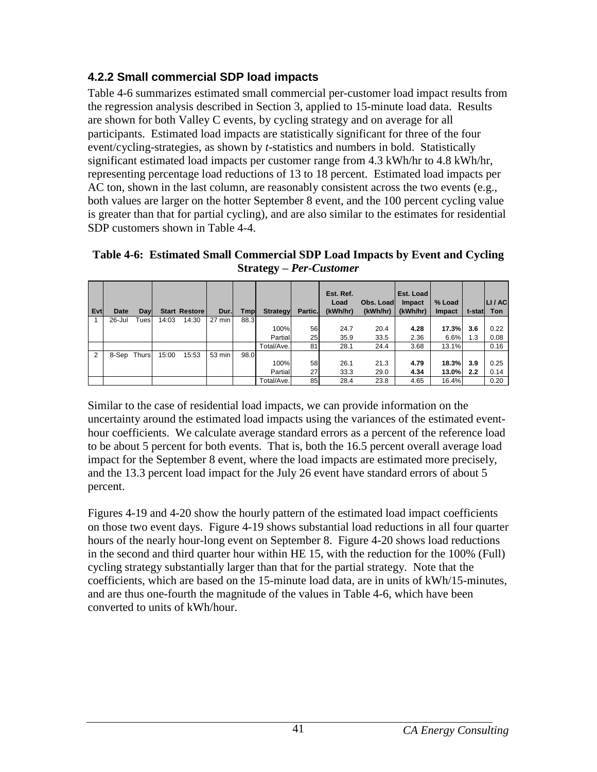### 4.2.2 Small commercial SDP load impacts

Table 4-6 summarizes estimated small commercial per-customer load impact results from the regression analysis described in Section 3, applied to 15-minute load data. Results are shown for both Valley C events, by cycling strategy and on average for all participants. Estimated load impacts are statistically significant for three of the four event/cycling-strategies, as shown by *t*-statistics and numbers in bold. Statistically significant estimated load impacts per customer range from 4.3 kWh/hr to 4.8 kWh/hr, representing percentage load reductions of 13 to 18 percent. Estimated load impacts per AC ton, shown in the last column, are reasonably consistent across the two events (e.g., both values are larger on the hotter September 8 event, and the 100 percent cycling value is greater than that for partial cycling), and are also similar to the estimates for residential SDP customers shown in Table 4-4.

**Table 4-6: Estimated Small Commercial SDP Load Impacts by Event and Cycling Strategy – *Per-Customer***

| Evt | Date | Day | Start | Restore | Dur. | Tmp | Strategy | Partic. | Est. Ref. Load (kWh/hr) | Obs. Load (kWh/hr) | Est. Load Impact (kWh/hr) | % Load Impact | t-stat | LI / AC Ton |
|---|---|---|---|---|---|---|---|---|---|---|---|---|---|---|
| 1 | 26-Jul | Tues | 14:03 | 14:30 | 27 min | 88.3 | | | | | | | | |
| | | | | | | | 100% | 56 | 24.7 | 20.4 | **4.28** | **17.3%** | **3.6** | 0.22 |
| | | | | | | | Partial | 25 | 35.9 | 33.5 | 2.36 | 6.6% | 1.3 | 0.08 |
| | | | | | | | Total/Ave. | 81 | 28.1 | 24.4 | 3.68 | 13.1% | | 0.16 |
| 2 | 8-Sep | Thurs | 15:00 | 15:53 | 53 min | 98.0 | | | | | | | | |
| | | | | | | | 100% | 58 | 26.1 | 21.3 | **4.79** | **18.3%** | **3.9** | 0.25 |
| | | | | | | | Partial | 27 | 33.3 | 29.0 | **4.34** | **13.0%** | **2.2** | 0.14 |
| | | | | | | | Total/Ave. | 85 | 28.4 | 23.8 | 4.65 | 16.4% | | 0.20 |

Similar to the case of residential load impacts, we can provide information on the uncertainty around the estimated load impacts using the variances of the estimated event-hour coefficients. We calculate average standard errors as a percent of the reference load to be about 5 percent for both events. That is, both the 16.5 percent overall average load impact for the September 8 event, where the load impacts are estimated more precisely, and the 13.3 percent load impact for the July 26 event have standard errors of about 5 percent.

Figures 4-19 and 4-20 show the hourly pattern of the estimated load impact coefficients on those two event days. Figure 4-19 shows substantial load reductions in all four quarter hours of the nearly hour-long event on September 8. Figure 4-20 shows load reductions in the second and third quarter hour within HE 15, with the reduction for the 100% (Full) cycling strategy substantially larger than that for the partial strategy. Note that the coefficients, which are based on the 15-minute load data, are in units of kWh/15-minutes, and are thus one-fourth the magnitude of the values in Table 4-6, which have been converted to units of kWh/hour.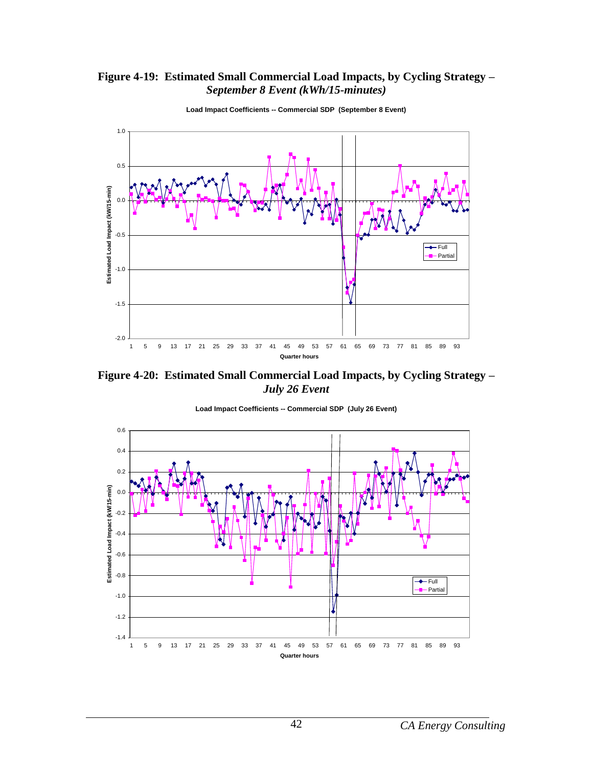**Figure 4-19: Estimated Small Commercial Load Impacts, by Cycling Strategy –** ***September 8 Event (kWh/15-minutes)***

**Figure 4-20: Estimated Small Commercial Load Impacts, by Cycling Strategy –** ***July 26 Event***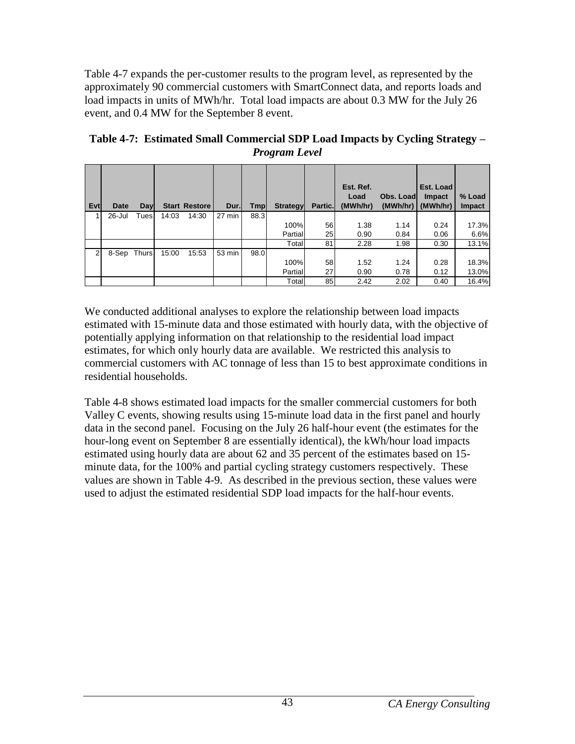Table 4-7 expands the per-customer results to the program level, as represented by the approximately 90 commercial customers with SmartConnect data, and reports loads and load impacts in units of MWh/hr. Total load impacts are about 0.3 MW for the July 26 event, and 0.4 MW for the September 8 event.

**Table 4-7: Estimated Small Commercial SDP Load Impacts by Cycling Strategy – *Program Level***

| Evt | Date | Day | Start | Restore | Dur. | Tmp | Strategy | Partic. | Est. Ref. Load (MWh/hr) | Obs. Load (MWh/hr) | Est. Load Impact (MWh/hr) | % Load Impact |
|---|---|---|---|---|---|---|---|---|---|---|---|---|
| 1 | 26-Jul | Tues | 14:03 | 14:30 | 27 min | 88.3 | | | | | | |
| | | | | | | | 100% | 56 | 1.38 | 1.14 | 0.24 | 17.3% |
| | | | | | | | Partial | 25 | 0.90 | 0.84 | 0.06 | 6.6% |
| | | | | | | | Total | 81 | 2.28 | 1.98 | 0.30 | 13.1% |
| 2 | 8-Sep | Thurs | 15:00 | 15:53 | 53 min | 98.0 | | | | | | |
| | | | | | | | 100% | 58 | 1.52 | 1.24 | 0.28 | 18.3% |
| | | | | | | | Partial | 27 | 0.90 | 0.78 | 0.12 | 13.0% |
| | | | | | | | Total | 85 | 2.42 | 2.02 | 0.40 | 16.4% |

We conducted additional analyses to explore the relationship between load impacts estimated with 15-minute data and those estimated with hourly data, with the objective of potentially applying information on that relationship to the residential load impact estimates, for which only hourly data are available. We restricted this analysis to commercial customers with AC tonnage of less than 15 to best approximate conditions in residential households.

Table 4-8 shows estimated load impacts for the smaller commercial customers for both Valley C events, showing results using 15-minute load data in the first panel and hourly data in the second panel. Focusing on the July 26 half-hour event (the estimates for the hour-long event on September 8 are essentially identical), the kWh/hour load impacts estimated using hourly data are about 62 and 35 percent of the estimates based on 15-minute data, for the 100% and partial cycling strategy customers respectively. These values are shown in Table 4-9. As described in the previous section, these values were used to adjust the estimated residential SDP load impacts for the half-hour events.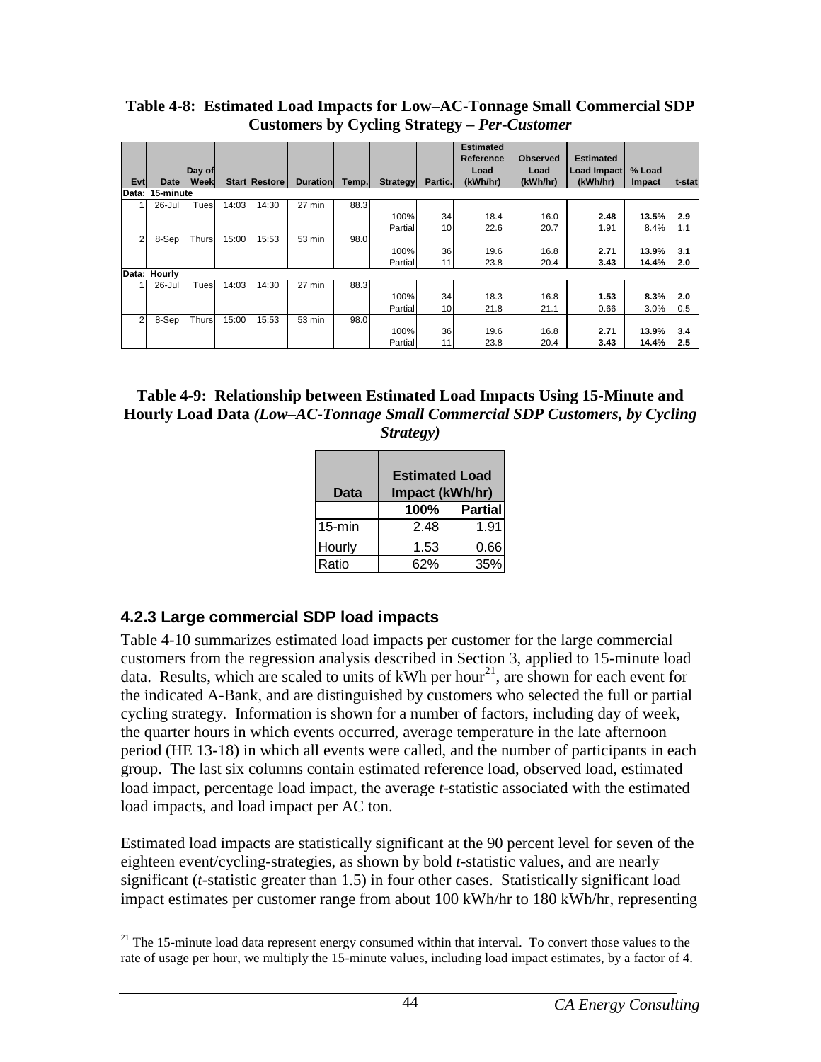**Table 4-8: Estimated Load Impacts for Low–AC-Tonnage Small Commercial SDP Customers by Cycling Strategy –** ***Per-Customer***

| Evt | Date | Day of Week | Start | Restore | Duration | Temp. | Strategy | Partic. | Estimated Reference Load (kWh/hr) | Observed Load (kWh/hr) | Estimated Load Impact (kWh/hr) | % Load Impact | t-stat |
|---|---|---|---|---|---|---|---|---|---|---|---|---|---|
| Data: 15-minute | | | | | | | | | | | | | |
| 1 | 26-Jul | Tues | 14:03 | 14:30 | 27 min | 88.3 | | | | | | | |
| | | | | | | | 100% | 34 | 18.4 | 16.0 | **2.48** | **13.5%** | **2.9** |
| | | | | | | | Partial | 10 | 22.6 | 20.7 | 1.91 | 8.4% | 1.1 |
| 2 | 8-Sep | Thurs | 15:00 | 15:53 | 53 min | 98.0 | | | | | | | |
| | | | | | | | 100% | 36 | 19.6 | 16.8 | **2.71** | **13.9%** | **3.1** |
| | | | | | | | Partial | 11 | 23.8 | 20.4 | **3.43** | **14.4%** | **2.0** |
| Data: Hourly | | | | | | | | | | | | | |
| 1 | 26-Jul | Tues | 14:03 | 14:30 | 27 min | 88.3 | | | | | | | |
| | | | | | | | 100% | 34 | 18.3 | 16.8 | **1.53** | **8.3%** | **2.0** |
| | | | | | | | Partial | 10 | 21.8 | 21.1 | 0.66 | 3.0% | 0.5 |
| 2 | 8-Sep | Thurs | 15:00 | 15:53 | 53 min | 98.0 | | | | | | | |
| | | | | | | | 100% | 36 | 19.6 | 16.8 | **2.71** | **13.9%** | **3.4** |
| | | | | | | | Partial | 11 | 23.8 | 20.4 | **3.43** | **14.4%** | **2.5** |

**Table 4-9: Relationship between Estimated Load Impacts Using 15-Minute and Hourly Load Data** ***(Low–AC-Tonnage Small Commercial SDP Customers, by Cycling Strategy)***

| Data | Estimated Load Impact (kWh/hr) | |
|---|---|---|
| | 100% | Partial |
| 15-min | 2.48 | 1.91 |
| Hourly | 1.53 | 0.66 |
| Ratio | 62% | 35% |

### 4.2.3 Large commercial SDP load impacts

Table 4-10 summarizes estimated load impacts per customer for the large commercial customers from the regression analysis described in Section 3, applied to 15-minute load data. Results, which are scaled to units of kWh per hour[21], are shown for each event for the indicated A-Bank, and are distinguished by customers who selected the full or partial cycling strategy. Information is shown for a number of factors, including day of week, the quarter hours in which events occurred, average temperature in the late afternoon period (HE 13-18) in which all events were called, and the number of participants in each group. The last six columns contain estimated reference load, observed load, estimated load impact, percentage load impact, the average *t*-statistic associated with the estimated load impacts, and load impact per AC ton.

Estimated load impacts are statistically significant at the 90 percent level for seven of the eighteen event/cycling-strategies, as shown by bold *t*-statistic values, and are nearly significant (*t*-statistic greater than 1.5) in four other cases. Statistically significant load impact estimates per customer range from about 100 kWh/hr to 180 kWh/hr, representing

[21] The 15-minute load data represent energy consumed within that interval. To convert those values to the rate of usage per hour, we multiply the 15-minute values, including load impact estimates, by a factor of 4.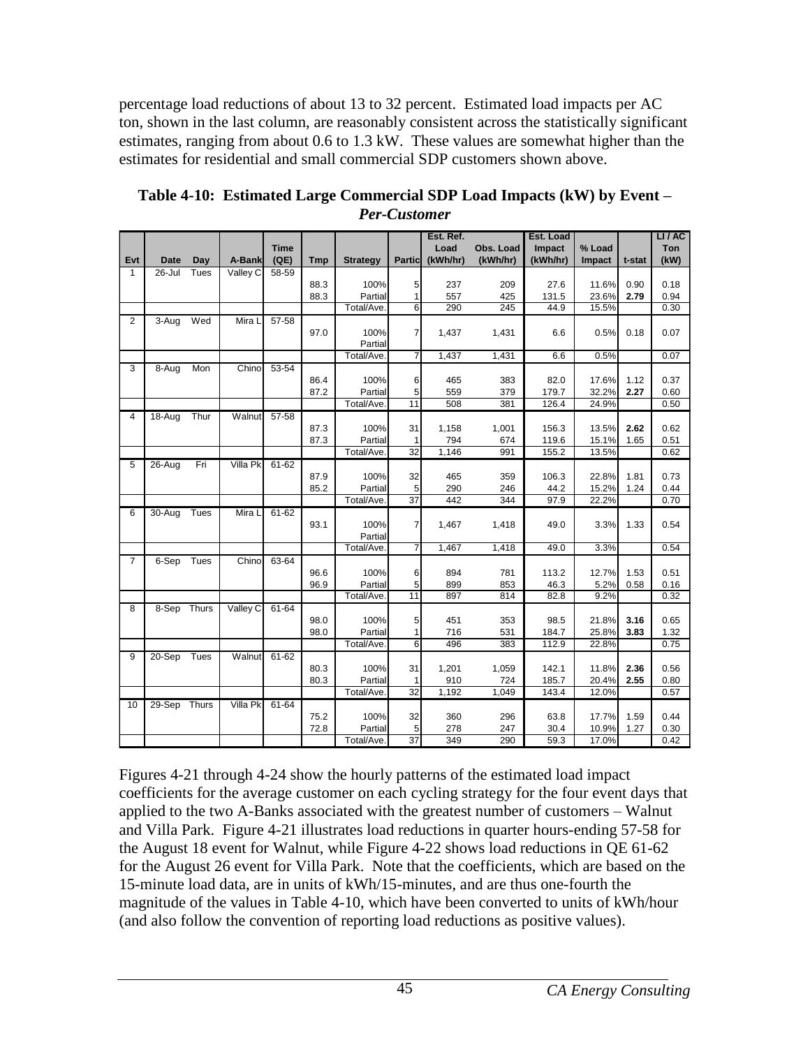percentage load reductions of about 13 to 32 percent. Estimated load impacts per AC ton, shown in the last column, are reasonably consistent across the statistically significant estimates, ranging from about 0.6 to 1.3 kW. These values are somewhat higher than the estimates for residential and small commercial SDP customers shown above.

**Table 4-10: Estimated Large Commercial SDP Load Impacts (kW) by Event – *Per-Customer***

| Evt | Date | Day | A-Bank | Time (QE) | Tmp | Strategy | Partic | Est. Ref. Load (kWh/hr) | Obs. Load (kWh/hr) | Est. Load Impact (kWh/hr) | % Load Impact | t-stat | LI / AC Ton (kW) |
|---|---|---|---|---|---|---|---|---|---|---|---|---|---|
| 1 | 26-Jul | Tues | Valley C | 58-59 | | | | | | | | | |
| | | | | | 88.3 | 100% | 5 | 237 | 209 | 27.6 | 11.6% | 0.90 | 0.18 |
| | | | | | 88.3 | Partial | 1 | 557 | 425 | 131.5 | 23.6% | **2.79** | 0.94 |
| | | | | | | Total/Ave. | 6 | 290 | 245 | 44.9 | 15.5% | | 0.30 |
| 2 | 3-Aug | Wed | Mira L | 57-58 | | | | | | | | | |
| | | | | | 97.0 | 100% | 7 | 1,437 | 1,431 | 6.6 | 0.5% | 0.18 | 0.07 |
| | | | | | | Partial | | | | | | | |
| | | | | | | Total/Ave. | 7 | 1,437 | 1,431 | 6.6 | 0.5% | | 0.07 |
| 3 | 8-Aug | Mon | Chino | 53-54 | | | | | | | | | |
| | | | | | 86.4 | 100% | 6 | 465 | 383 | 82.0 | 17.6% | 1.12 | 0.37 |
| | | | | | 87.2 | Partial | 5 | 559 | 379 | 179.7 | 32.2% | **2.27** | 0.60 |
| | | | | | | Total/Ave. | 11 | 508 | 381 | 126.4 | 24.9% | | 0.50 |
| 4 | 18-Aug | Thur | Walnut | 57-58 | | | | | | | | | |
| | | | | | 87.3 | 100% | 31 | 1,158 | 1,001 | 156.3 | 13.5% | **2.62** | 0.62 |
| | | | | | 87.3 | Partial | 1 | 794 | 674 | 119.6 | 15.1% | 1.65 | 0.51 |
| | | | | | | Total/Ave. | 32 | 1,146 | 991 | 155.2 | 13.5% | | 0.62 |
| 5 | 26-Aug | Fri | Villa Pk | 61-62 | | | | | | | | | |
| | | | | | 87.9 | 100% | 32 | 465 | 359 | 106.3 | 22.8% | 1.81 | 0.73 |
| | | | | | 85.2 | Partial | 5 | 290 | 246 | 44.2 | 15.2% | 1.24 | 0.44 |
| | | | | | | Total/Ave. | 37 | 442 | 344 | 97.9 | 22.2% | | 0.70 |
| 6 | 30-Aug | Tues | Mira L | 61-62 | | | | | | | | | |
| | | | | | 93.1 | 100% | 7 | 1,467 | 1,418 | 49.0 | 3.3% | 1.33 | 0.54 |
| | | | | | | Partial | | | | | | | |
| | | | | | | Total/Ave. | 7 | 1,467 | 1,418 | 49.0 | 3.3% | | 0.54 |
| 7 | 6-Sep | Tues | Chino | 63-64 | | | | | | | | | |
| | | | | | 96.6 | 100% | 6 | 894 | 781 | 113.2 | 12.7% | 1.53 | 0.51 |
| | | | | | 96.9 | Partial | 5 | 899 | 853 | 46.3 | 5.2% | 0.58 | 0.16 |
| | | | | | | Total/Ave. | 11 | 897 | 814 | 82.8 | 9.2% | | 0.32 |
| 8 | 8-Sep | Thurs | Valley C | 61-64 | | | | | | | | | |
| | | | | | 98.0 | 100% | 5 | 451 | 353 | 98.5 | 21.8% | **3.16** | 0.65 |
| | | | | | 98.0 | Partial | 1 | 716 | 531 | 184.7 | 25.8% | **3.83** | 1.32 |
| | | | | | | Total/Ave. | 6 | 496 | 383 | 112.9 | 22.8% | | 0.75 |
| 9 | 20-Sep | Tues | Walnut | 61-62 | | | | | | | | | |
| | | | | | 80.3 | 100% | 31 | 1,201 | 1,059 | 142.1 | 11.8% | **2.36** | 0.56 |
| | | | | | 80.3 | Partial | 1 | 910 | 724 | 185.7 | 20.4% | **2.55** | 0.80 |
| | | | | | | Total/Ave. | 32 | 1,192 | 1,049 | 143.4 | 12.0% | | 0.57 |
| 10 | 29-Sep | Thurs | Villa Pk | 61-64 | | | | | | | | | |
| | | | | | 75.2 | 100% | 32 | 360 | 296 | 63.8 | 17.7% | 1.59 | 0.44 |
| | | | | | 72.8 | Partial | 5 | 278 | 247 | 30.4 | 10.9% | 1.27 | 0.30 |
| | | | | | | Total/Ave. | 37 | 349 | 290 | 59.3 | 17.0% | | 0.42 |

Figures 4-21 through 4-24 show the hourly patterns of the estimated load impact coefficients for the average customer on each cycling strategy for the four event days that applied to the two A-Banks associated with the greatest number of customers – Walnut and Villa Park. Figure 4-21 illustrates load reductions in quarter hours-ending 57-58 for the August 18 event for Walnut, while Figure 4-22 shows load reductions in QE 61-62 for the August 26 event for Villa Park. Note that the coefficients, which are based on the 15-minute load data, are in units of kWh/15-minutes, and are thus one-fourth the magnitude of the values in Table 4-10, which have been converted to units of kWh/hour (and also follow the convention of reporting load reductions as positive values).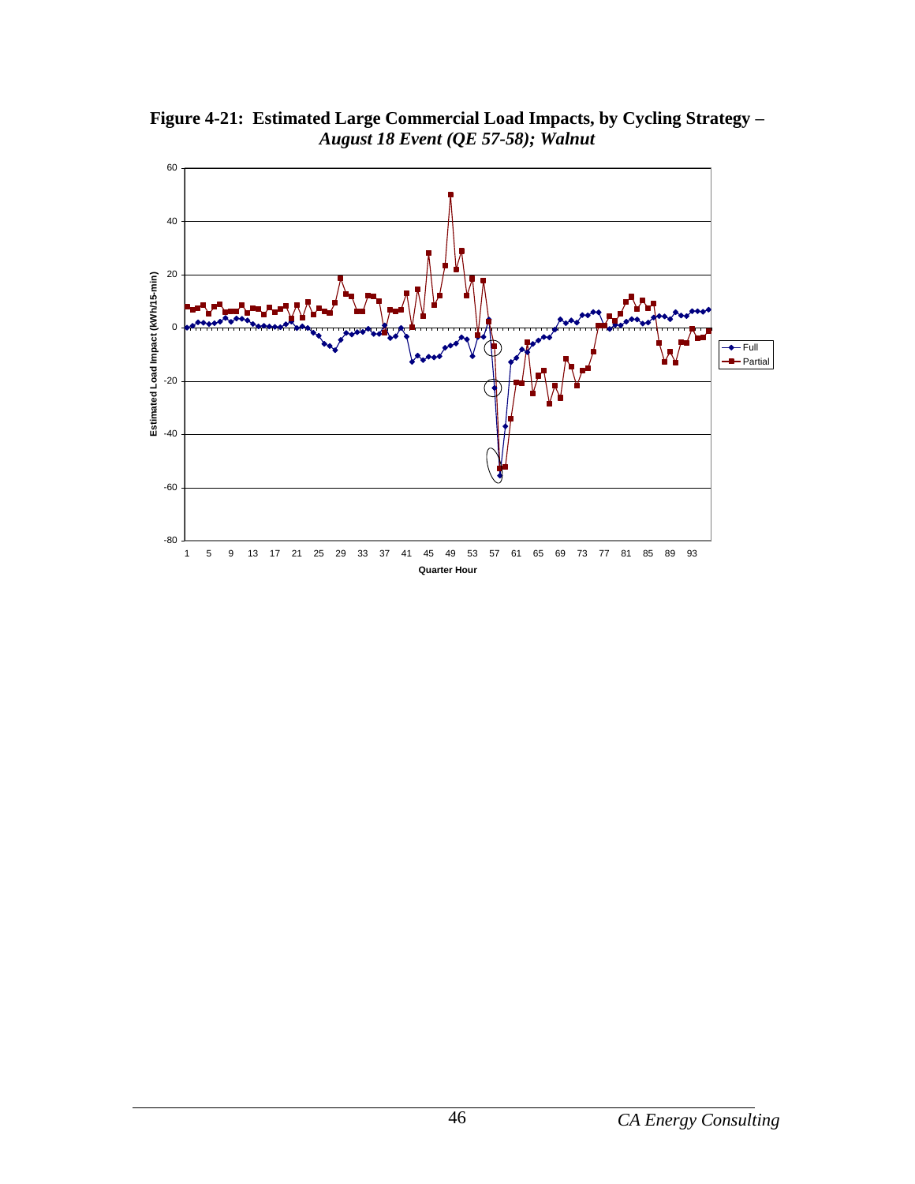**Figure 4-21: Estimated Large Commercial Load Impacts, by Cycling Strategy –**
***August 18 Event (QE 57-58); Walnut***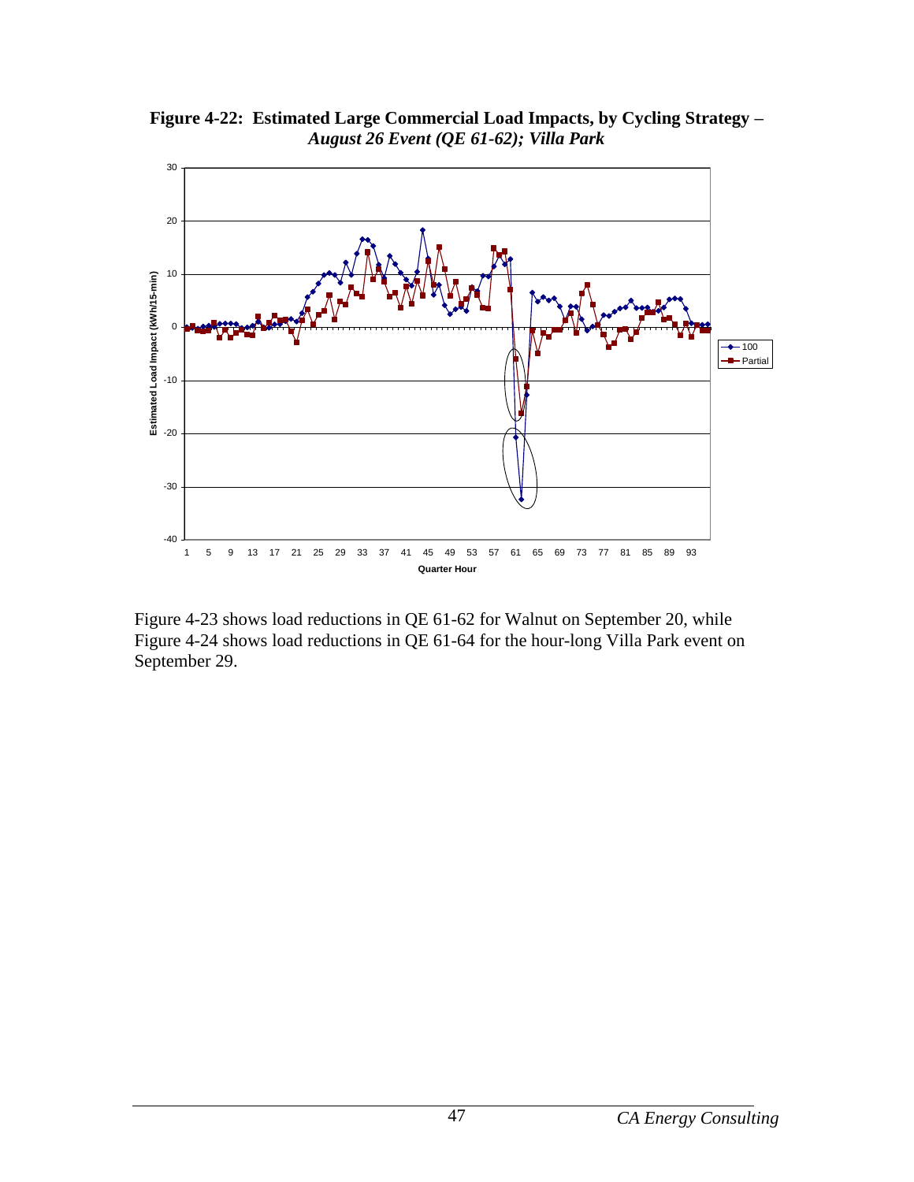**Figure 4-22: Estimated Large Commercial Load Impacts, by Cycling Strategy –** ***August 26 Event (QE 61-62); Villa Park***

Figure 4-23 shows load reductions in QE 61-62 for Walnut on September 20, while Figure 4-24 shows load reductions in QE 61-64 for the hour-long Villa Park event on September 29.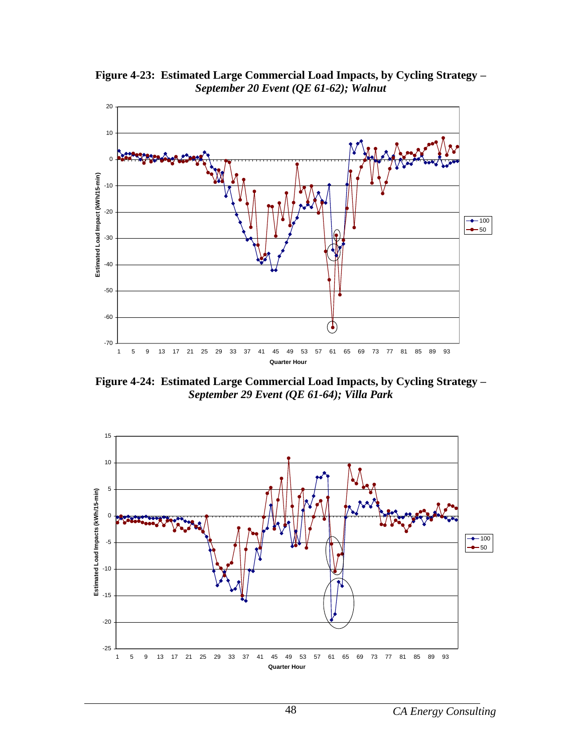**Figure 4-23: Estimated Large Commercial Load Impacts, by Cycling Strategy –** ***September 20 Event (QE 61-62); Walnut***

**Figure 4-24: Estimated Large Commercial Load Impacts, by Cycling Strategy –** ***September 29 Event (QE 61-64); Villa Park***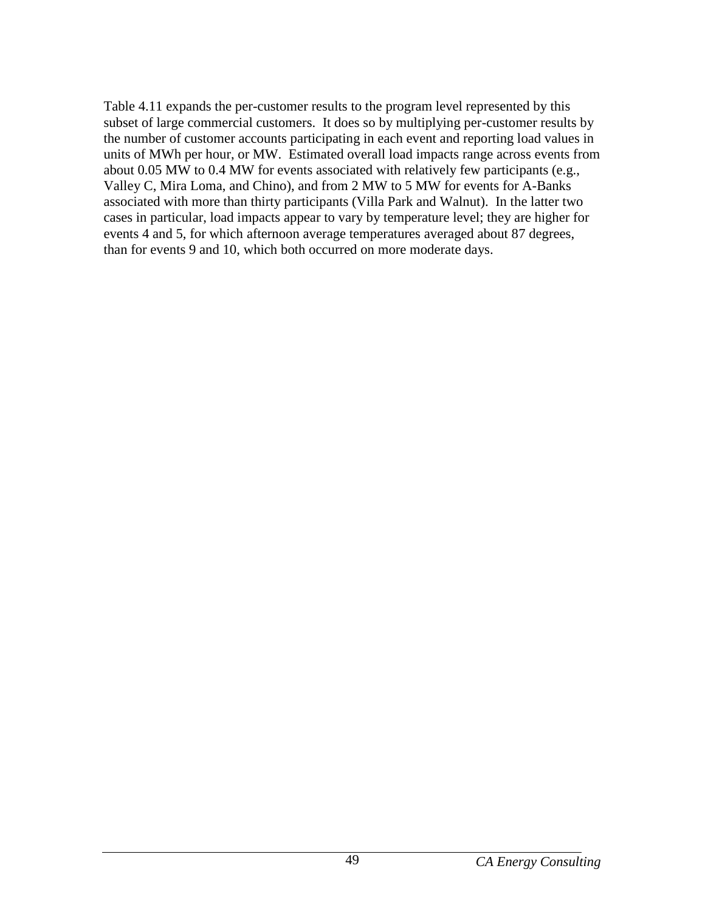Table 4.11 expands the per-customer results to the program level represented by this subset of large commercial customers. It does so by multiplying per-customer results by the number of customer accounts participating in each event and reporting load values in units of MWh per hour, or MW. Estimated overall load impacts range across events from about 0.05 MW to 0.4 MW for events associated with relatively few participants (e.g., Valley C, Mira Loma, and Chino), and from 2 MW to 5 MW for events for A-Banks associated with more than thirty participants (Villa Park and Walnut). In the latter two cases in particular, load impacts appear to vary by temperature level; they are higher for events 4 and 5, for which afternoon average temperatures averaged about 87 degrees, than for events 9 and 10, which both occurred on more moderate days.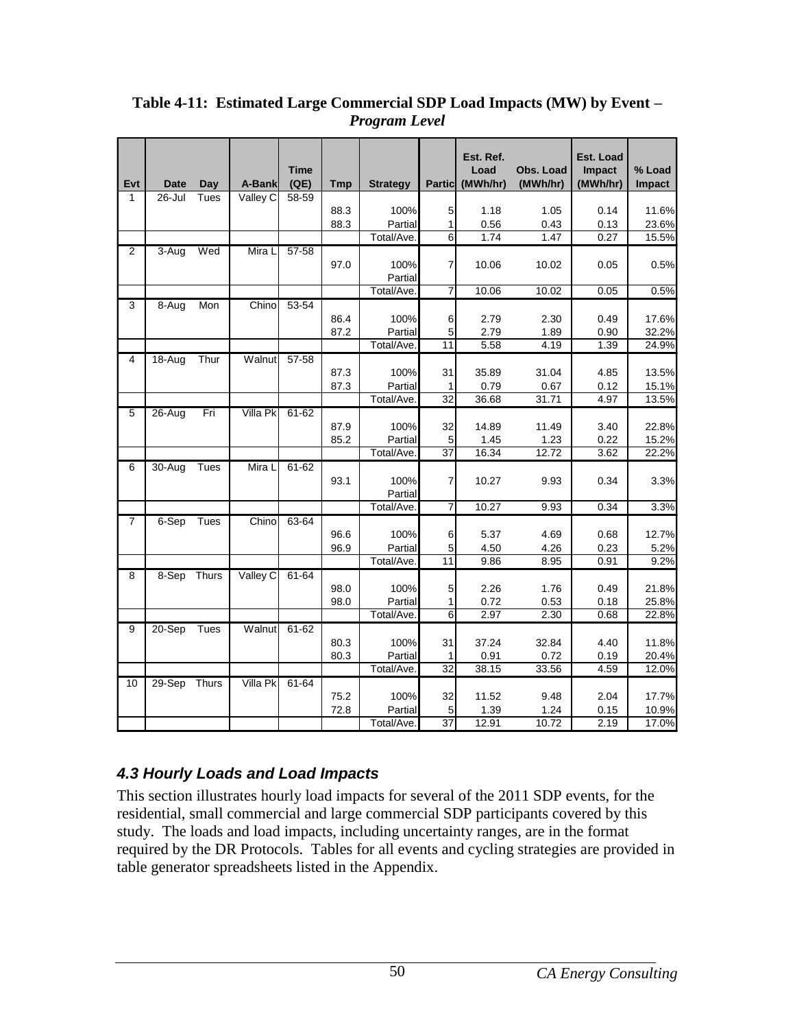**Table 4-11: Estimated Large Commercial SDP Load Impacts (MW) by Event – *Program Level***

| Evt | Date | Day | A-Bank | Time (QE) | Tmp | Strategy | Partic | Est. Ref. Load (MWh/hr) | Obs. Load (MWh/hr) | Est. Load Impact (MWh/hr) | % Load Impact |
|---|---|---|---|---|---|---|---|---|---|---|---|
| 1 | 26-Jul | Tues | Valley C | 58-59 | | | | | | | |
| | | | | | 88.3 | 100% | 5 | 1.18 | 1.05 | 0.14 | 11.6% |
| | | | | | 88.3 | Partial | 1 | 0.56 | 0.43 | 0.13 | 23.6% |
| | | | | | | Total/Ave. | 6 | 1.74 | 1.47 | 0.27 | 15.5% |
| 2 | 3-Aug | Wed | Mira L | 57-58 | | | | | | | |
| | | | | | 97.0 | 100% | 7 | 10.06 | 10.02 | 0.05 | 0.5% |
| | | | | | | Partial | | | | | |
| | | | | | | Total/Ave. | 7 | 10.06 | 10.02 | 0.05 | 0.5% |
| 3 | 8-Aug | Mon | Chino | 53-54 | | | | | | | |
| | | | | | 86.4 | 100% | 6 | 2.79 | 2.30 | 0.49 | 17.6% |
| | | | | | 87.2 | Partial | 5 | 2.79 | 1.89 | 0.90 | 32.2% |
| | | | | | | Total/Ave. | 11 | 5.58 | 4.19 | 1.39 | 24.9% |
| 4 | 18-Aug | Thur | Walnut | 57-58 | | | | | | | |
| | | | | | 87.3 | 100% | 31 | 35.89 | 31.04 | 4.85 | 13.5% |
| | | | | | 87.3 | Partial | 1 | 0.79 | 0.67 | 0.12 | 15.1% |
| | | | | | | Total/Ave. | 32 | 36.68 | 31.71 | 4.97 | 13.5% |
| 5 | 26-Aug | Fri | Villa Pk | 61-62 | | | | | | | |
| | | | | | 87.9 | 100% | 32 | 14.89 | 11.49 | 3.40 | 22.8% |
| | | | | | 85.2 | Partial | 5 | 1.45 | 1.23 | 0.22 | 15.2% |
| | | | | | | Total/Ave. | 37 | 16.34 | 12.72 | 3.62 | 22.2% |
| 6 | 30-Aug | Tues | Mira L | 61-62 | | | | | | | |
| | | | | | 93.1 | 100% | 7 | 10.27 | 9.93 | 0.34 | 3.3% |
| | | | | | | Partial | | | | | |
| | | | | | | Total/Ave. | 7 | 10.27 | 9.93 | 0.34 | 3.3% |
| 7 | 6-Sep | Tues | Chino | 63-64 | | | | | | | |
| | | | | | 96.6 | 100% | 6 | 5.37 | 4.69 | 0.68 | 12.7% |
| | | | | | 96.9 | Partial | 5 | 4.50 | 4.26 | 0.23 | 5.2% |
| | | | | | | Total/Ave. | 11 | 9.86 | 8.95 | 0.91 | 9.2% |
| 8 | 8-Sep | Thurs | Valley C | 61-64 | | | | | | | |
| | | | | | 98.0 | 100% | 5 | 2.26 | 1.76 | 0.49 | 21.8% |
| | | | | | 98.0 | Partial | 1 | 0.72 | 0.53 | 0.18 | 25.8% |
| | | | | | | Total/Ave. | 6 | 2.97 | 2.30 | 0.68 | 22.8% |
| 9 | 20-Sep | Tues | Walnut | 61-62 | | | | | | | |
| | | | | | 80.3 | 100% | 31 | 37.24 | 32.84 | 4.40 | 11.8% |
| | | | | | 80.3 | Partial | 1 | 0.91 | 0.72 | 0.19 | 20.4% |
| | | | | | | Total/Ave. | 32 | 38.15 | 33.56 | 4.59 | 12.0% |
| 10 | 29-Sep | Thurs | Villa Pk | 61-64 | | | | | | | |
| | | | | | 75.2 | 100% | 32 | 11.52 | 9.48 | 2.04 | 17.7% |
| | | | | | 72.8 | Partial | 5 | 1.39 | 1.24 | 0.15 | 10.9% |
| | | | | | | Total/Ave. | 37 | 12.91 | 10.72 | 2.19 | 17.0% |

### *4.3 Hourly Loads and Load Impacts*

This section illustrates hourly load impacts for several of the 2011 SDP events, for the residential, small commercial and large commercial SDP participants covered by this study. The loads and load impacts, including uncertainty ranges, are in the format required by the DR Protocols. Tables for all events and cycling strategies are provided in table generator spreadsheets listed in the Appendix.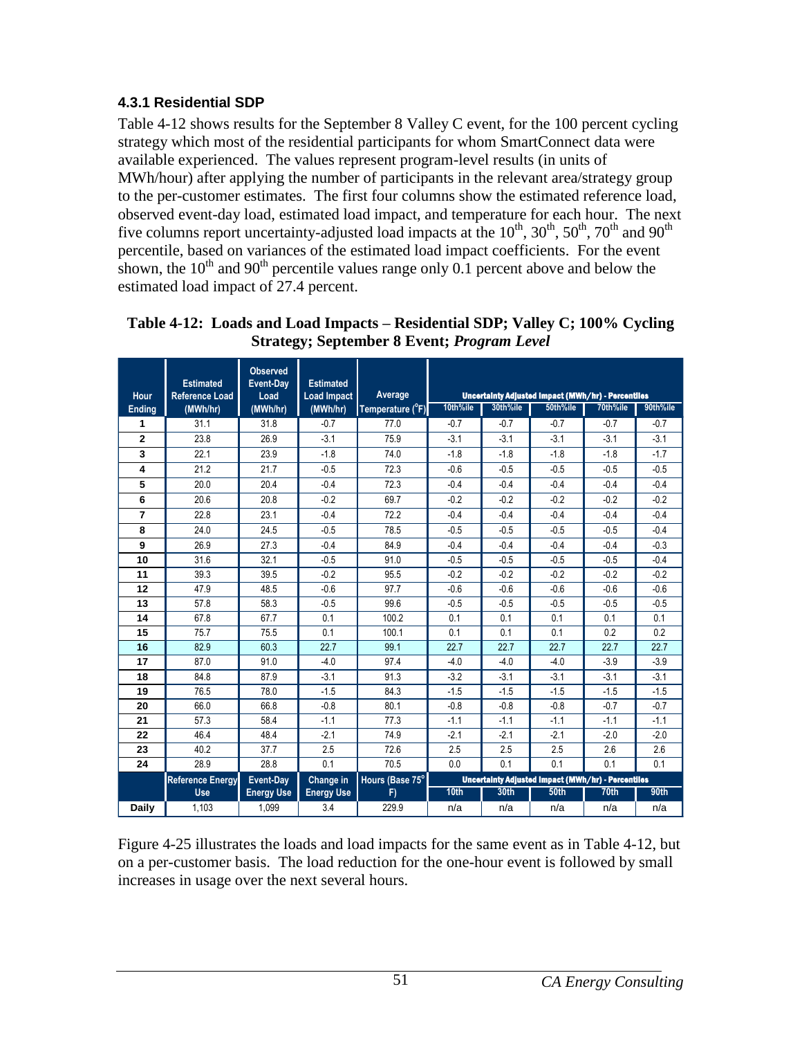### 4.3.1 Residential SDP

Table 4-12 shows results for the September 8 Valley C event, for the 100 percent cycling strategy which most of the residential participants for whom SmartConnect data were available experienced. The values represent program-level results (in units of MWh/hour) after applying the number of participants in the relevant area/strategy group to the per-customer estimates. The first four columns show the estimated reference load, observed event-day load, estimated load impact, and temperature for each hour. The next five columns report uncertainty-adjusted load impacts at the 10th, 30th, 50th, 70th and 90th percentile, based on variances of the estimated load impact coefficients. For the event shown, the 10th and 90th percentile values range only 0.1 percent above and below the estimated load impact of 27.4 percent.

**Table 4-12: Loads and Load Impacts – Residential SDP; Valley C; 100% Cycling Strategy; September 8 Event; *Program Level***

| Hour Ending | Estimated Reference Load (MWh/hr) | Observed Event-Day Load (MWh/hr) | Estimated Load Impact (MWh/hr) | Average Temperature (°F) | Uncertainty Adjusted Impact (MWh/hr) - Percentiles | | | | |
|---|---|---|---|---|---|---|---|---|---|
| | | | | | 10th%ile | 30th%ile | 50th%ile | 70th%ile | 90th%ile |
| 1 | 31.1 | 31.8 | -0.7 | 77.0 | -0.7 | -0.7 | -0.7 | -0.7 | -0.7 |
| 2 | 23.8 | 26.9 | -3.1 | 75.9 | -3.1 | -3.1 | -3.1 | -3.1 | -3.1 |
| 3 | 22.1 | 23.9 | -1.8 | 74.0 | -1.8 | -1.8 | -1.8 | -1.8 | -1.7 |
| 4 | 21.2 | 21.7 | -0.5 | 72.3 | -0.6 | -0.5 | -0.5 | -0.5 | -0.5 |
| 5 | 20.0 | 20.4 | -0.4 | 72.3 | -0.4 | -0.4 | -0.4 | -0.4 | -0.4 |
| 6 | 20.6 | 20.8 | -0.2 | 69.7 | -0.2 | -0.2 | -0.2 | -0.2 | -0.2 |
| 7 | 22.8 | 23.1 | -0.4 | 72.2 | -0.4 | -0.4 | -0.4 | -0.4 | -0.4 |
| 8 | 24.0 | 24.5 | -0.5 | 78.5 | -0.5 | -0.5 | -0.5 | -0.5 | -0.4 |
| 9 | 26.9 | 27.3 | -0.4 | 84.9 | -0.4 | -0.4 | -0.4 | -0.4 | -0.3 |
| 10 | 31.6 | 32.1 | -0.5 | 91.0 | -0.5 | -0.5 | -0.5 | -0.5 | -0.4 |
| 11 | 39.3 | 39.5 | -0.2 | 95.5 | -0.2 | -0.2 | -0.2 | -0.2 | -0.2 |
| 12 | 47.9 | 48.5 | -0.6 | 97.7 | -0.6 | -0.6 | -0.6 | -0.6 | -0.6 |
| 13 | 57.8 | 58.3 | -0.5 | 99.6 | -0.5 | -0.5 | -0.5 | -0.5 | -0.5 |
| 14 | 67.8 | 67.7 | 0.1 | 100.2 | 0.1 | 0.1 | 0.1 | 0.1 | 0.1 |
| 15 | 75.7 | 75.5 | 0.1 | 100.1 | 0.1 | 0.1 | 0.1 | 0.2 | 0.2 |
| 16 | 82.9 | 60.3 | 22.7 | 99.1 | 22.7 | 22.7 | 22.7 | 22.7 | 22.7 |
| 17 | 87.0 | 91.0 | -4.0 | 97.4 | -4.0 | -4.0 | -4.0 | -3.9 | -3.9 |
| 18 | 84.8 | 87.9 | -3.1 | 91.3 | -3.2 | -3.1 | -3.1 | -3.1 | -3.1 |
| 19 | 76.5 | 78.0 | -1.5 | 84.3 | -1.5 | -1.5 | -1.5 | -1.5 | -1.5 |
| 20 | 66.0 | 66.8 | -0.8 | 80.1 | -0.8 | -0.8 | -0.8 | -0.7 | -0.7 |
| 21 | 57.3 | 58.4 | -1.1 | 77.3 | -1.1 | -1.1 | -1.1 | -1.1 | -1.1 |
| 22 | 46.4 | 48.4 | -2.1 | 74.9 | -2.1 | -2.1 | -2.1 | -2.0 | -2.0 |
| 23 | 40.2 | 37.7 | 2.5 | 72.6 | 2.5 | 2.5 | 2.5 | 2.6 | 2.6 |
| 24 | 28.9 | 28.8 | 0.1 | 70.5 | 0.0 | 0.1 | 0.1 | 0.1 | 0.1 |
| | Reference Energy Use | Event-Day Energy Use | Change in Energy Use | Hours (Base 75° F) | Uncertainty Adjusted Impact (MWh/hr) - Percentiles | | | | |
| | | | | | 10th | 30th | 50th | 70th | 90th |
| Daily | 1,103 | 1,099 | 3.4 | 229.9 | n/a | n/a | n/a | n/a | n/a |

Figure 4-25 illustrates the loads and load impacts for the same event as in Table 4-12, but on a per-customer basis. The load reduction for the one-hour event is followed by small increases in usage over the next several hours.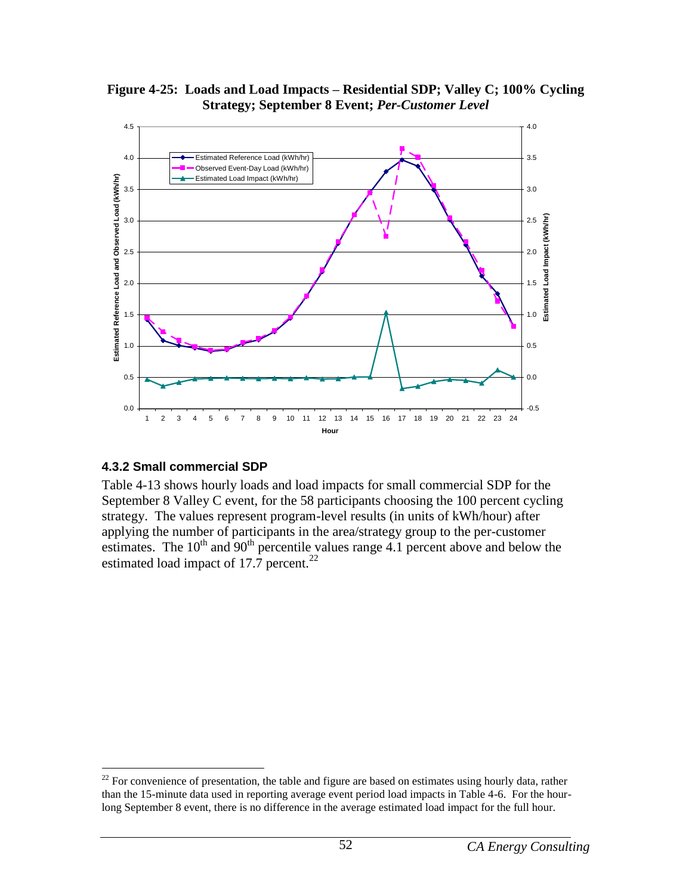**Figure 4-25: Loads and Load Impacts – Residential SDP; Valley C; 100% Cycling Strategy; September 8 Event; *Per-Customer Level***

### 4.3.2 Small commercial SDP

Table 4-13 shows hourly loads and load impacts for small commercial SDP for the September 8 Valley C event, for the 58 participants choosing the 100 percent cycling strategy. The values represent program-level results (in units of kWh/hour) after applying the number of participants in the area/strategy group to the per-customer estimates. The 10th and 90th percentile values range 4.1 percent above and below the estimated load impact of 17.7 percent.[22]

[22] For convenience of presentation, the table and figure are based on estimates using hourly data, rather than the 15-minute data used in reporting average event period load impacts in Table 4-6. For the hour-long September 8 event, there is no difference in the average estimated load impact for the full hour.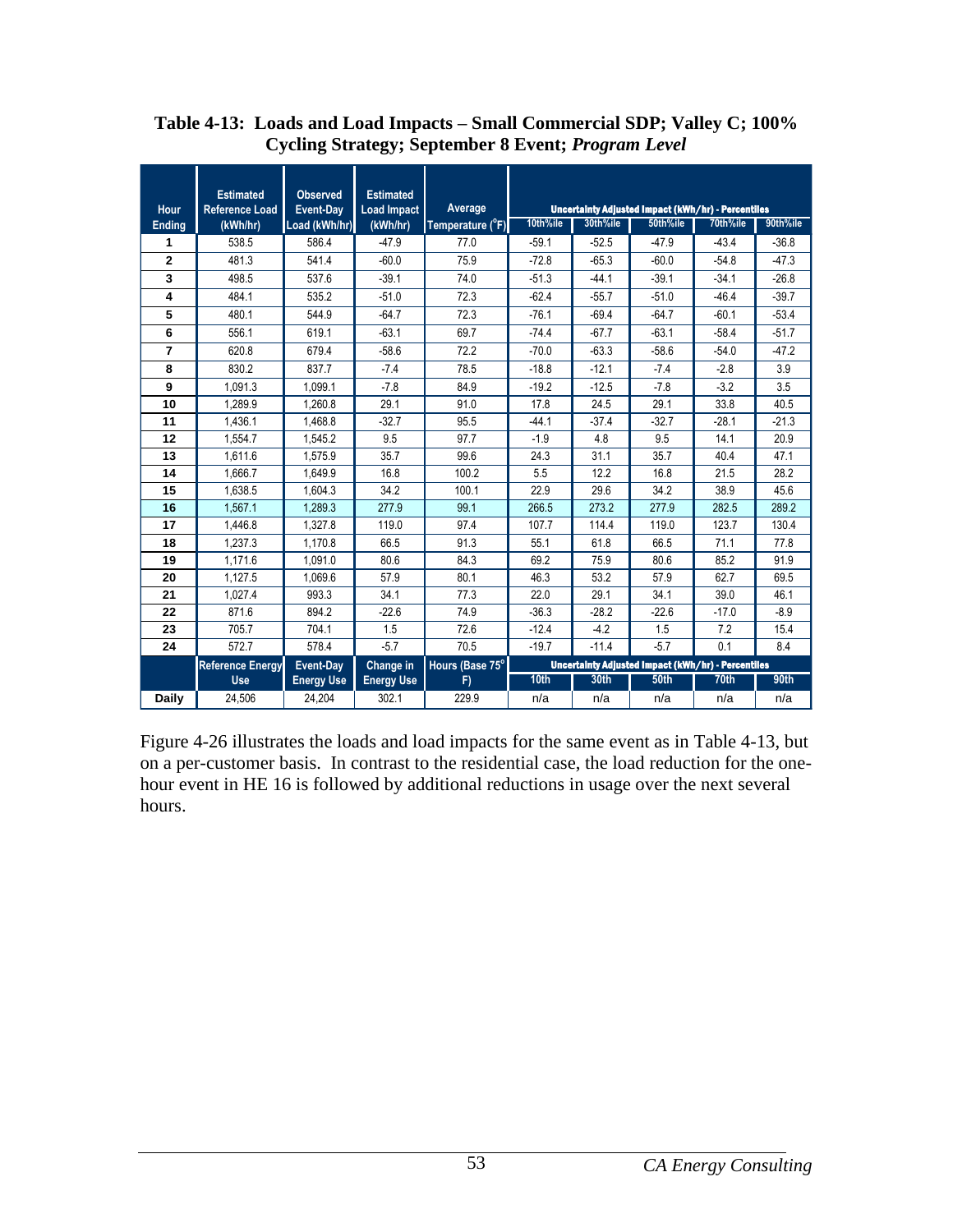**Table 4-13: Loads and Load Impacts – Small Commercial SDP; Valley C; 100% Cycling Strategy; September 8 Event; *Program Level***

| Hour Ending | Estimated Reference Load (kWh/hr) | Observed Event-Day Load (kWh/hr) | Estimated Load Impact (kWh/hr) | Average Temperature (°F) | Uncertainty Adjusted Impact (kWh/hr) - Percentiles | | | | |
|---|---|---|---|---|---|---|---|---|---|
| | | | | | 10th%ile | 30th%ile | 50th%ile | 70th%ile | 90th%ile |
| 1 | 538.5 | 586.4 | -47.9 | 77.0 | -59.1 | -52.5 | -47.9 | -43.4 | -36.8 |
| 2 | 481.3 | 541.4 | -60.0 | 75.9 | -72.8 | -65.3 | -60.0 | -54.8 | -47.3 |
| 3 | 498.5 | 537.6 | -39.1 | 74.0 | -51.3 | -44.1 | -39.1 | -34.1 | -26.8 |
| 4 | 484.1 | 535.2 | -51.0 | 72.3 | -62.4 | -55.7 | -51.0 | -46.4 | -39.7 |
| 5 | 480.1 | 544.9 | -64.7 | 72.3 | -76.1 | -69.4 | -64.7 | -60.1 | -53.4 |
| 6 | 556.1 | 619.1 | -63.1 | 69.7 | -74.4 | -67.7 | -63.1 | -58.4 | -51.7 |
| 7 | 620.8 | 679.4 | -58.6 | 72.2 | -70.0 | -63.3 | -58.6 | -54.0 | -47.2 |
| 8 | 830.2 | 837.7 | -7.4 | 78.5 | -18.8 | -12.1 | -7.4 | -2.8 | 3.9 |
| 9 | 1,091.3 | 1,099.1 | -7.8 | 84.9 | -19.2 | -12.5 | -7.8 | -3.2 | 3.5 |
| 10 | 1,289.9 | 1,260.8 | 29.1 | 91.0 | 17.8 | 24.5 | 29.1 | 33.8 | 40.5 |
| 11 | 1,436.1 | 1,468.8 | -32.7 | 95.5 | -44.1 | -37.4 | -32.7 | -28.1 | -21.3 |
| 12 | 1,554.7 | 1,545.2 | 9.5 | 97.7 | -1.9 | 4.8 | 9.5 | 14.1 | 20.9 |
| 13 | 1,611.6 | 1,575.9 | 35.7 | 99.6 | 24.3 | 31.1 | 35.7 | 40.4 | 47.1 |
| 14 | 1,666.7 | 1,649.9 | 16.8 | 100.2 | 5.5 | 12.2 | 16.8 | 21.5 | 28.2 |
| 15 | 1,638.5 | 1,604.3 | 34.2 | 100.1 | 22.9 | 29.6 | 34.2 | 38.9 | 45.6 |
| 16 | 1,567.1 | 1,289.3 | 277.9 | 99.1 | 266.5 | 273.2 | 277.9 | 282.5 | 289.2 |
| 17 | 1,446.8 | 1,327.8 | 119.0 | 97.4 | 107.7 | 114.4 | 119.0 | 123.7 | 130.4 |
| 18 | 1,237.3 | 1,170.8 | 66.5 | 91.3 | 55.1 | 61.8 | 66.5 | 71.1 | 77.8 |
| 19 | 1,171.6 | 1,091.0 | 80.6 | 84.3 | 69.2 | 75.9 | 80.6 | 85.2 | 91.9 |
| 20 | 1,127.5 | 1,069.6 | 57.9 | 80.1 | 46.3 | 53.2 | 57.9 | 62.7 | 69.5 |
| 21 | 1,027.4 | 993.3 | 34.1 | 77.3 | 22.0 | 29.1 | 34.1 | 39.0 | 46.1 |
| 22 | 871.6 | 894.2 | -22.6 | 74.9 | -36.3 | -28.2 | -22.6 | -17.0 | -8.9 |
| 23 | 705.7 | 704.1 | 1.5 | 72.6 | -12.4 | -4.2 | 1.5 | 7.2 | 15.4 |
| 24 | 572.7 | 578.4 | -5.7 | 70.5 | -19.7 | -11.4 | -5.7 | 0.1 | 8.4 |
| | Reference Energy Use | Event-Day Energy Use | Change in Energy Use | Hours (Base 75° F) | Uncertainty Adjusted Impact (kWh/hr) - Percentiles 10th | 30th | 50th | 70th | 90th |
| Daily | 24,506 | 24,204 | 302.1 | 229.9 | n/a | n/a | n/a | n/a | n/a |

Figure 4-26 illustrates the loads and load impacts for the same event as in Table 4-13, but on a per-customer basis. In contrast to the residential case, the load reduction for the one-hour event in HE 16 is followed by additional reductions in usage over the next several hours.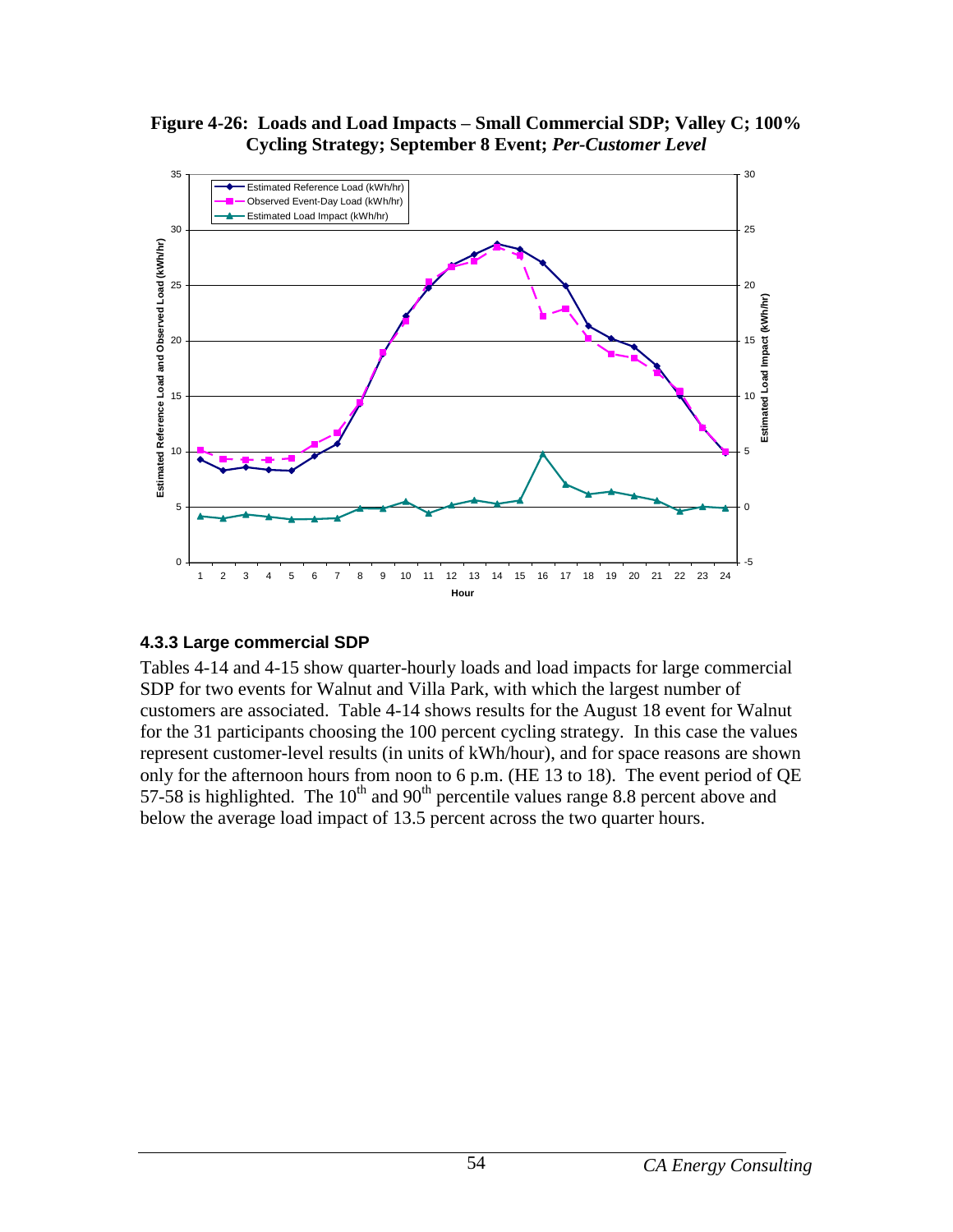**Figure 4-26: Loads and Load Impacts – Small Commercial SDP; Valley C; 100% Cycling Strategy; September 8 Event; *Per-Customer Level***

#### 4.3.3 Large commercial SDP

Tables 4-14 and 4-15 show quarter-hourly loads and load impacts for large commercial SDP for two events for Walnut and Villa Park, with which the largest number of customers are associated. Table 4-14 shows results for the August 18 event for Walnut for the 31 participants choosing the 100 percent cycling strategy. In this case the values represent customer-level results (in units of kWh/hour), and for space reasons are shown only for the afternoon hours from noon to 6 p.m. (HE 13 to 18). The event period of QE 57-58 is highlighted. The $10^{th}$ and $90^{th}$ percentile values range 8.8 percent above and below the average load impact of 13.5 percent across the two quarter hours.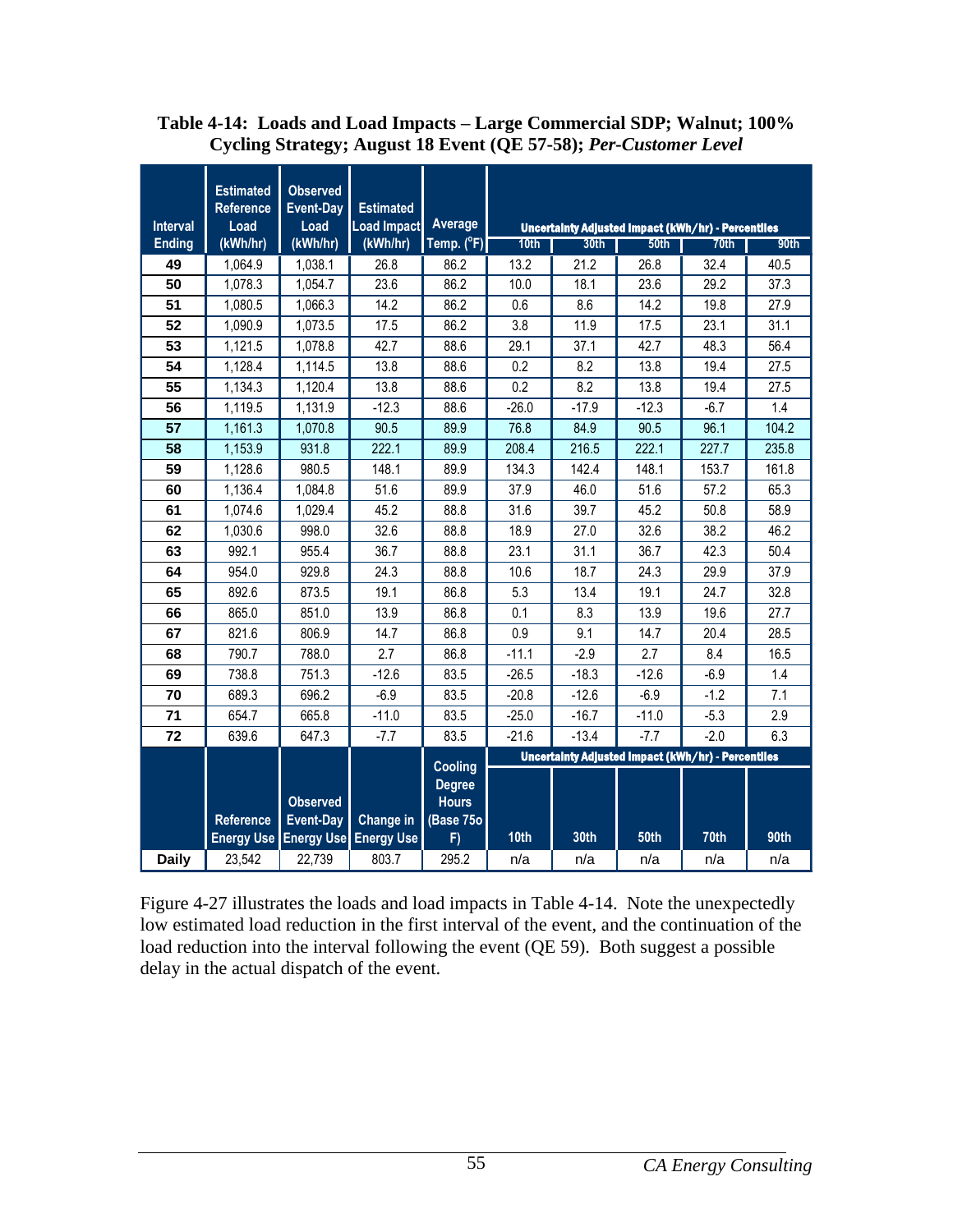**Table 4-14: Loads and Load Impacts – Large Commercial SDP; Walnut; 100% Cycling Strategy; August 18 Event (QE 57-58); *Per-Customer Level***

| Interval Ending | Estimated Reference Load (kWh/hr) | Observed Event-Day Load (kWh/hr) | Estimated Load Impact (kWh/hr) | Average Temp. (°F) | Uncertainty Adjusted Impact (kWh/hr) - Percentiles 10th | 30th | 50th | 70th | 90th |
|---|---|---|---|---|---|---|---|---|---|
| 49 | 1,064.9 | 1,038.1 | 26.8 | 86.2 | 13.2 | 21.2 | 26.8 | 32.4 | 40.5 |
| 50 | 1,078.3 | 1,054.7 | 23.6 | 86.2 | 10.0 | 18.1 | 23.6 | 29.2 | 37.3 |
| 51 | 1,080.5 | 1,066.3 | 14.2 | 86.2 | 0.6 | 8.6 | 14.2 | 19.8 | 27.9 |
| 52 | 1,090.9 | 1,073.5 | 17.5 | 86.2 | 3.8 | 11.9 | 17.5 | 23.1 | 31.1 |
| 53 | 1,121.5 | 1,078.8 | 42.7 | 88.6 | 29.1 | 37.1 | 42.7 | 48.3 | 56.4 |
| 54 | 1,128.4 | 1,114.5 | 13.8 | 88.6 | 0.2 | 8.2 | 13.8 | 19.4 | 27.5 |
| 55 | 1,134.3 | 1,120.4 | 13.8 | 88.6 | 0.2 | 8.2 | 13.8 | 19.4 | 27.5 |
| 56 | 1,119.5 | 1,131.9 | -12.3 | 88.6 | -26.0 | -17.9 | -12.3 | -6.7 | 1.4 |
| 57 | 1,161.3 | 1,070.8 | 90.5 | 89.9 | 76.8 | 84.9 | 90.5 | 96.1 | 104.2 |
| 58 | 1,153.9 | 931.8 | 222.1 | 89.9 | 208.4 | 216.5 | 222.1 | 227.7 | 235.8 |
| 59 | 1,128.6 | 980.5 | 148.1 | 89.9 | 134.3 | 142.4 | 148.1 | 153.7 | 161.8 |
| 60 | 1,136.4 | 1,084.8 | 51.6 | 89.9 | 37.9 | 46.0 | 51.6 | 57.2 | 65.3 |
| 61 | 1,074.6 | 1,029.4 | 45.2 | 88.8 | 31.6 | 39.7 | 45.2 | 50.8 | 58.9 |
| 62 | 1,030.6 | 998.0 | 32.6 | 88.8 | 18.9 | 27.0 | 32.6 | 38.2 | 46.2 |
| 63 | 992.1 | 955.4 | 36.7 | 88.8 | 23.1 | 31.1 | 36.7 | 42.3 | 50.4 |
| 64 | 954.0 | 929.8 | 24.3 | 88.8 | 10.6 | 18.7 | 24.3 | 29.9 | 37.9 |
| 65 | 892.6 | 873.5 | 19.1 | 86.8 | 5.3 | 13.4 | 19.1 | 24.7 | 32.8 |
| 66 | 865.0 | 851.0 | 13.9 | 86.8 | 0.1 | 8.3 | 13.9 | 19.6 | 27.7 |
| 67 | 821.6 | 806.9 | 14.7 | 86.8 | 0.9 | 9.1 | 14.7 | 20.4 | 28.5 |
| 68 | 790.7 | 788.0 | 2.7 | 86.8 | -11.1 | -2.9 | 2.7 | 8.4 | 16.5 |
| 69 | 738.8 | 751.3 | -12.6 | 83.5 | -26.5 | -18.3 | -12.6 | -6.9 | 1.4 |
| 70 | 689.3 | 696.2 | -6.9 | 83.5 | -20.8 | -12.6 | -6.9 | -1.2 | 7.1 |
| 71 | 654.7 | 665.8 | -11.0 | 83.5 | -25.0 | -16.7 | -11.0 | -5.3 | 2.9 |
| 72 | 639.6 | 647.3 | -7.7 | 83.5 | -21.6 | -13.4 | -7.7 | -2.0 | 6.3 |
| | **Reference Energy Use** | **Observed Event-Day Energy Use** | **Change in Energy Use** | **Cooling Degree Hours (Base 75o F)** | **Uncertainty Adjusted Impact (kWh/hr) - Percentiles 10th** | **30th** | **50th** | **70th** | **90th** |
| Daily | 23,542 | 22,739 | 803.7 | 295.2 | n/a | n/a | n/a | n/a | n/a |

Figure 4-27 illustrates the loads and load impacts in Table 4-14. Note the unexpectedly low estimated load reduction in the first interval of the event, and the continuation of the load reduction into the interval following the event (QE 59). Both suggest a possible delay in the actual dispatch of the event.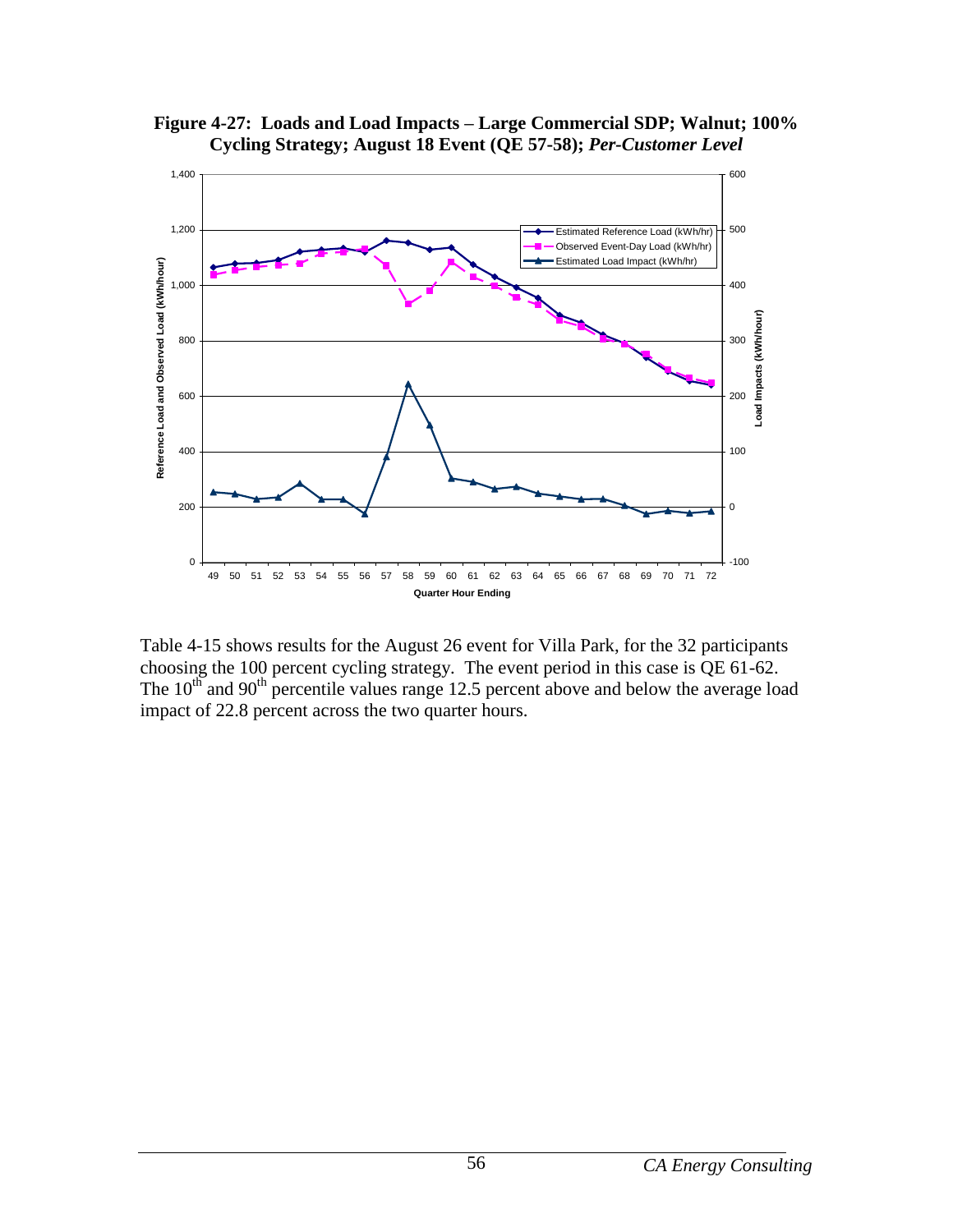**Figure 4-27: Loads and Load Impacts – Large Commercial SDP; Walnut; 100% Cycling Strategy; August 18 Event (QE 57-58); *Per-Customer Level***

Table 4-15 shows results for the August 26 event for Villa Park, for the 32 participants choosing the 100 percent cycling strategy. The event period in this case is QE 61-62. The $10^{th}$ and $90^{th}$ percentile values range 12.5 percent above and below the average load impact of 22.8 percent across the two quarter hours.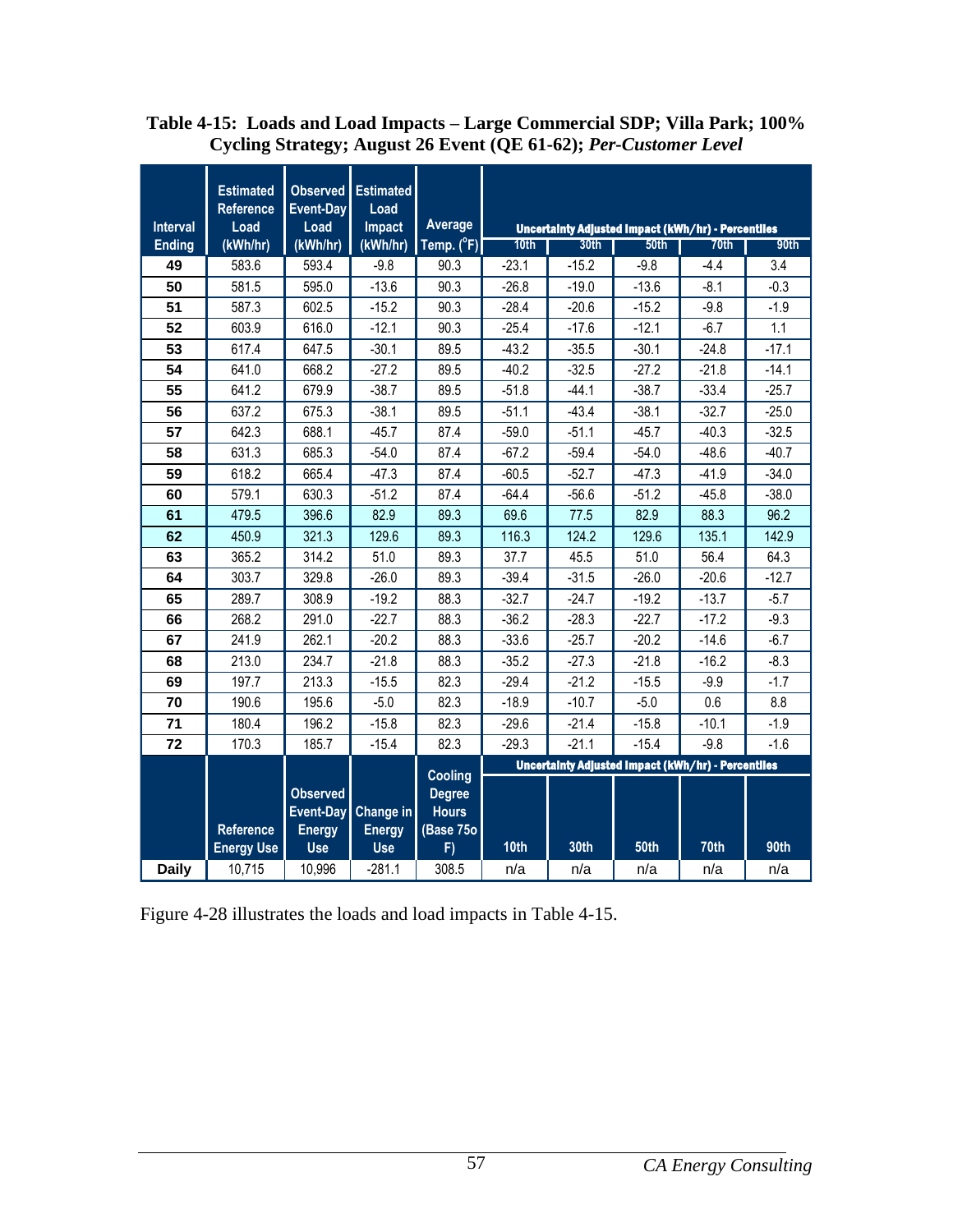**Table 4-15: Loads and Load Impacts – Large Commercial SDP; Villa Park; 100% Cycling Strategy; August 26 Event (QE 61-62); *Per-Customer Level***

| Interval Ending | Estimated Reference Load (kWh/hr) | Observed Event-Day Load (kWh/hr) | Estimated Load Impact (kWh/hr) | Average Temp. (°F) | Uncertainty Adjusted Impact (kWh/hr) - Percentiles | | | | |
|---|---|---|---|---|---|---|---|---|---|
| | | | | | 10th | 30th | 50th | 70th | 90th |
| 49 | 583.6 | 593.4 | -9.8 | 90.3 | -23.1 | -15.2 | -9.8 | -4.4 | 3.4 |
| 50 | 581.5 | 595.0 | -13.6 | 90.3 | -26.8 | -19.0 | -13.6 | -8.1 | -0.3 |
| 51 | 587.3 | 602.5 | -15.2 | 90.3 | -28.4 | -20.6 | -15.2 | -9.8 | -1.9 |
| 52 | 603.9 | 616.0 | -12.1 | 90.3 | -25.4 | -17.6 | -12.1 | -6.7 | 1.1 |
| 53 | 617.4 | 647.5 | -30.1 | 89.5 | -43.2 | -35.5 | -30.1 | -24.8 | -17.1 |
| 54 | 641.0 | 668.2 | -27.2 | 89.5 | -40.2 | -32.5 | -27.2 | -21.8 | -14.1 |
| 55 | 641.2 | 679.9 | -38.7 | 89.5 | -51.8 | -44.1 | -38.7 | -33.4 | -25.7 |
| 56 | 637.2 | 675.3 | -38.1 | 89.5 | -51.1 | -43.4 | -38.1 | -32.7 | -25.0 |
| 57 | 642.3 | 688.1 | -45.7 | 87.4 | -59.0 | -51.1 | -45.7 | -40.3 | -32.5 |
| 58 | 631.3 | 685.3 | -54.0 | 87.4 | -67.2 | -59.4 | -54.0 | -48.6 | -40.7 |
| 59 | 618.2 | 665.4 | -47.3 | 87.4 | -60.5 | -52.7 | -47.3 | -41.9 | -34.0 |
| 60 | 579.1 | 630.3 | -51.2 | 87.4 | -64.4 | -56.6 | -51.2 | -45.8 | -38.0 |
| 61 | 479.5 | 396.6 | 82.9 | 89.3 | 69.6 | 77.5 | 82.9 | 88.3 | 96.2 |
| 62 | 450.9 | 321.3 | 129.6 | 89.3 | 116.3 | 124.2 | 129.6 | 135.1 | 142.9 |
| 63 | 365.2 | 314.2 | 51.0 | 89.3 | 37.7 | 45.5 | 51.0 | 56.4 | 64.3 |
| 64 | 303.7 | 329.8 | -26.0 | 89.3 | -39.4 | -31.5 | -26.0 | -20.6 | -12.7 |
| 65 | 289.7 | 308.9 | -19.2 | 88.3 | -32.7 | -24.7 | -19.2 | -13.7 | -5.7 |
| 66 | 268.2 | 291.0 | -22.7 | 88.3 | -36.2 | -28.3 | -22.7 | -17.2 | -9.3 |
| 67 | 241.9 | 262.1 | -20.2 | 88.3 | -33.6 | -25.7 | -20.2 | -14.6 | -6.7 |
| 68 | 213.0 | 234.7 | -21.8 | 88.3 | -35.2 | -27.3 | -21.8 | -16.2 | -8.3 |
| 69 | 197.7 | 213.3 | -15.5 | 82.3 | -29.4 | -21.2 | -15.5 | -9.9 | -1.7 |
| 70 | 190.6 | 195.6 | -5.0 | 82.3 | -18.9 | -10.7 | -5.0 | 0.6 | 8.8 |
| 71 | 180.4 | 196.2 | -15.8 | 82.3 | -29.6 | -21.4 | -15.8 | -10.1 | -1.9 |
| 72 | 170.3 | 185.7 | -15.4 | 82.3 | -29.3 | -21.1 | -15.4 | -9.8 | -1.6 |
| | Reference Energy Use | Observed Event-Day Energy Use | Change in Energy Use | Cooling Degree Hours (Base 75o F) | Uncertainty Adjusted Impact (kWh/hr) - Percentiles | | | | |
| | | | | | 10th | 30th | 50th | 70th | 90th |
| Daily | 10,715 | 10,996 | -281.1 | 308.5 | n/a | n/a | n/a | n/a | n/a |

Figure 4-28 illustrates the loads and load impacts in Table 4-15.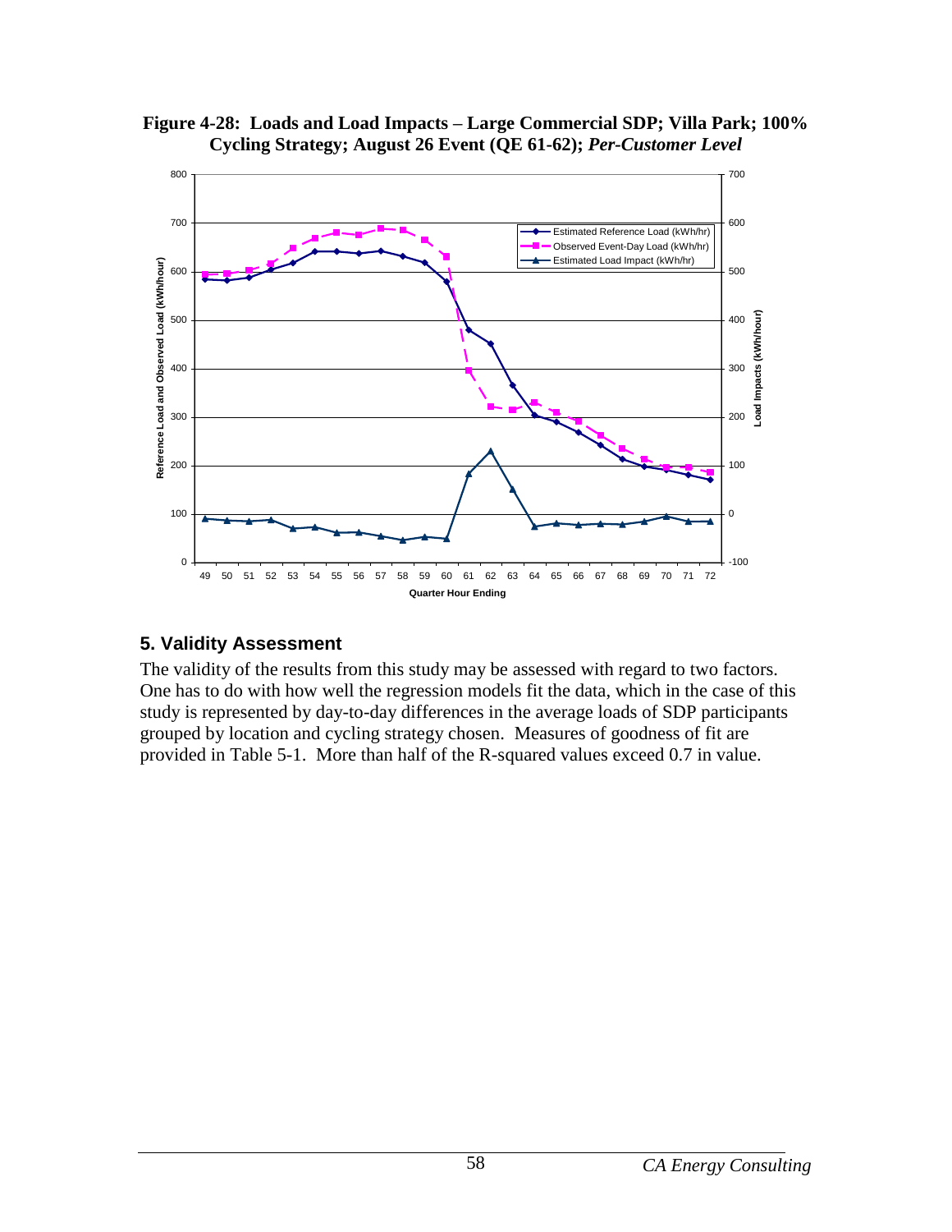**Figure 4-28: Loads and Load Impacts – Large Commercial SDP; Villa Park; 100% Cycling Strategy; August 26 Event (QE 61-62); *Per-Customer Level***

## 5. Validity Assessment

The validity of the results from this study may be assessed with regard to two factors. One has to do with how well the regression models fit the data, which in the case of this study is represented by day-to-day differences in the average loads of SDP participants grouped by location and cycling strategy chosen. Measures of goodness of fit are provided in Table 5-1. More than half of the R-squared values exceed 0.7 in value.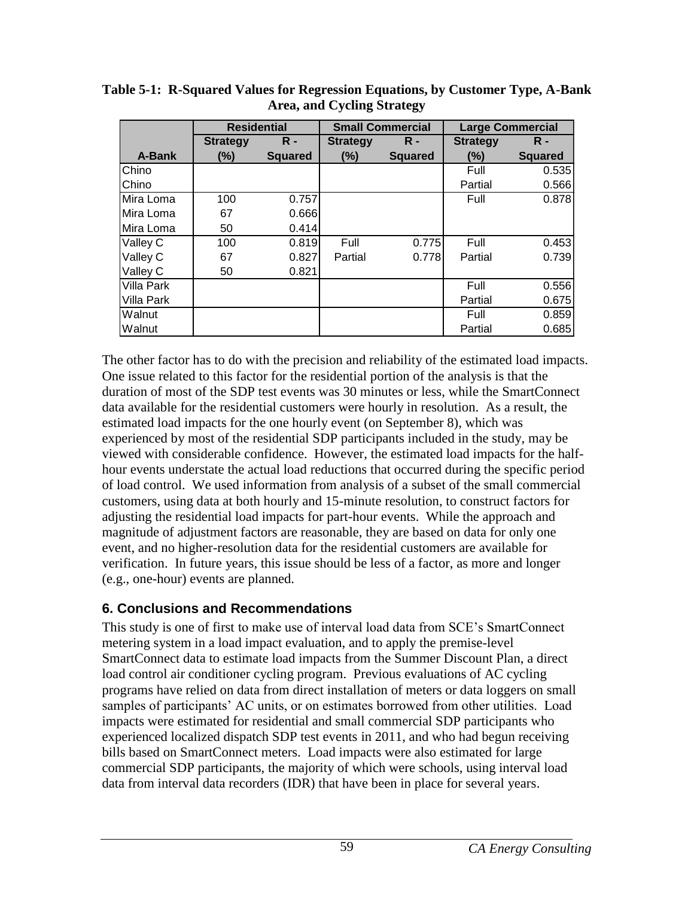**Table 5-1: R-Squared Values for Regression Equations, by Customer Type, A-Bank Area, and Cycling Strategy**

| | Residential | | Small Commercial | | Large Commercial | |
|---|---|---|---|---|---|---|
| **A-Bank** | **Strategy (%)** | **R - Squared** | **Strategy (%)** | **R - Squared** | **Strategy (%)** | **R - Squared** |
| Chino | | | | | Full | 0.535 |
| Chino | | | | | Partial | 0.566 |
| Mira Loma | 100 | 0.757 | | | Full | 0.878 |
| Mira Loma | 67 | 0.666 | | | | |
| Mira Loma | 50 | 0.414 | | | | |
| Valley C | 100 | 0.819 | Full | 0.775 | Full | 0.453 |
| Valley C | 67 | 0.827 | Partial | 0.778 | Partial | 0.739 |
| Valley C | 50 | 0.821 | | | | |
| Villa Park | | | | | Full | 0.556 |
| Villa Park | | | | | Partial | 0.675 |
| Walnut | | | | | Full | 0.859 |
| Walnut | | | | | Partial | 0.685 |

The other factor has to do with the precision and reliability of the estimated load impacts. One issue related to this factor for the residential portion of the analysis is that the duration of most of the SDP test events was 30 minutes or less, while the SmartConnect data available for the residential customers were hourly in resolution. As a result, the estimated load impacts for the one hourly event (on September 8), which was experienced by most of the residential SDP participants included in the study, may be viewed with considerable confidence. However, the estimated load impacts for the half-hour events understate the actual load reductions that occurred during the specific period of load control. We used information from analysis of a subset of the small commercial customers, using data at both hourly and 15-minute resolution, to construct factors for adjusting the residential load impacts for part-hour events. While the approach and magnitude of adjustment factors are reasonable, they are based on data for only one event, and no higher-resolution data for the residential customers are available for verification. In future years, this issue should be less of a factor, as more and longer (e.g., one-hour) events are planned.

## 6. Conclusions and Recommendations

This study is one of first to make use of interval load data from SCE's SmartConnect metering system in a load impact evaluation, and to apply the premise-level SmartConnect data to estimate load impacts from the Summer Discount Plan, a direct load control air conditioner cycling program. Previous evaluations of AC cycling programs have relied on data from direct installation of meters or data loggers on small samples of participants' AC units, or on estimates borrowed from other utilities. Load impacts were estimated for residential and small commercial SDP participants who experienced localized dispatch SDP test events in 2011, and who had begun receiving bills based on SmartConnect meters. Load impacts were also estimated for large commercial SDP participants, the majority of which were schools, using interval load data from interval data recorders (IDR) that have been in place for several years.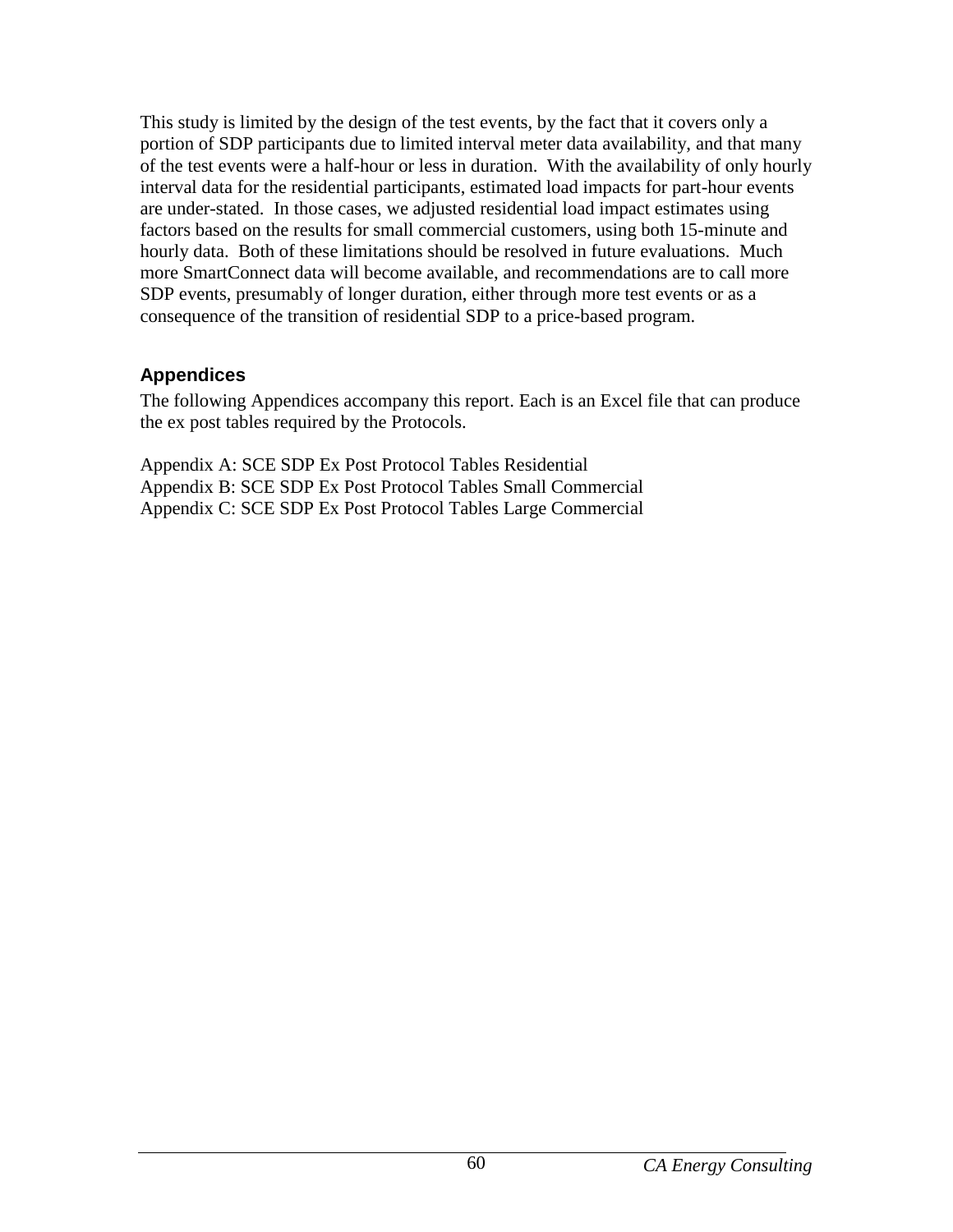This study is limited by the design of the test events, by the fact that it covers only a portion of SDP participants due to limited interval meter data availability, and that many of the test events were a half-hour or less in duration. With the availability of only hourly interval data for the residential participants, estimated load impacts for part-hour events are under-stated. In those cases, we adjusted residential load impact estimates using factors based on the results for small commercial customers, using both 15-minute and hourly data. Both of these limitations should be resolved in future evaluations. Much more SmartConnect data will become available, and recommendations are to call more SDP events, presumably of longer duration, either through more test events or as a consequence of the transition of residential SDP to a price-based program.

### Appendices

The following Appendices accompany this report. Each is an Excel file that can produce the ex post tables required by the Protocols.

Appendix A: SCE SDP Ex Post Protocol Tables Residential
Appendix B: SCE SDP Ex Post Protocol Tables Small Commercial
Appendix C: SCE SDP Ex Post Protocol Tables Large Commercial